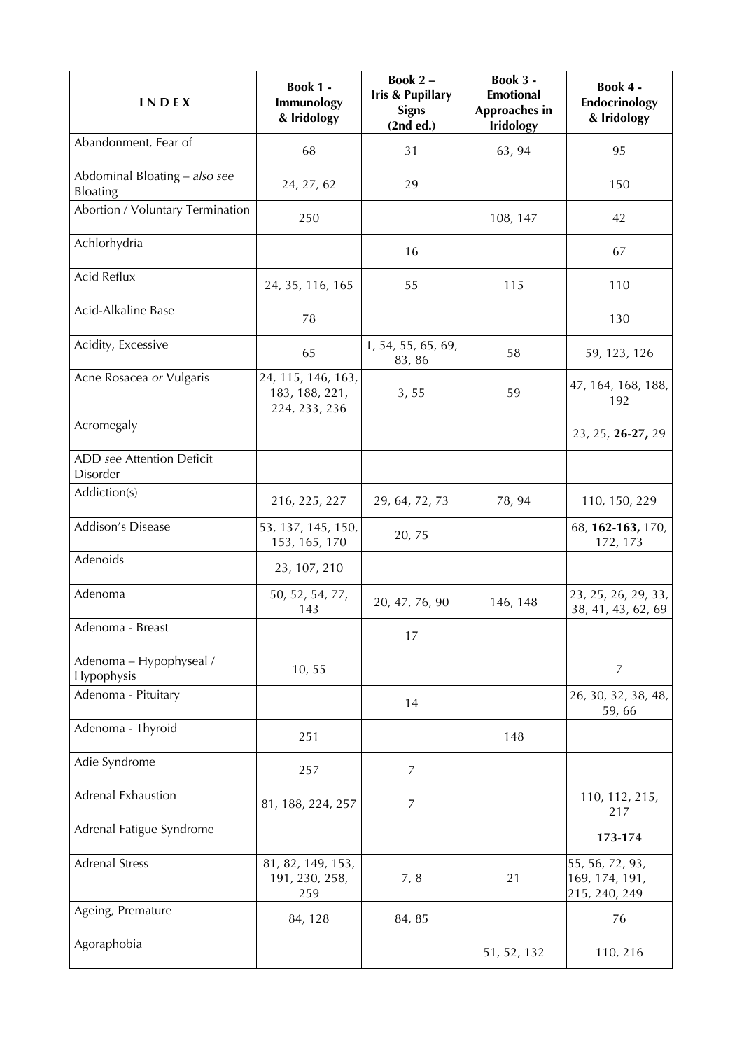| I N D E X | Book 1 - Immunology & Iridology | Book 2 – Iris & Pupillary Signs (2nd ed.) | Book 3 - Emotional Approaches in Iridology | Book 4 - Endocrinology & Iridology |
|---|---|---|---|---|
| Abandonment, Fear of | 68 | 31 | 63, 94 | 95 |
| Abdominal Bloating – *also see* Bloating | 24, 27, 62 | 29 | | 150 |
| Abortion / Voluntary Termination | 250 | | 108, 147 | 42 |
| Achlorhydria | | 16 | | 67 |
| Acid Reflux | 24, 35, 116, 165 | 55 | 115 | 110 |
| Acid-Alkaline Base | 78 | | | 130 |
| Acidity, Excessive | 65 | 1, 54, 55, 65, 69, 83, 86 | 58 | 59, 123, 126 |
| Acne Rosacea *or* Vulgaris | 24, 115, 146, 163, 183, 188, 221, 224, 233, 236 | 3, 55 | 59 | 47, 164, 168, 188, 192 |
| Acromegaly | | | | 23, 25, **26-27,** 29 |
| ADD *see* Attention Deficit Disorder | | | | |
| Addiction(s) | 216, 225, 227 | 29, 64, 72, 73 | 78, 94 | 110, 150, 229 |
| Addison's Disease | 53, 137, 145, 150, 153, 165, 170 | 20, 75 | | 68, **162-163,** 170, 172, 173 |
| Adenoids | 23, 107, 210 | | | |
| Adenoma | 50, 52, 54, 77, 143 | 20, 47, 76, 90 | 146, 148 | 23, 25, 26, 29, 33, 38, 41, 43, 62, 69 |
| Adenoma - Breast | | 17 | | |
| Adenoma – Hypophyseal / Hypophysis | 10, 55 | | | 7 |
| Adenoma - Pituitary | | 14 | | 26, 30, 32, 38, 48, 59, 66 |
| Adenoma - Thyroid | 251 | | 148 | |
| Adie Syndrome | 257 | 7 | | |
| Adrenal Exhaustion | 81, 188, 224, 257 | 7 | | 110, 112, 215, 217 |
| Adrenal Fatigue Syndrome | | | | **173-174** |
| Adrenal Stress | 81, 82, 149, 153, 191, 230, 258, 259 | 7, 8 | 21 | 55, 56, 72, 93, 169, 174, 191, 215, 240, 249 |
| Ageing, Premature | 84, 128 | 84, 85 | | 76 |
| Agoraphobia | | | 51, 52, 132 | 110, 216 |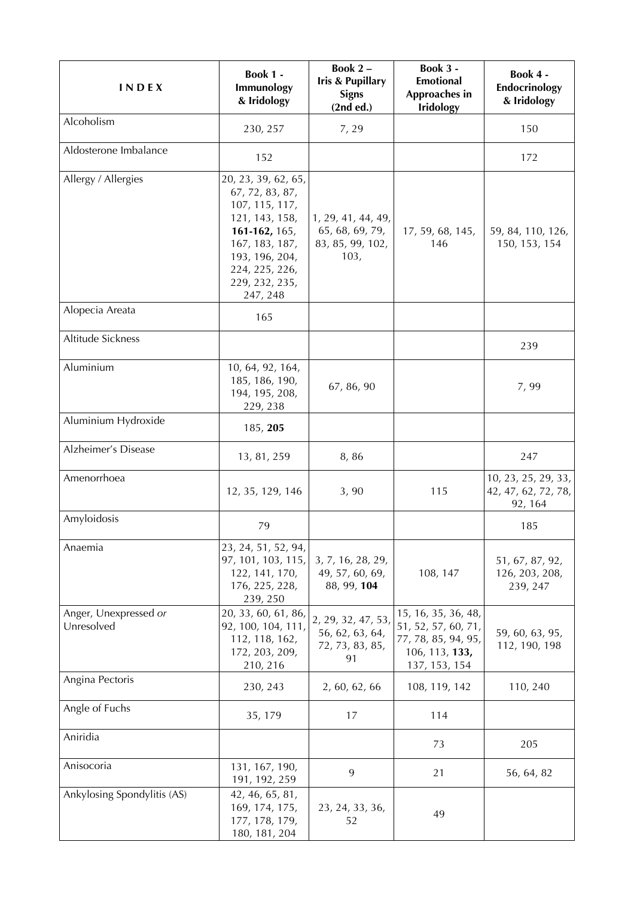| I N D E X | Book 1 - Immunology & Iridology | Book 2 – Iris & Pupillary Signs (2nd ed.) | Book 3 - Emotional Approaches in Iridology | Book 4 - Endocrinology & Iridology |
|---|---|---|---|---|
| Alcoholism | 230, 257 | 7, 29 | | 150 |
| Aldosterone Imbalance | 152 | | | 172 |
| Allergy / Allergies | 20, 23, 39, 62, 65, 67, 72, 83, 87, 107, 115, 117, 121, 143, 158, **161-162,** 165, 167, 183, 187, 193, 196, 204, 224, 225, 226, 229, 232, 235, 247, 248 | 1, 29, 41, 44, 49, 65, 68, 69, 79, 83, 85, 99, 102, 103, | 17, 59, 68, 145, 146 | 59, 84, 110, 126, 150, 153, 154 |
| Alopecia Areata | 165 | | | |
| Altitude Sickness | | | | 239 |
| Aluminium | 10, 64, 92, 164, 185, 186, 190, 194, 195, 208, 229, 238 | 67, 86, 90 | | 7, 99 |
| Aluminium Hydroxide | 185, **205** | | | |
| Alzheimer's Disease | 13, 81, 259 | 8, 86 | | 247 |
| Amenorrhoea | 12, 35, 129, 146 | 3, 90 | 115 | 10, 23, 25, 29, 33, 42, 47, 62, 72, 78, 92, 164 |
| Amyloidosis | 79 | | | 185 |
| Anaemia | 23, 24, 51, 52, 94, 97, 101, 103, 115, 122, 141, 170, 176, 225, 228, 239, 250 | 3, 7, 16, 28, 29, 49, 57, 60, 69, 88, 99, **104** | 108, 147 | 51, 67, 87, 92, 126, 203, 208, 239, 247 |
| Anger, Unexpressed *or* Unresolved | 20, 33, 60, 61, 86, 92, 100, 104, 111, 112, 118, 162, 172, 203, 209, 210, 216 | 2, 29, 32, 47, 53, 56, 62, 63, 64, 72, 73, 83, 85, 91 | 15, 16, 35, 36, 48, 51, 52, 57, 60, 71, 77, 78, 85, 94, 95, 106, 113, **133,** 137, 153, 154 | 59, 60, 63, 95, 112, 190, 198 |
| Angina Pectoris | 230, 243 | 2, 60, 62, 66 | 108, 119, 142 | 110, 240 |
| Angle of Fuchs | 35, 179 | 17 | 114 | |
| Aniridia | | | 73 | 205 |
| Anisocoria | 131, 167, 190, 191, 192, 259 | 9 | 21 | 56, 64, 82 |
| Ankylosing Spondylitis (AS) | 42, 46, 65, 81, 169, 174, 175, 177, 178, 179, 180, 181, 204 | 23, 24, 33, 36, 52 | 49 | |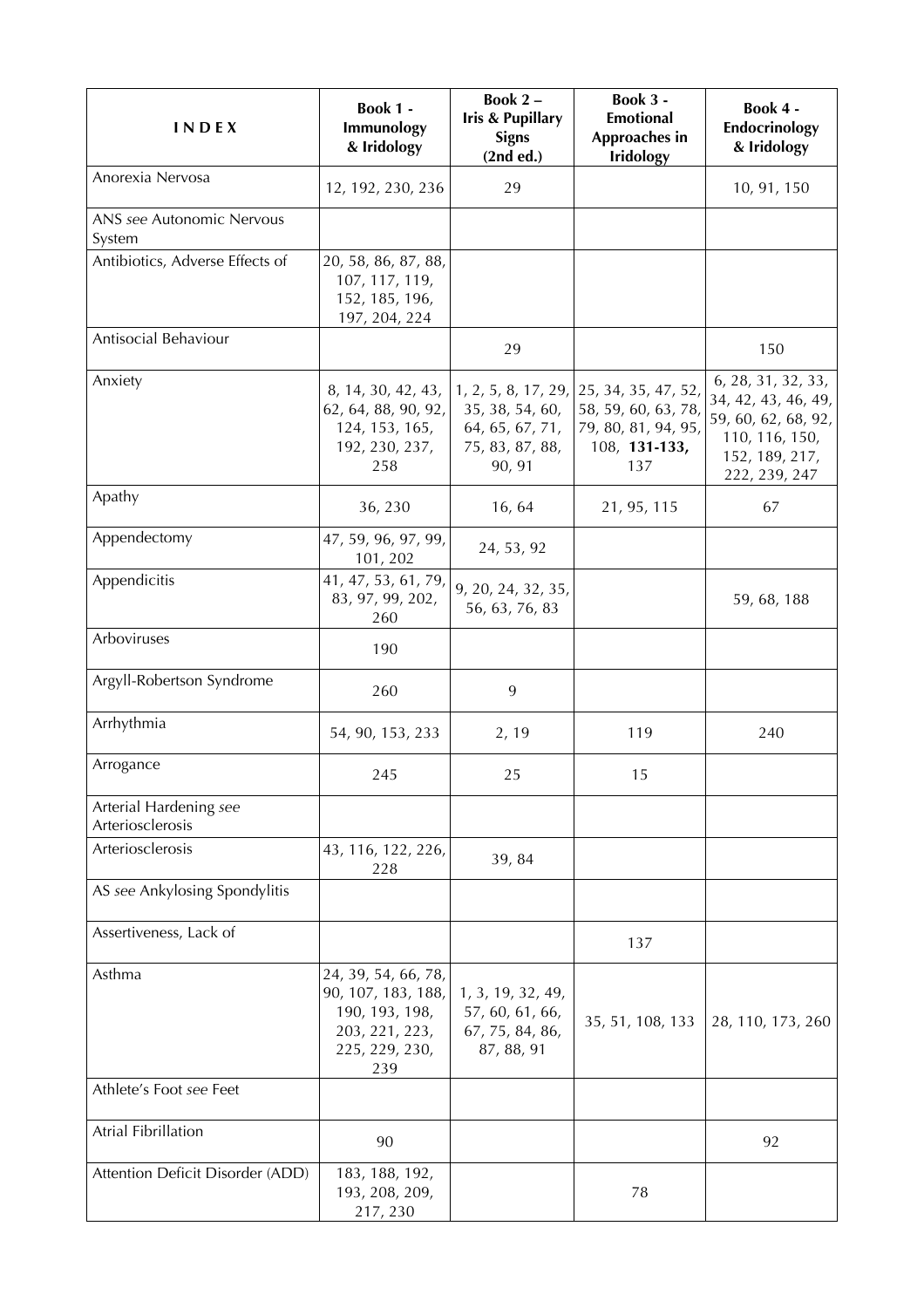| INDEX | Book 1 - Immunology & Iridology | Book 2 – Iris & Pupillary Signs (2nd ed.) | Book 3 - Emotional Approaches in Iridology | Book 4 - Endocrinology & Iridology |
|---|---|---|---|---|
| Anorexia Nervosa | 12, 192, 230, 236 | 29 | | 10, 91, 150 |
| ANS *see* Autonomic Nervous System | | | | |
| Antibiotics, Adverse Effects of | 20, 58, 86, 87, 88, 107, 117, 119, 152, 185, 196, 197, 204, 224 | | | |
| Antisocial Behaviour | | 29 | | 150 |
| Anxiety | 8, 14, 30, 42, 43, 62, 64, 88, 90, 92, 124, 153, 165, 192, 230, 237, 258 | 1, 2, 5, 8, 17, 29, 35, 38, 54, 60, 64, 65, 67, 71, 75, 83, 87, 88, 90, 91 | 25, 34, 35, 47, 52, 58, 59, 60, 63, 78, 79, 80, 81, 94, 95, 108, **131-133,** 137 | 6, 28, 31, 32, 33, 34, 42, 43, 46, 49, 59, 60, 62, 68, 92, 110, 116, 150, 152, 189, 217, 222, 239, 247 |
| Apathy | 36, 230 | 16, 64 | 21, 95, 115 | 67 |
| Appendectomy | 47, 59, 96, 97, 99, 101, 202 | 24, 53, 92 | | |
| Appendicitis | 41, 47, 53, 61, 79, 83, 97, 99, 202, 260 | 9, 20, 24, 32, 35, 56, 63, 76, 83 | | 59, 68, 188 |
| Arboviruses | 190 | | | |
| Argyll-Robertson Syndrome | 260 | 9 | | |
| Arrhythmia | 54, 90, 153, 233 | 2, 19 | 119 | 240 |
| Arrogance | 245 | 25 | 15 | |
| Arterial Hardening *see* Arteriosclerosis | | | | |
| Arteriosclerosis | 43, 116, 122, 226, 228 | 39, 84 | | |
| AS *see* Ankylosing Spondylitis | | | | |
| Assertiveness, Lack of | | | 137 | |
| Asthma | 24, 39, 54, 66, 78, 90, 107, 183, 188, 190, 193, 198, 203, 221, 223, 225, 229, 230, 239 | 1, 3, 19, 32, 49, 57, 60, 61, 66, 67, 75, 84, 86, 87, 88, 91 | 35, 51, 108, 133 | 28, 110, 173, 260 |
| Athlete's Foot *see* Feet | | | | |
| Atrial Fibrillation | 90 | | | 92 |
| Attention Deficit Disorder (ADD) | 183, 188, 192, 193, 208, 209, 217, 230 | | 78 | |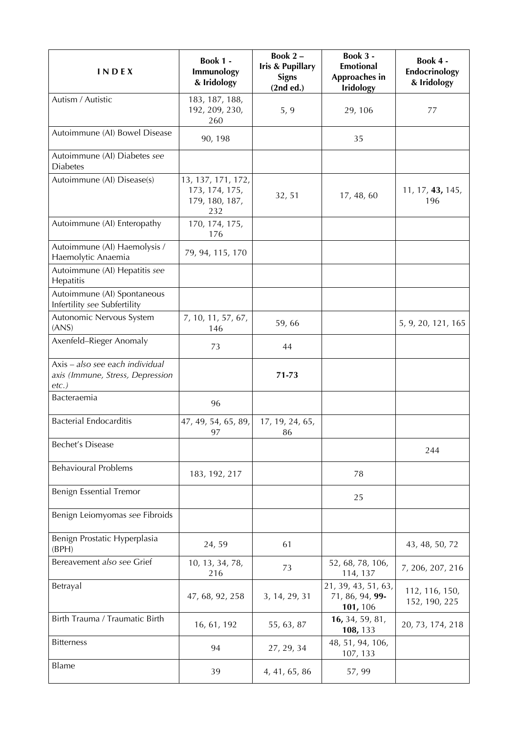| INDEX | Book 1 - Immunology & Iridology | Book 2 – Iris & Pupillary Signs (2nd ed.) | Book 3 - Emotional Approaches in Iridology | Book 4 - Endocrinology & Iridology |
|---|---|---|---|---|
| Autism / Autistic | 183, 187, 188, 192, 209, 230, 260 | 5, 9 | 29, 106 | 77 |
| Autoimmune (AI) Bowel Disease | 90, 198 | | 35 | |
| Autoimmune (AI) Diabetes *see* Diabetes | | | | |
| Autoimmune (AI) Disease(s) | 13, 137, 171, 172, 173, 174, 175, 179, 180, 187, 232 | 32, 51 | 17, 48, 60 | 11, 17, **43,** 145, 196 |
| Autoimmune (AI) Enteropathy | 170, 174, 175, 176 | | | |
| Autoimmune (AI) Haemolysis / Haemolytic Anaemia | 79, 94, 115, 170 | | | |
| Autoimmune (AI) Hepatitis *see* Hepatitis | | | | |
| Autoimmune (AI) Spontaneous Infertility *see* Subfertility | | | | |
| Autonomic Nervous System (ANS) | 7, 10, 11, 57, 67, 146 | 59, 66 | | 5, 9, 20, 121, 165 |
| Axenfeld–Rieger Anomaly | 73 | 44 | | |
| Axis – *also see each individual axis (Immune, Stress, Depression etc.)* | | **71-73** | | |
| Bacteraemia | 96 | | | |
| Bacterial Endocarditis | 47, 49, 54, 65, 89, 97 | 17, 19, 24, 65, 86 | | |
| Bechet's Disease | | | | 244 |
| Behavioural Problems | 183, 192, 217 | | 78 | |
| Benign Essential Tremor | | | 25 | |
| Benign Leiomyomas *see* Fibroids | | | | |
| Benign Prostatic Hyperplasia (BPH) | 24, 59 | 61 | | 43, 48, 50, 72 |
| Bereavement *also see* Grief | 10, 13, 34, 78, 216 | 73 | 52, 68, 78, 106, 114, 137 | 7, 206, 207, 216 |
| Betrayal | 47, 68, 92, 258 | 3, 14, 29, 31 | 21, 39, 43, 51, 63, 71, 86, 94, **99-101,** 106 | 112, 116, 150, 152, 190, 225 |
| Birth Trauma / Traumatic Birth | 16, 61, 192 | 55, 63, 87 | **16,** 34, 59, 81, **108,** 133 | 20, 73, 174, 218 |
| Bitterness | 94 | 27, 29, 34 | 48, 51, 94, 106, 107, 133 | |
| Blame | 39 | 4, 41, 65, 86 | 57, 99 | |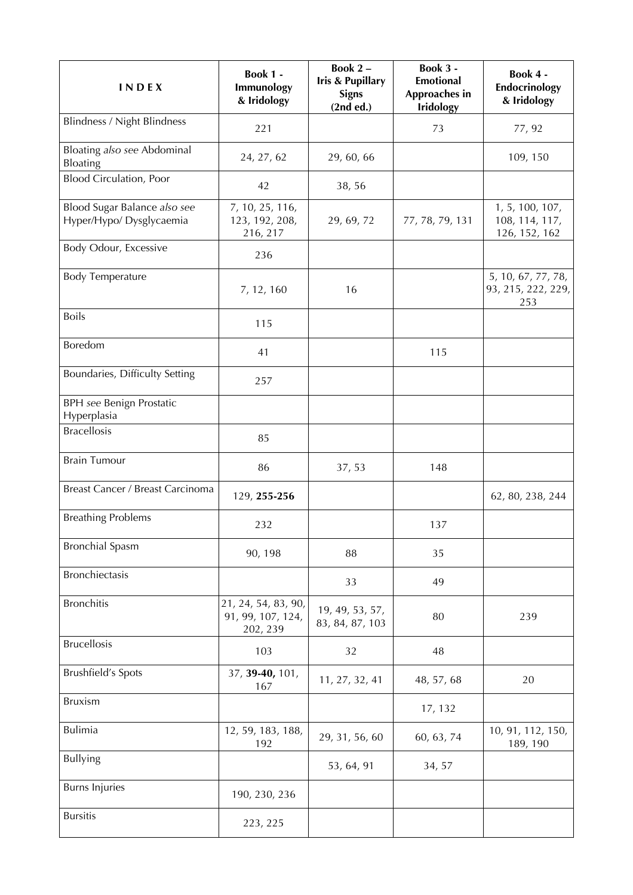| INDEX | Book 1 - Immunology & Iridology | Book 2 – Iris & Pupillary Signs (2nd ed.) | Book 3 - Emotional Approaches in Iridology | Book 4 - Endocrinology & Iridology |
|---|---|---|---|---|
| Blindness / Night Blindness | 221 | | 73 | 77, 92 |
| Bloating *also see* Abdominal Bloating | 24, 27, 62 | 29, 60, 66 | | 109, 150 |
| Blood Circulation, Poor | 42 | 38, 56 | | |
| Blood Sugar Balance *also see* Hyper/Hypo/ Dysglycaemia | 7, 10, 25, 116, 123, 192, 208, 216, 217 | 29, 69, 72 | 77, 78, 79, 131 | 1, 5, 100, 107, 108, 114, 117, 126, 152, 162 |
| Body Odour, Excessive | 236 | | | |
| Body Temperature | 7, 12, 160 | 16 | | 5, 10, 67, 77, 78, 93, 215, 222, 229, 253 |
| Boils | 115 | | | |
| Boredom | 41 | | 115 | |
| Boundaries, Difficulty Setting | 257 | | | |
| BPH *see* Benign Prostatic Hyperplasia | | | | |
| Bracellosis | 85 | | | |
| Brain Tumour | 86 | 37, 53 | 148 | |
| Breast Cancer / Breast Carcinoma | 129, **255-256** | | | 62, 80, 238, 244 |
| Breathing Problems | 232 | | 137 | |
| Bronchial Spasm | 90, 198 | 88 | 35 | |
| Bronchiectasis | | 33 | 49 | |
| Bronchitis | 21, 24, 54, 83, 90, 91, 99, 107, 124, 202, 239 | 19, 49, 53, 57, 83, 84, 87, 103 | 80 | 239 |
| Brucellosis | 103 | 32 | 48 | |
| Brushfield's Spots | 37, **39-40,** 101, 167 | 11, 27, 32, 41 | 48, 57, 68 | 20 |
| Bruxism | | | 17, 132 | |
| Bulimia | 12, 59, 183, 188, 192 | 29, 31, 56, 60 | 60, 63, 74 | 10, 91, 112, 150, 189, 190 |
| Bullying | | 53, 64, 91 | 34, 57 | |
| Burns Injuries | 190, 230, 236 | | | |
| Bursitis | 223, 225 | | | |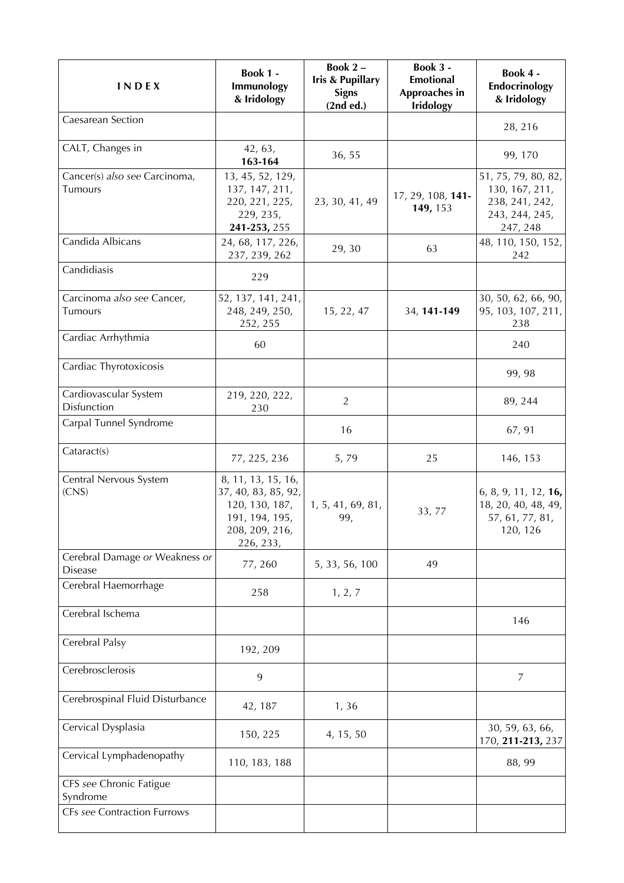| INDEX | Book 1 - Immunology & Iridology | Book 2 – Iris & Pupillary Signs (2nd ed.) | Book 3 - Emotional Approaches in Iridology | Book 4 - Endocrinology & Iridology |
|---|---|---|---|---|
| Caesarean Section | | | | 28, 216 |
| CALT, Changes in | 42, 63, **163-164** | 36, 55 | | 99, 170 |
| Cancer(s) *also see* Carcinoma, Tumours | 13, 45, 52, 129, 137, 147, 211, 220, 221, 225, 229, 235, **241-253,** 255 | 23, 30, 41, 49 | 17, 29, 108, **141-149,** 153 | 51, 75, 79, 80, 82, 130, 167, 211, 238, 241, 242, 243, 244, 245, 247, 248 |
| Candida Albicans | 24, 68, 117, 226, 237, 239, 262 | 29, 30 | 63 | 48, 110, 150, 152, 242 |
| Candidiasis | 229 | | | |
| Carcinoma *also see* Cancer, Tumours | 52, 137, 141, 241, 248, 249, 250, 252, 255 | 15, 22, 47 | 34, **141-149** | 30, 50, 62, 66, 90, 95, 103, 107, 211, 238 |
| Cardiac Arrhythmia | 60 | | | 240 |
| Cardiac Thyrotoxicosis | | | | 99, 98 |
| Cardiovascular System Disfunction | 219, 220, 222, 230 | 2 | | 89, 244 |
| Carpal Tunnel Syndrome | | 16 | | 67, 91 |
| Cataract(s) | 77, 225, 236 | 5, 79 | 25 | 146, 153 |
| Central Nervous System (CNS) | 8, 11, 13, 15, 16, 37, 40, 83, 85, 92, 120, 130, 187, 191, 194, 195, 208, 209, 216, 226, 233, | 1, 5, 41, 69, 81, 99, | 33, 77 | 6, 8, 9, 11, 12, **16,** 18, 20, 40, 48, 49, 57, 61, 77, 81, 120, 126 |
| Cerebral Damage *or* Weakness *or* Disease | 77, 260 | 5, 33, 56, 100 | 49 | |
| Cerebral Haemorrhage | 258 | 1, 2, 7 | | |
| Cerebral Ischema | | | | 146 |
| Cerebral Palsy | 192, 209 | | | |
| Cerebrosclerosis | 9 | | | 7 |
| Cerebrospinal Fluid Disturbance | 42, 187 | 1, 36 | | |
| Cervical Dysplasia | 150, 225 | 4, 15, 50 | | 30, 59, 63, 66, 170, **211-213,** 237 |
| Cervical Lymphadenopathy | 110, 183, 188 | | | 88, 99 |
| CFS *see* Chronic Fatigue Syndrome | | | | |
| CFs *see* Contraction Furrows | | | | |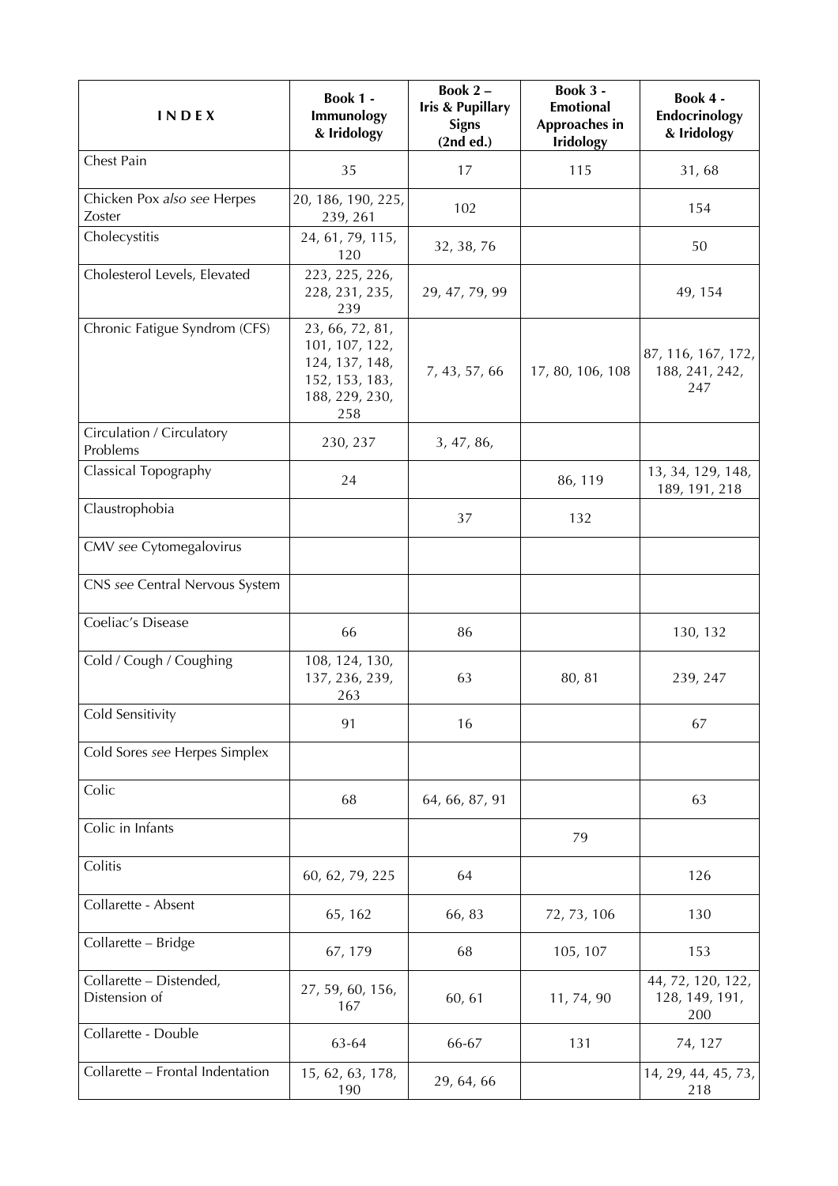| INDEX | Book 1 - Immunology & Iridology | Book 2 – Iris & Pupillary Signs (2nd ed.) | Book 3 - Emotional Approaches in Iridology | Book 4 - Endocrinology & Iridology |
|---|---|---|---|---|
| Chest Pain | 35 | 17 | 115 | 31, 68 |
| Chicken Pox *also see* Herpes Zoster | 20, 186, 190, 225, 239, 261 | 102 | | 154 |
| Cholecystitis | 24, 61, 79, 115, 120 | 32, 38, 76 | | 50 |
| Cholesterol Levels, Elevated | 223, 225, 226, 228, 231, 235, 239 | 29, 47, 79, 99 | | 49, 154 |
| Chronic Fatigue Syndrom (CFS) | 23, 66, 72, 81, 101, 107, 122, 124, 137, 148, 152, 153, 183, 188, 229, 230, 258 | 7, 43, 57, 66 | 17, 80, 106, 108 | 87, 116, 167, 172, 188, 241, 242, 247 |
| Circulation / Circulatory Problems | 230, 237 | 3, 47, 86, | | |
| Classical Topography | 24 | | 86, 119 | 13, 34, 129, 148, 189, 191, 218 |
| Claustrophobia | | 37 | 132 | |
| CMV *see* Cytomegalovirus | | | | |
| CNS *see* Central Nervous System | | | | |
| Coeliac's Disease | 66 | 86 | | 130, 132 |
| Cold / Cough / Coughing | 108, 124, 130, 137, 236, 239, 263 | 63 | 80, 81 | 239, 247 |
| Cold Sensitivity | 91 | 16 | | 67 |
| Cold Sores *see* Herpes Simplex | | | | |
| Colic | 68 | 64, 66, 87, 91 | | 63 |
| Colic in Infants | | | 79 | |
| Colitis | 60, 62, 79, 225 | 64 | | 126 |
| Collarette - Absent | 65, 162 | 66, 83 | 72, 73, 106 | 130 |
| Collarette – Bridge | 67, 179 | 68 | 105, 107 | 153 |
| Collarette – Distended, Distension of | 27, 59, 60, 156, 167 | 60, 61 | 11, 74, 90 | 44, 72, 120, 122, 128, 149, 191, 200 |
| Collarette - Double | 63-64 | 66-67 | 131 | 74, 127 |
| Collarette – Frontal Indentation | 15, 62, 63, 178, 190 | 29, 64, 66 | | 14, 29, 44, 45, 73, 218 |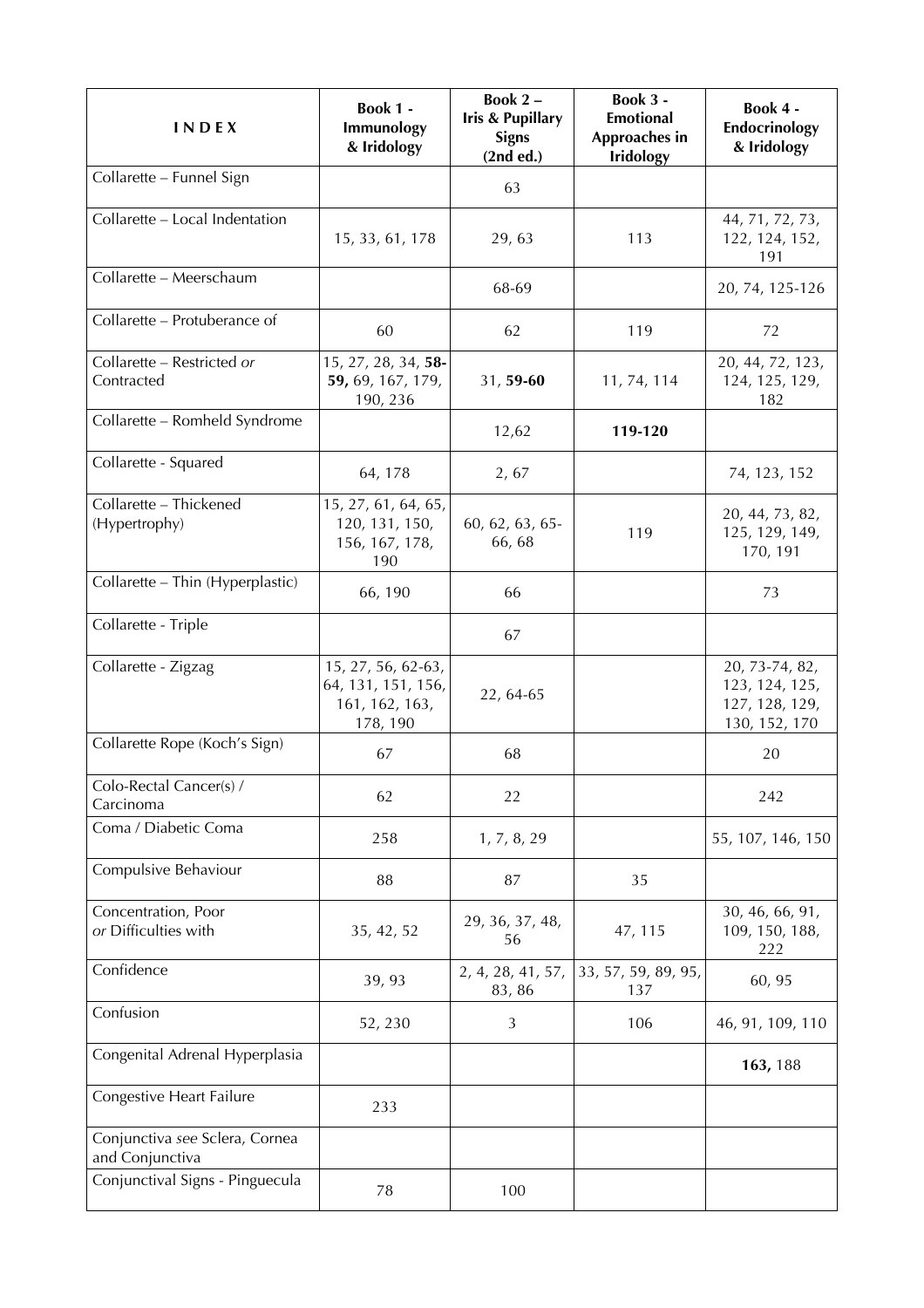| INDEX | Book 1 - Immunology & Iridology | Book 2 – Iris & Pupillary Signs (2nd ed.) | Book 3 - Emotional Approaches in Iridology | Book 4 - Endocrinology & Iridology |
|---|---|---|---|---|
| Collarette – Funnel Sign | | 63 | | |
| Collarette – Local Indentation | 15, 33, 61, 178 | 29, 63 | 113 | 44, 71, 72, 73, 122, 124, 152, 191 |
| Collarette – Meerschaum | | 68-69 | | 20, 74, 125-126 |
| Collarette – Protuberance of | 60 | 62 | 119 | 72 |
| Collarette – Restricted *or* Contracted | 15, 27, 28, 34, **58-59,** 69, 167, 179, 190, 236 | 31, **59-60** | 11, 74, 114 | 20, 44, 72, 123, 124, 125, 129, 182 |
| Collarette – Romheld Syndrome | | 12,62 | **119-120** | |
| Collarette - Squared | 64, 178 | 2, 67 | | 74, 123, 152 |
| Collarette – Thickened (Hypertrophy) | 15, 27, 61, 64, 65, 120, 131, 150, 156, 167, 178, 190 | 60, 62, 63, 65-66, 68 | 119 | 20, 44, 73, 82, 125, 129, 149, 170, 191 |
| Collarette – Thin (Hyperplastic) | 66, 190 | 66 | | 73 |
| Collarette - Triple | | 67 | | |
| Collarette - Zigzag | 15, 27, 56, 62-63, 64, 131, 151, 156, 161, 162, 163, 178, 190 | 22, 64-65 | | 20, 73-74, 82, 123, 124, 125, 127, 128, 129, 130, 152, 170 |
| Collarette Rope (Koch's Sign) | 67 | 68 | | 20 |
| Colo-Rectal Cancer(s) / Carcinoma | 62 | 22 | | 242 |
| Coma / Diabetic Coma | 258 | 1, 7, 8, 29 | | 55, 107, 146, 150 |
| Compulsive Behaviour | 88 | 87 | 35 | |
| Concentration, Poor *or* Difficulties with | 35, 42, 52 | 29, 36, 37, 48, 56 | 47, 115 | 30, 46, 66, 91, 109, 150, 188, 222 |
| Confidence | 39, 93 | 2, 4, 28, 41, 57, 83, 86 | 33, 57, 59, 89, 95, 137 | 60, 95 |
| Confusion | 52, 230 | 3 | 106 | 46, 91, 109, 110 |
| Congenital Adrenal Hyperplasia | | | | **163,** 188 |
| Congestive Heart Failure | 233 | | | |
| Conjunctiva *see* Sclera, Cornea and Conjunctiva | | | | |
| Conjunctival Signs - Pinguecula | 78 | 100 | | |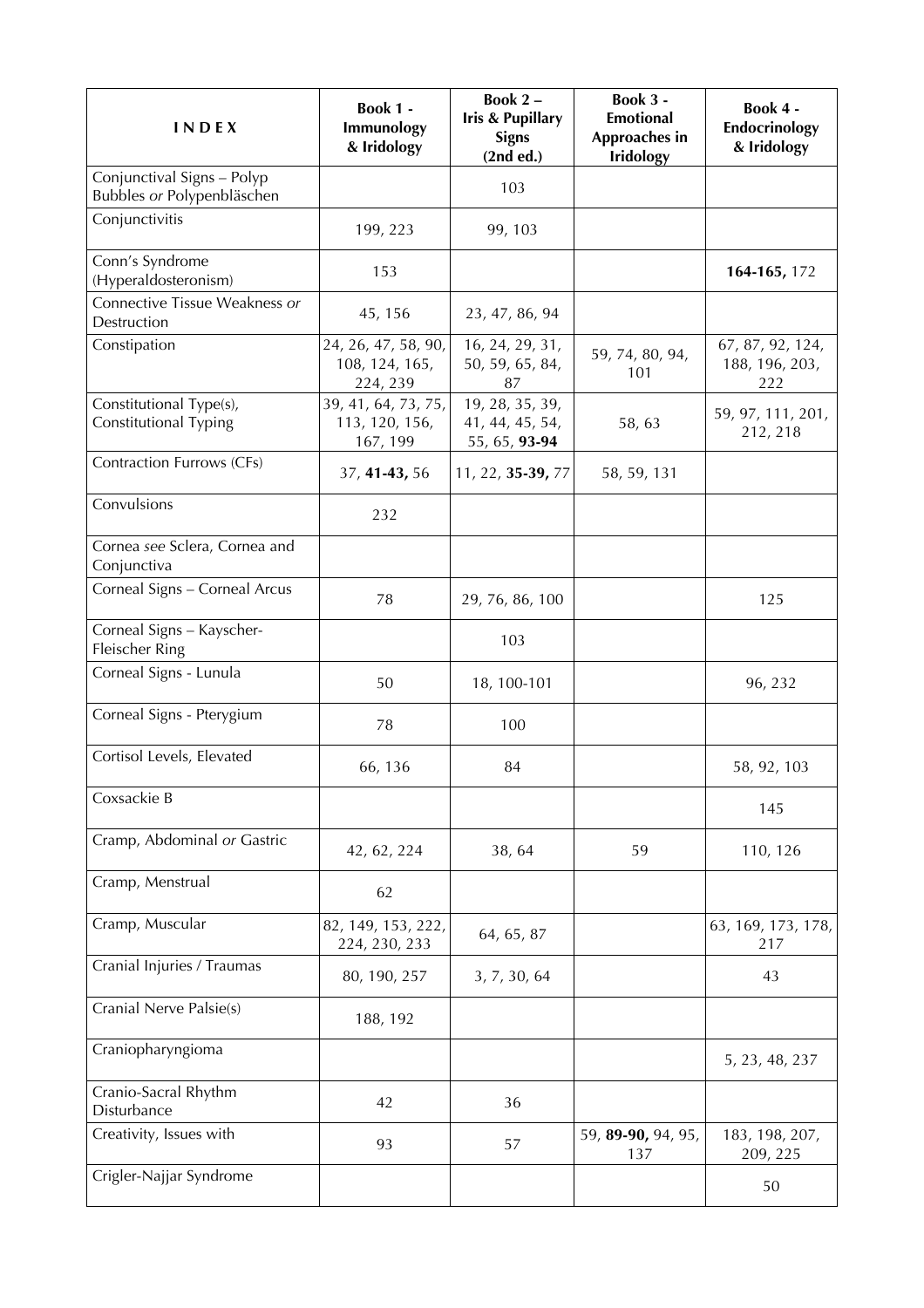| INDEX | Book 1 - Immunology & Iridology | Book 2 – Iris & Pupillary Signs (2nd ed.) | Book 3 - Emotional Approaches in Iridology | Book 4 - Endocrinology & Iridology |
|---|---|---|---|---|
| Conjunctival Signs – Polyp Bubbles *or* Polypenbläschen | | 103 | | |
| Conjunctivitis | 199, 223 | 99, 103 | | |
| Conn's Syndrome (Hyperaldosteronism) | 153 | | | **164-165,** 172 |
| Connective Tissue Weakness *or* Destruction | 45, 156 | 23, 47, 86, 94 | | |
| Constipation | 24, 26, 47, 58, 90, 108, 124, 165, 224, 239 | 16, 24, 29, 31, 50, 59, 65, 84, 87 | 59, 74, 80, 94, 101 | 67, 87, 92, 124, 188, 196, 203, 222 |
| Constitutional Type(s), Constitutional Typing | 39, 41, 64, 73, 75, 113, 120, 156, 167, 199 | 19, 28, 35, 39, 41, 44, 45, 54, 55, 65, **93-94** | 58, 63 | 59, 97, 111, 201, 212, 218 |
| Contraction Furrows (CFs) | 37, **41-43,** 56 | 11, 22, **35-39,** 77 | 58, 59, 131 | |
| Convulsions | 232 | | | |
| Cornea *see* Sclera, Cornea and Conjunctiva | | | | |
| Corneal Signs – Corneal Arcus | 78 | 29, 76, 86, 100 | | 125 |
| Corneal Signs – Kayscher-Fleischer Ring | | 103 | | |
| Corneal Signs - Lunula | 50 | 18, 100-101 | | 96, 232 |
| Corneal Signs - Pterygium | 78 | 100 | | |
| Cortisol Levels, Elevated | 66, 136 | 84 | | 58, 92, 103 |
| Coxsackie B | | | | 145 |
| Cramp, Abdominal *or* Gastric | 42, 62, 224 | 38, 64 | 59 | 110, 126 |
| Cramp, Menstrual | 62 | | | |
| Cramp, Muscular | 82, 149, 153, 222, 224, 230, 233 | 64, 65, 87 | | 63, 169, 173, 178, 217 |
| Cranial Injuries / Traumas | 80, 190, 257 | 3, 7, 30, 64 | | 43 |
| Cranial Nerve Palsie(s) | 188, 192 | | | |
| Craniopharyngioma | | | | 5, 23, 48, 237 |
| Cranio-Sacral Rhythm Disturbance | 42 | 36 | | |
| Creativity, Issues with | 93 | 57 | 59, **89-90,** 94, 95, 137 | 183, 198, 207, 209, 225 |
| Crigler-Najjar Syndrome | | | | 50 |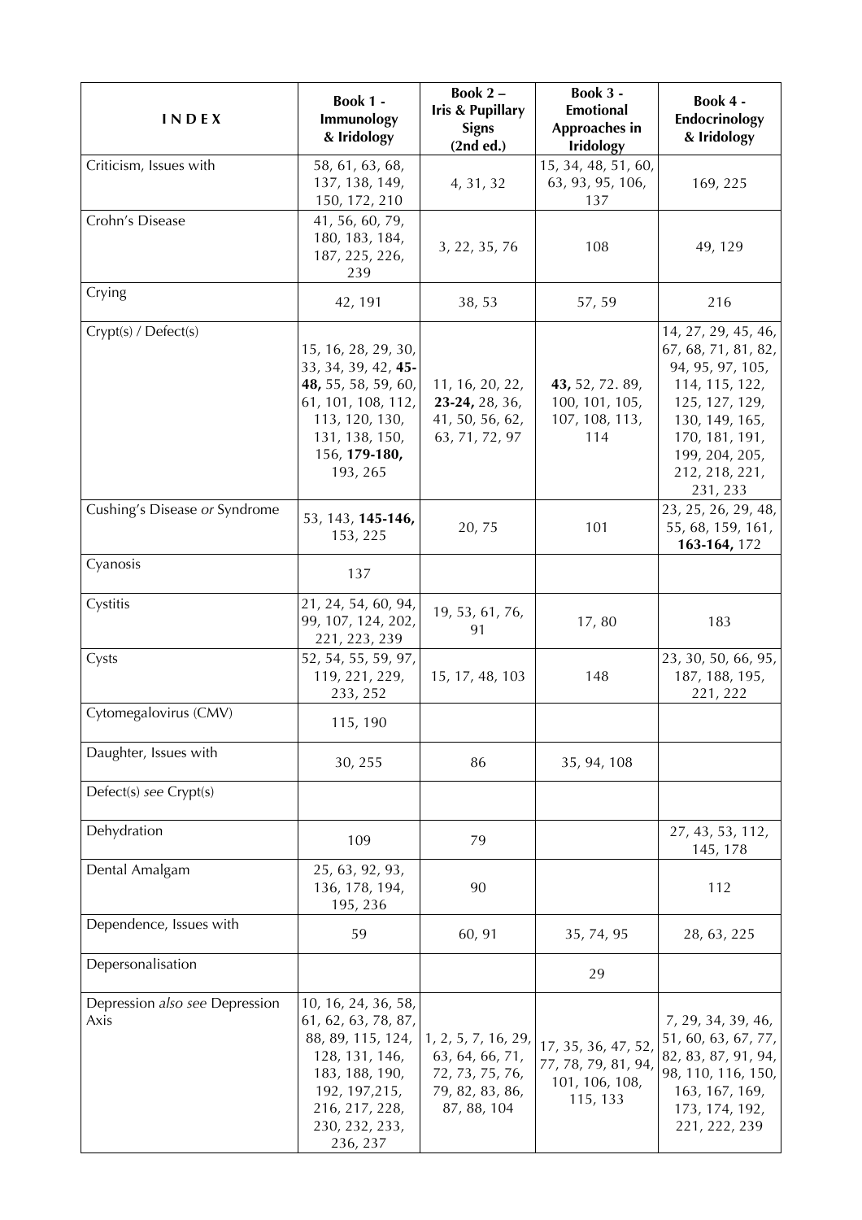| INDEX | Book 1 - Immunology & Iridology | Book 2 – Iris & Pupillary Signs (2nd ed.) | Book 3 - Emotional Approaches in Iridology | Book 4 - Endocrinology & Iridology |
|---|---|---|---|---|
| Criticism, Issues with | 58, 61, 63, 68, 137, 138, 149, 150, 172, 210 | 4, 31, 32 | 15, 34, 48, 51, 60, 63, 93, 95, 106, 137 | 169, 225 |
| Crohn's Disease | 41, 56, 60, 79, 180, 183, 184, 187, 225, 226, 239 | 3, 22, 35, 76 | 108 | 49, 129 |
| Crying | 42, 191 | 38, 53 | 57, 59 | 216 |
| Crypt(s) / Defect(s) | 15, 16, 28, 29, 30, 33, 34, 39, 42, **45-48,** 55, 58, 59, 60, 61, 101, 108, 112, 113, 120, 130, 131, 138, 150, 156, **179-180,** 193, 265 | 11, 16, 20, 22, **23-24,** 28, 36, 41, 50, 56, 62, 63, 71, 72, 97 | **43,** 52, 72. 89, 100, 101, 105, 107, 108, 113, 114 | 14, 27, 29, 45, 46, 67, 68, 71, 81, 82, 94, 95, 97, 105, 114, 115, 122, 125, 127, 129, 130, 149, 165, 170, 181, 191, 199, 204, 205, 212, 218, 221, 231, 233 |
| Cushing's Disease *or* Syndrome | 53, 143, **145-146,** 153, 225 | 20, 75 | 101 | 23, 25, 26, 29, 48, 55, 68, 159, 161, **163-164,** 172 |
| Cyanosis | 137 | | | |
| Cystitis | 21, 24, 54, 60, 94, 99, 107, 124, 202, 221, 223, 239 | 19, 53, 61, 76, 91 | 17, 80 | 183 |
| Cysts | 52, 54, 55, 59, 97, 119, 221, 229, 233, 252 | 15, 17, 48, 103 | 148 | 23, 30, 50, 66, 95, 187, 188, 195, 221, 222 |
| Cytomegalovirus (CMV) | 115, 190 | | | |
| Daughter, Issues with | 30, 255 | 86 | 35, 94, 108 | |
| Defect(s) *see* Crypt(s) | | | | |
| Dehydration | 109 | 79 | | 27, 43, 53, 112, 145, 178 |
| Dental Amalgam | 25, 63, 92, 93, 136, 178, 194, 195, 236 | 90 | | 112 |
| Dependence, Issues with | 59 | 60, 91 | 35, 74, 95 | 28, 63, 225 |
| Depersonalisation | | | 29 | |
| Depression *also see* Depression Axis | 10, 16, 24, 36, 58, 61, 62, 63, 78, 87, 88, 89, 115, 124, 128, 131, 146, 183, 188, 190, 192, 197,215, 216, 217, 228, 230, 232, 233, 236, 237 | 1, 2, 5, 7, 16, 29, 63, 64, 66, 71, 72, 73, 75, 76, 79, 82, 83, 86, 87, 88, 104 | 17, 35, 36, 47, 52, 77, 78, 79, 81, 94, 101, 106, 108, 115, 133 | 7, 29, 34, 39, 46, 51, 60, 63, 67, 77, 82, 83, 87, 91, 94, 98, 110, 116, 150, 163, 167, 169, 173, 174, 192, 221, 222, 239 |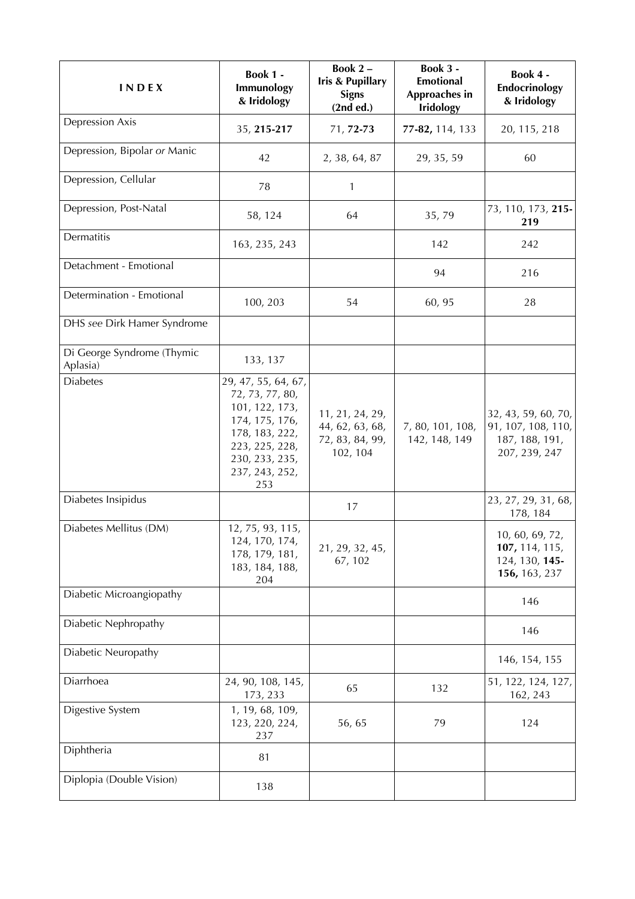| I N D E X | Book 1 - Immunology & Iridology | Book 2 – Iris & Pupillary Signs (2nd ed.) | Book 3 - Emotional Approaches in Iridology | Book 4 - Endocrinology & Iridology |
|---|---|---|---|---|
| Depression Axis | 35, **215-217** | 71, **72-73** | **77-82,** 114, 133 | 20, 115, 218 |
| Depression, Bipolar *or* Manic | 42 | 2, 38, 64, 87 | 29, 35, 59 | 60 |
| Depression, Cellular | 78 | 1 | | |
| Depression, Post-Natal | 58, 124 | 64 | 35, 79 | 73, 110, 173, **215-219** |
| Dermatitis | 163, 235, 243 | | 142 | 242 |
| Detachment - Emotional | | | 94 | 216 |
| Determination - Emotional | 100, 203 | 54 | 60, 95 | 28 |
| DHS *see* Dirk Hamer Syndrome | | | | |
| Di George Syndrome (Thymic Aplasia) | 133, 137 | | | |
| Diabetes | 29, 47, 55, 64, 67, 72, 73, 77, 80, 101, 122, 173, 174, 175, 176, 178, 183, 222, 223, 225, 228, 230, 233, 235, 237, 243, 252, 253 | 11, 21, 24, 29, 44, 62, 63, 68, 72, 83, 84, 99, 102, 104 | 7, 80, 101, 108, 142, 148, 149 | 32, 43, 59, 60, 70, 91, 107, 108, 110, 187, 188, 191, 207, 239, 247 |
| Diabetes Insipidus | | 17 | | 23, 27, 29, 31, 68, 178, 184 |
| Diabetes Mellitus (DM) | 12, 75, 93, 115, 124, 170, 174, 178, 179, 181, 183, 184, 188, 204 | 21, 29, 32, 45, 67, 102 | | 10, 60, 69, 72, **107,** 114, 115, 124, 130, **145-156,** 163, 237 |
| Diabetic Microangiopathy | | | | 146 |
| Diabetic Nephropathy | | | | 146 |
| Diabetic Neuropathy | | | | 146, 154, 155 |
| Diarrhoea | 24, 90, 108, 145, 173, 233 | 65 | 132 | 51, 122, 124, 127, 162, 243 |
| Digestive System | 1, 19, 68, 109, 123, 220, 224, 237 | 56, 65 | 79 | 124 |
| Diphtheria | 81 | | | |
| Diplopia (Double Vision) | 138 | | | |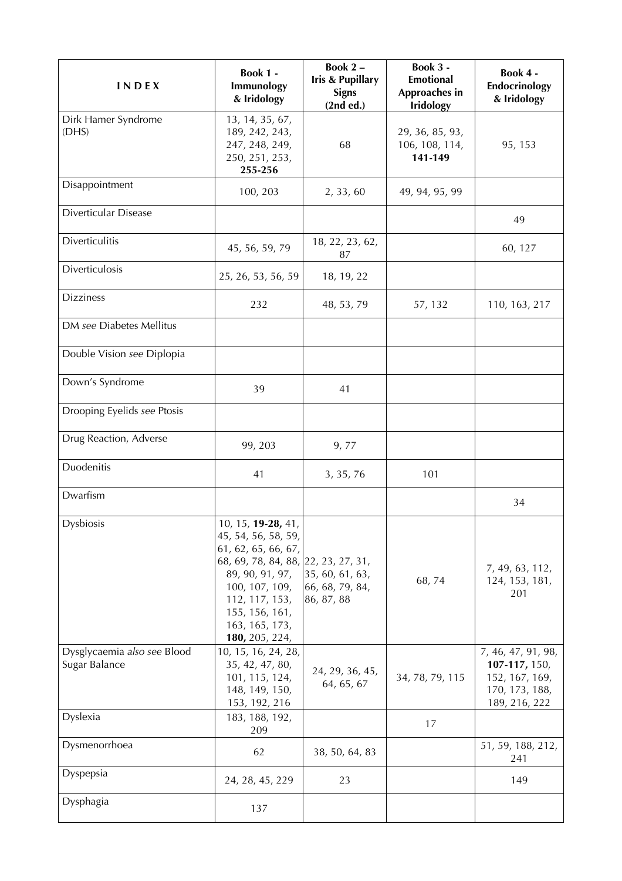| INDEX | Book 1 - Immunology & Iridology | Book 2 – Iris & Pupillary Signs (2nd ed.) | Book 3 - Emotional Approaches in Iridology | Book 4 - Endocrinology & Iridology |
|---|---|---|---|---|
| Dirk Hamer Syndrome (DHS) | 13, 14, 35, 67, 189, 242, 243, 247, 248, 249, 250, 251, 253, **255-256** | 68 | 29, 36, 85, 93, 106, 108, 114, **141-149** | 95, 153 |
| Disappointment | 100, 203 | 2, 33, 60 | 49, 94, 95, 99 | |
| Diverticular Disease | | | | 49 |
| Diverticulitis | 45, 56, 59, 79 | 18, 22, 23, 62, 87 | | 60, 127 |
| Diverticulosis | 25, 26, 53, 56, 59 | 18, 19, 22 | | |
| Dizziness | 232 | 48, 53, 79 | 57, 132 | 110, 163, 217 |
| DM *see* Diabetes Mellitus | | | | |
| Double Vision *see* Diplopia | | | | |
| Down's Syndrome | 39 | 41 | | |
| Drooping Eyelids *see* Ptosis | | | | |
| Drug Reaction, Adverse | 99, 203 | 9, 77 | | |
| Duodenitis | 41 | 3, 35, 76 | 101 | |
| Dwarfism | | | | 34 |
| Dysbiosis | 10, 15, **19-28,** 41, 45, 54, 56, 58, 59, 61, 62, 65, 66, 67, 68, 69, 78, 84, 88, 89, 90, 91, 97, 100, 107, 109, 112, 117, 153, 155, 156, 161, 163, 165, 173, **180,** 205, 224, | 22, 23, 27, 31, 35, 60, 61, 63, 66, 68, 79, 84, 86, 87, 88 | 68, 74 | 7, 49, 63, 112, 124, 153, 181, 201 |
| Dysglycaemia *also see* Blood Sugar Balance | 10, 15, 16, 24, 28, 35, 42, 47, 80, 101, 115, 124, 148, 149, 150, 153, 192, 216 | 24, 29, 36, 45, 64, 65, 67 | 34, 78, 79, 115 | 7, 46, 47, 91, 98, **107-117,** 150, 152, 167, 169, 170, 173, 188, 189, 216, 222 |
| Dyslexia | 183, 188, 192, 209 | | 17 | |
| Dysmenorrhoea | 62 | 38, 50, 64, 83 | | 51, 59, 188, 212, 241 |
| Dyspepsia | 24, 28, 45, 229 | 23 | | 149 |
| Dysphagia | 137 | | | |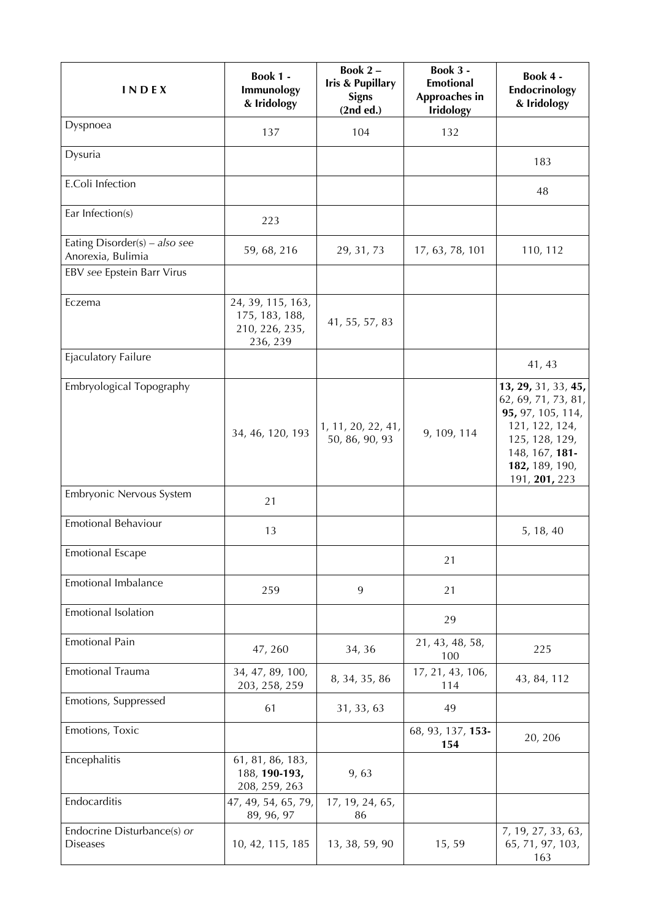| INDEX | Book 1 - Immunology & Iridology | Book 2 – Iris & Pupillary Signs (2nd ed.) | Book 3 - Emotional Approaches in Iridology | Book 4 - Endocrinology & Iridology |
|---|---|---|---|---|
| Dyspnoea | 137 | 104 | 132 | |
| Dysuria | | | | 183 |
| E.Coli Infection | | | | 48 |
| Ear Infection(s) | 223 | | | |
| Eating Disorder(s) – *also see* Anorexia, Bulimia | 59, 68, 216 | 29, 31, 73 | 17, 63, 78, 101 | 110, 112 |
| EBV *see* Epstein Barr Virus | | | | |
| Eczema | 24, 39, 115, 163, 175, 183, 188, 210, 226, 235, 236, 239 | 41, 55, 57, 83 | | |
| Ejaculatory Failure | | | | 41, 43 |
| Embryological Topography | 34, 46, 120, 193 | 1, 11, 20, 22, 41, 50, 86, 90, 93 | 9, 109, 114 | **13, 29,** 31, 33, **45,** 62, 69, 71, 73, 81, **95,** 97, 105, 114, 121, 122, 124, 125, 128, 129, 148, 167, **181-182,** 189, 190, 191, **201,** 223 |
| Embryonic Nervous System | 21 | | | |
| Emotional Behaviour | 13 | | | 5, 18, 40 |
| Emotional Escape | | | 21 | |
| Emotional Imbalance | 259 | 9 | 21 | |
| Emotional Isolation | | | 29 | |
| Emotional Pain | 47, 260 | 34, 36 | 21, 43, 48, 58, 100 | 225 |
| Emotional Trauma | 34, 47, 89, 100, 203, 258, 259 | 8, 34, 35, 86 | 17, 21, 43, 106, 114 | 43, 84, 112 |
| Emotions, Suppressed | 61 | 31, 33, 63 | 49 | |
| Emotions, Toxic | | | 68, 93, 137, **153-154** | 20, 206 |
| Encephalitis | 61, 81, 86, 183, 188, **190-193,** 208, 259, 263 | 9, 63 | | |
| Endocarditis | 47, 49, 54, 65, 79, 89, 96, 97 | 17, 19, 24, 65, 86 | | |
| Endocrine Disturbance(s) *or* Diseases | 10, 42, 115, 185 | 13, 38, 59, 90 | 15, 59 | 7, 19, 27, 33, 63, 65, 71, 97, 103, 163 |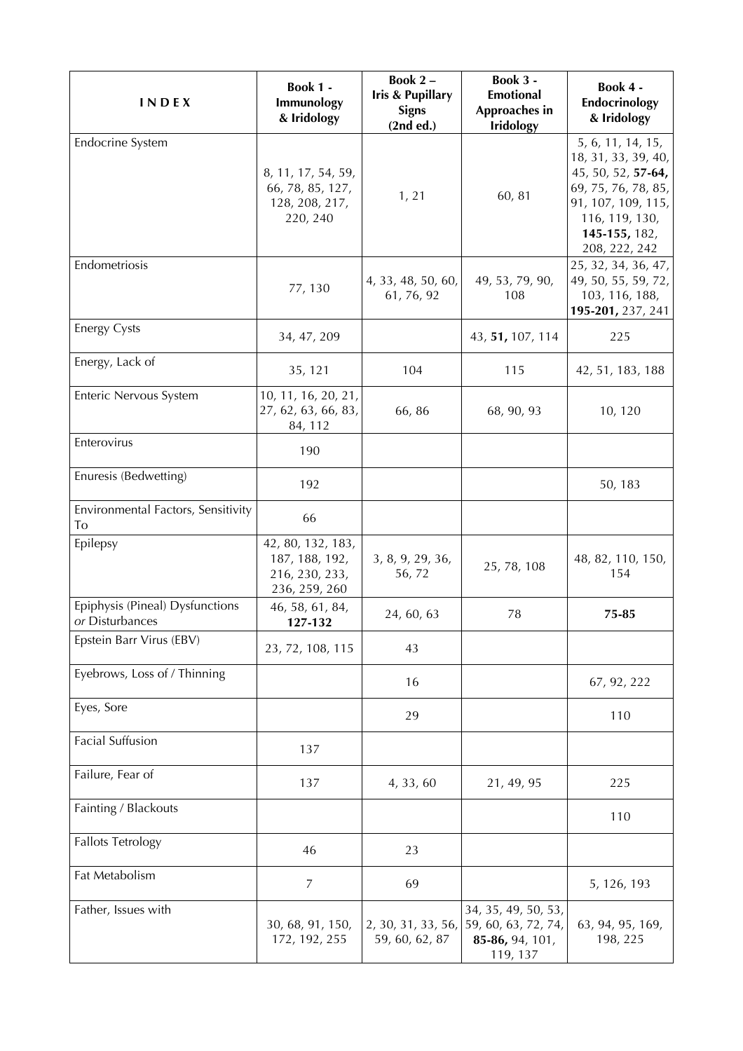| **I N D E X** | **Book 1 - Immunology & Iridology** | **Book 2 – Iris & Pupillary Signs (2nd ed.)** | **Book 3 - Emotional Approaches in Iridology** | **Book 4 - Endocrinology & Iridology** |
|---|---|---|---|---|
| Endocrine System | 8, 11, 17, 54, 59, 66, 78, 85, 127, 128, 208, 217, 220, 240 | 1, 21 | 60, 81 | 5, 6, 11, 14, 15, 18, 31, 33, 39, 40, 45, 50, 52, **57-64,** 69, 75, 76, 78, 85, 91, 107, 109, 115, 116, 119, 130, **145-155,** 182, 208, 222, 242 |
| Endometriosis | 77, 130 | 4, 33, 48, 50, 60, 61, 76, 92 | 49, 53, 79, 90, 108 | 25, 32, 34, 36, 47, 49, 50, 55, 59, 72, 103, 116, 188, **195-201,** 237, 241 |
| Energy Cysts | 34, 47, 209 | | 43, **51,** 107, 114 | 225 |
| Energy, Lack of | 35, 121 | 104 | 115 | 42, 51, 183, 188 |
| Enteric Nervous System | 10, 11, 16, 20, 21, 27, 62, 63, 66, 83, 84, 112 | 66, 86 | 68, 90, 93 | 10, 120 |
| Enterovirus | 190 | | | |
| Enuresis (Bedwetting) | 192 | | | 50, 183 |
| Environmental Factors, Sensitivity To | 66 | | | |
| Epilepsy | 42, 80, 132, 183, 187, 188, 192, 216, 230, 233, 236, 259, 260 | 3, 8, 9, 29, 36, 56, 72 | 25, 78, 108 | 48, 82, 110, 150, 154 |
| Epiphysis (Pineal) Dysfunctions *or* Disturbances | 46, 58, 61, 84, **127-132** | 24, 60, 63 | 78 | **75-85** |
| Epstein Barr Virus (EBV) | 23, 72, 108, 115 | 43 | | |
| Eyebrows, Loss of / Thinning | | 16 | | 67, 92, 222 |
| Eyes, Sore | | 29 | | 110 |
| Facial Suffusion | 137 | | | |
| Failure, Fear of | 137 | 4, 33, 60 | 21, 49, 95 | 225 |
| Fainting / Blackouts | | | | 110 |
| Fallots Tetrology | 46 | 23 | | |
| Fat Metabolism | 7 | 69 | | 5, 126, 193 |
| Father, Issues with | 30, 68, 91, 150, 172, 192, 255 | 2, 30, 31, 33, 56, 59, 60, 62, 87 | 34, 35, 49, 50, 53, 59, 60, 63, 72, 74, **85-86,** 94, 101, 119, 137 | 63, 94, 95, 169, 198, 225 |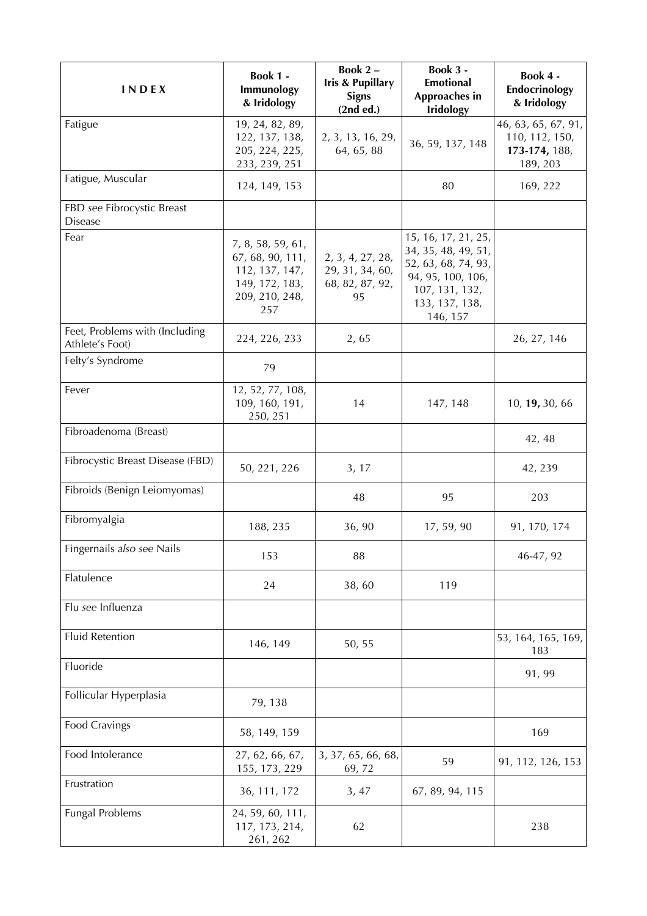| INDEX | Book 1 - Immunology & Iridology | Book 2 – Iris & Pupillary Signs (2nd ed.) | Book 3 - Emotional Approaches in Iridology | Book 4 - Endocrinology & Iridology |
|---|---|---|---|---|
| Fatigue | 19, 24, 82, 89, 122, 137, 138, 205, 224, 225, 233, 239, 251 | 2, 3, 13, 16, 29, 64, 65, 88 | 36, 59, 137, 148 | 46, 63, 65, 67, 91, 110, 112, 150, **173-174,** 188, 189, 203 |
| Fatigue, Muscular | 124, 149, 153 | | 80 | 169, 222 |
| FBD *see* Fibrocystic Breast Disease | | | | |
| Fear | 7, 8, 58, 59, 61, 67, 68, 90, 111, 112, 137, 147, 149, 172, 183, 209, 210, 248, 257 | 2, 3, 4, 27, 28, 29, 31, 34, 60, 68, 82, 87, 92, 95 | 15, 16, 17, 21, 25, 34, 35, 48, 49, 51, 52, 63, 68, 74, 93, 94, 95, 100, 106, 107, 131, 132, 133, 137, 138, 146, 157 | |
| Feet, Problems with (Including Athlete's Foot) | 224, 226, 233 | 2, 65 | | 26, 27, 146 |
| Felty's Syndrome | 79 | | | |
| Fever | 12, 52, 77, 108, 109, 160, 191, 250, 251 | 14 | 147, 148 | 10, **19,** 30, 66 |
| Fibroadenoma (Breast) | | | | 42, 48 |
| Fibrocystic Breast Disease (FBD) | 50, 221, 226 | 3, 17 | | 42, 239 |
| Fibroids (Benign Leiomyomas) | | 48 | 95 | 203 |
| Fibromyalgia | 188, 235 | 36, 90 | 17, 59, 90 | 91, 170, 174 |
| Fingernails *also see* Nails | 153 | 88 | | 46-47, 92 |
| Flatulence | 24 | 38, 60 | 119 | |
| Flu *see* Influenza | | | | |
| Fluid Retention | 146, 149 | 50, 55 | | 53, 164, 165, 169, 183 |
| Fluoride | | | | 91, 99 |
| Follicular Hyperplasia | 79, 138 | | | |
| Food Cravings | 58, 149, 159 | | | 169 |
| Food Intolerance | 27, 62, 66, 67, 155, 173, 229 | 3, 37, 65, 66, 68, 69, 72 | 59 | 91, 112, 126, 153 |
| Frustration | 36, 111, 172 | 3, 47 | 67, 89, 94, 115 | |
| Fungal Problems | 24, 59, 60, 111, 117, 173, 214, 261, 262 | 62 | | 238 |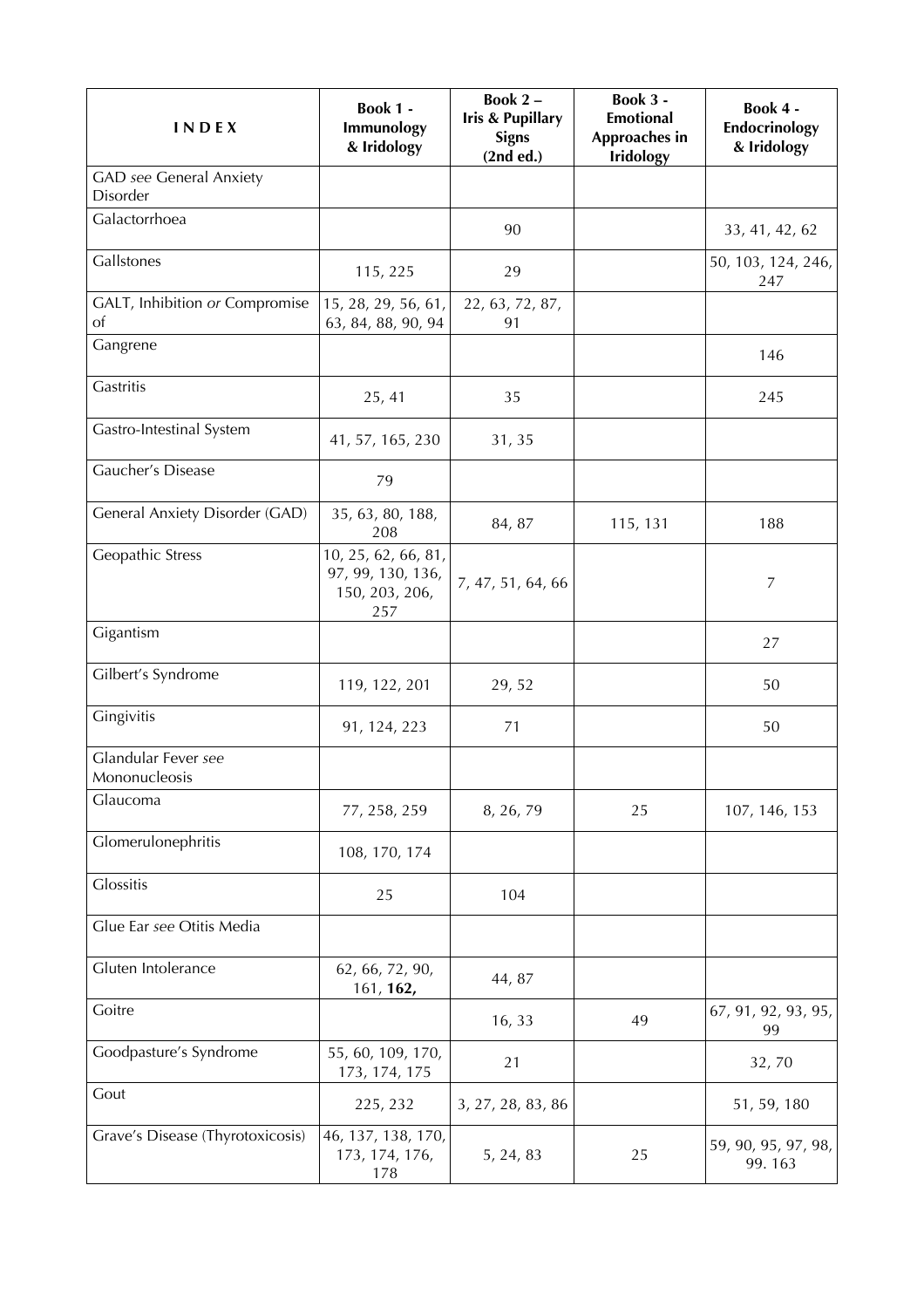| **I N D E X** | **Book 1 - Immunology & Iridology** | **Book 2 – Iris & Pupillary Signs (2nd ed.)** | **Book 3 - Emotional Approaches in Iridology** | **Book 4 - Endocrinology & Iridology** |
|---|---|---|---|---|
| GAD *see* General Anxiety Disorder | | | | |
| Galactorrhoea | | 90 | | 33, 41, 42, 62 |
| Gallstones | 115, 225 | 29 | | 50, 103, 124, 246, 247 |
| GALT, Inhibition *or* Compromise of | 15, 28, 29, 56, 61, 63, 84, 88, 90, 94 | 22, 63, 72, 87, 91 | | |
| Gangrene | | | | 146 |
| Gastritis | 25, 41 | 35 | | 245 |
| Gastro-Intestinal System | 41, 57, 165, 230 | 31, 35 | | |
| Gaucher's Disease | 79 | | | |
| General Anxiety Disorder (GAD) | 35, 63, 80, 188, 208 | 84, 87 | 115, 131 | 188 |
| Geopathic Stress | 10, 25, 62, 66, 81, 97, 99, 130, 136, 150, 203, 206, 257 | 7, 47, 51, 64, 66 | | 7 |
| Gigantism | | | | 27 |
| Gilbert's Syndrome | 119, 122, 201 | 29, 52 | | 50 |
| Gingivitis | 91, 124, 223 | 71 | | 50 |
| Glandular Fever *see* Mononucleosis | | | | |
| Glaucoma | 77, 258, 259 | 8, 26, 79 | 25 | 107, 146, 153 |
| Glomerulonephritis | 108, 170, 174 | | | |
| Glossitis | 25 | 104 | | |
| Glue Ear *see* Otitis Media | | | | |
| Gluten Intolerance | 62, 66, 72, 90, 161, **162,** | 44, 87 | | |
| Goitre | | 16, 33 | 49 | 67, 91, 92, 93, 95, 99 |
| Goodpasture's Syndrome | 55, 60, 109, 170, 173, 174, 175 | 21 | | 32, 70 |
| Gout | 225, 232 | 3, 27, 28, 83, 86 | | 51, 59, 180 |
| Grave's Disease (Thyrotoxicosis) | 46, 137, 138, 170, 173, 174, 176, 178 | 5, 24, 83 | 25 | 59, 90, 95, 97, 98, 99. 163 |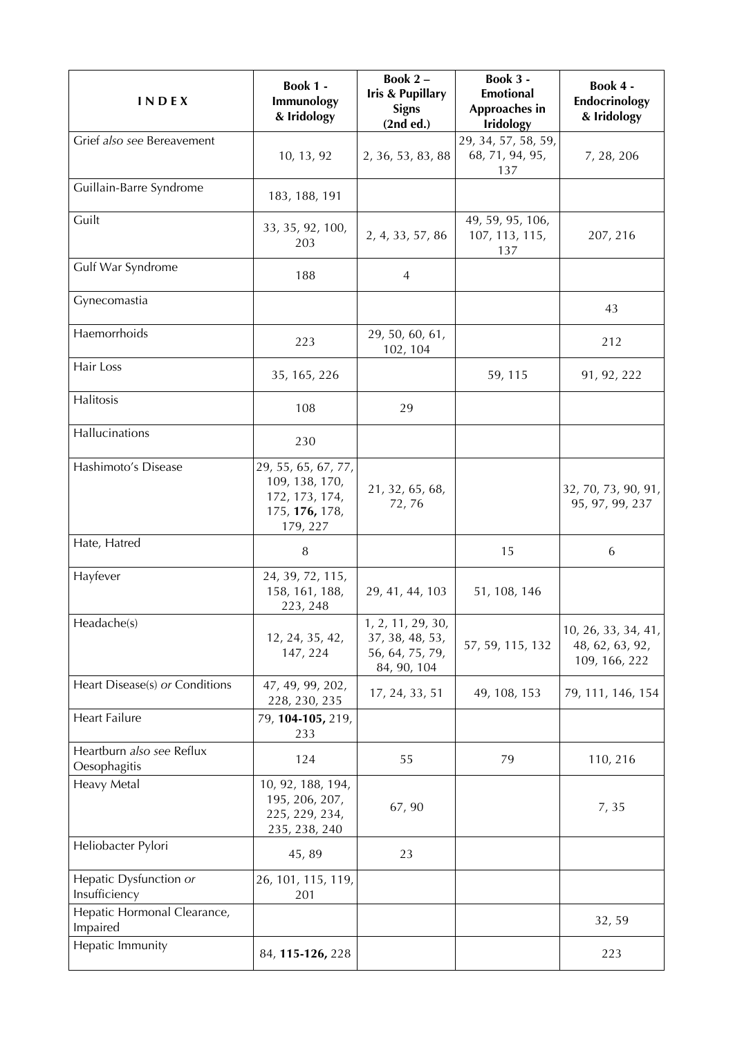| **I N D E X** | **Book 1 - Immunology & Iridology** | **Book 2 – Iris & Pupillary Signs (2nd ed.)** | **Book 3 - Emotional Approaches in Iridology** | **Book 4 - Endocrinology & Iridology** |
|---|---|---|---|---|
| Grief *also see* Bereavement | 10, 13, 92 | 2, 36, 53, 83, 88 | 29, 34, 57, 58, 59, 68, 71, 94, 95, 137 | 7, 28, 206 |
| Guillain-Barre Syndrome | 183, 188, 191 | | | |
| Guilt | 33, 35, 92, 100, 203 | 2, 4, 33, 57, 86 | 49, 59, 95, 106, 107, 113, 115, 137 | 207, 216 |
| Gulf War Syndrome | 188 | 4 | | |
| Gynecomastia | | | | 43 |
| Haemorrhoids | 223 | 29, 50, 60, 61, 102, 104 | | 212 |
| Hair Loss | 35, 165, 226 | | 59, 115 | 91, 92, 222 |
| Halitosis | 108 | 29 | | |
| Hallucinations | 230 | | | |
| Hashimoto's Disease | 29, 55, 65, 67, 77, 109, 138, 170, 172, 173, 174, 175, **176,** 178, 179, 227 | 21, 32, 65, 68, 72, 76 | | 32, 70, 73, 90, 91, 95, 97, 99, 237 |
| Hate, Hatred | 8 | | 15 | 6 |
| Hayfever | 24, 39, 72, 115, 158, 161, 188, 223, 248 | 29, 41, 44, 103 | 51, 108, 146 | |
| Headache(s) | 12, 24, 35, 42, 147, 224 | 1, 2, 11, 29, 30, 37, 38, 48, 53, 56, 64, 75, 79, 84, 90, 104 | 57, 59, 115, 132 | 10, 26, 33, 34, 41, 48, 62, 63, 92, 109, 166, 222 |
| Heart Disease(s) *or* Conditions | 47, 49, 99, 202, 228, 230, 235 | 17, 24, 33, 51 | 49, 108, 153 | 79, 111, 146, 154 |
| Heart Failure | 79, **104-105,** 219, 233 | | | |
| Heartburn *also see* Reflux Oesophagitis | 124 | 55 | 79 | 110, 216 |
| Heavy Metal | 10, 92, 188, 194, 195, 206, 207, 225, 229, 234, 235, 238, 240 | 67, 90 | | 7, 35 |
| Heliobacter Pylori | 45, 89 | 23 | | |
| Hepatic Dysfunction *or* Insufficiency | 26, 101, 115, 119, 201 | | | |
| Hepatic Hormonal Clearance, Impaired | | | | 32, 59 |
| Hepatic Immunity | 84, **115-126,** 228 | | | 223 |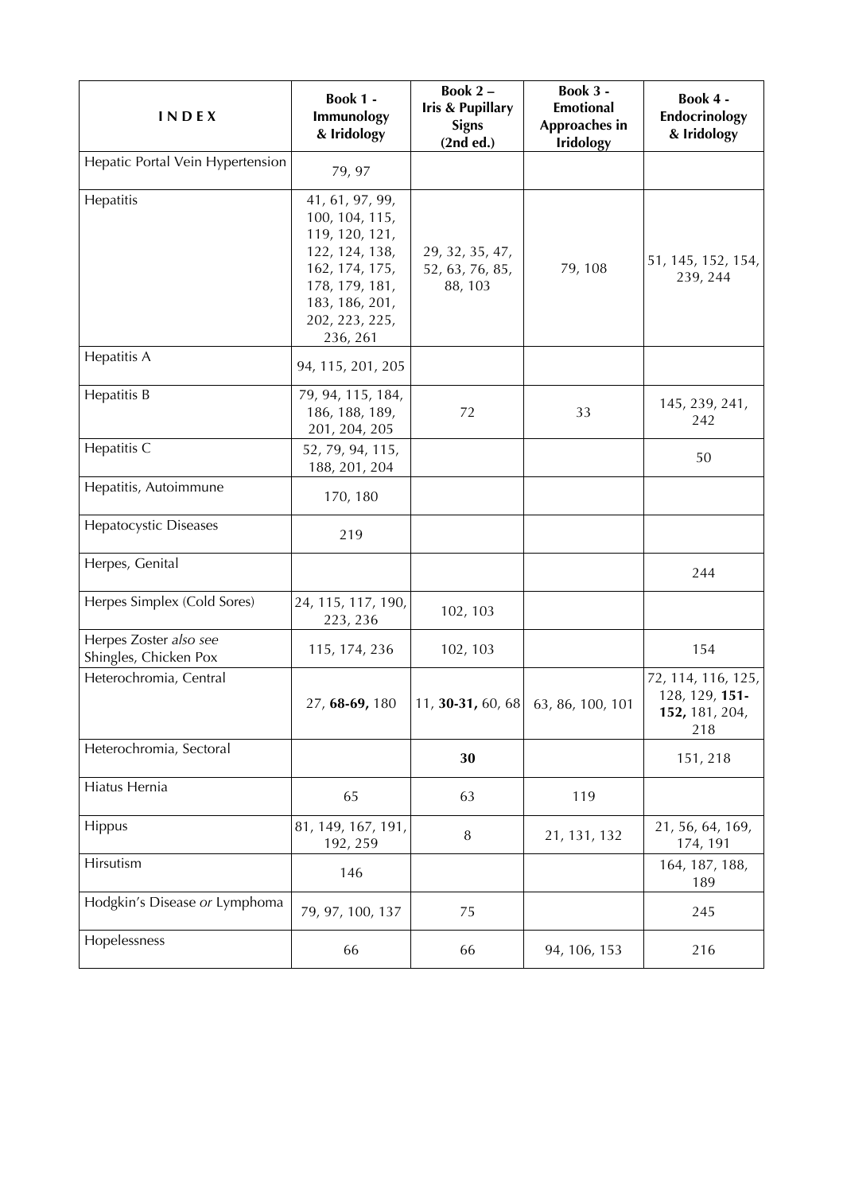| I N D E X | Book 1 - Immunology & Iridology | Book 2 – Iris & Pupillary Signs (2nd ed.) | Book 3 - Emotional Approaches in Iridology | Book 4 - Endocrinology & Iridology |
|---|---|---|---|---|
| Hepatic Portal Vein Hypertension | 79, 97 | | | |
| Hepatitis | 41, 61, 97, 99, 100, 104, 115, 119, 120, 121, 122, 124, 138, 162, 174, 175, 178, 179, 181, 183, 186, 201, 202, 223, 225, 236, 261 | 29, 32, 35, 47, 52, 63, 76, 85, 88, 103 | 79, 108 | 51, 145, 152, 154, 239, 244 |
| Hepatitis A | 94, 115, 201, 205 | | | |
| Hepatitis B | 79, 94, 115, 184, 186, 188, 189, 201, 204, 205 | 72 | 33 | 145, 239, 241, 242 |
| Hepatitis C | 52, 79, 94, 115, 188, 201, 204 | | | 50 |
| Hepatitis, Autoimmune | 170, 180 | | | |
| Hepatocystic Diseases | 219 | | | |
| Herpes, Genital | | | | 244 |
| Herpes Simplex (Cold Sores) | 24, 115, 117, 190, 223, 236 | 102, 103 | | |
| Herpes Zoster *also see* Shingles, Chicken Pox | 115, 174, 236 | 102, 103 | | 154 |
| Heterochromia, Central | 27, **68-69,** 180 | 11, **30-31,** 60, 68 | 63, 86, 100, 101 | 72, 114, 116, 125, 128, 129, **151-152,** 181, 204, 218 |
| Heterochromia, Sectoral | | **30** | | 151, 218 |
| Hiatus Hernia | 65 | 63 | 119 | |
| Hippus | 81, 149, 167, 191, 192, 259 | 8 | 21, 131, 132 | 21, 56, 64, 169, 174, 191 |
| Hirsutism | 146 | | | 164, 187, 188, 189 |
| Hodgkin's Disease *or* Lymphoma | 79, 97, 100, 137 | 75 | | 245 |
| Hopelessness | 66 | 66 | 94, 106, 153 | 216 |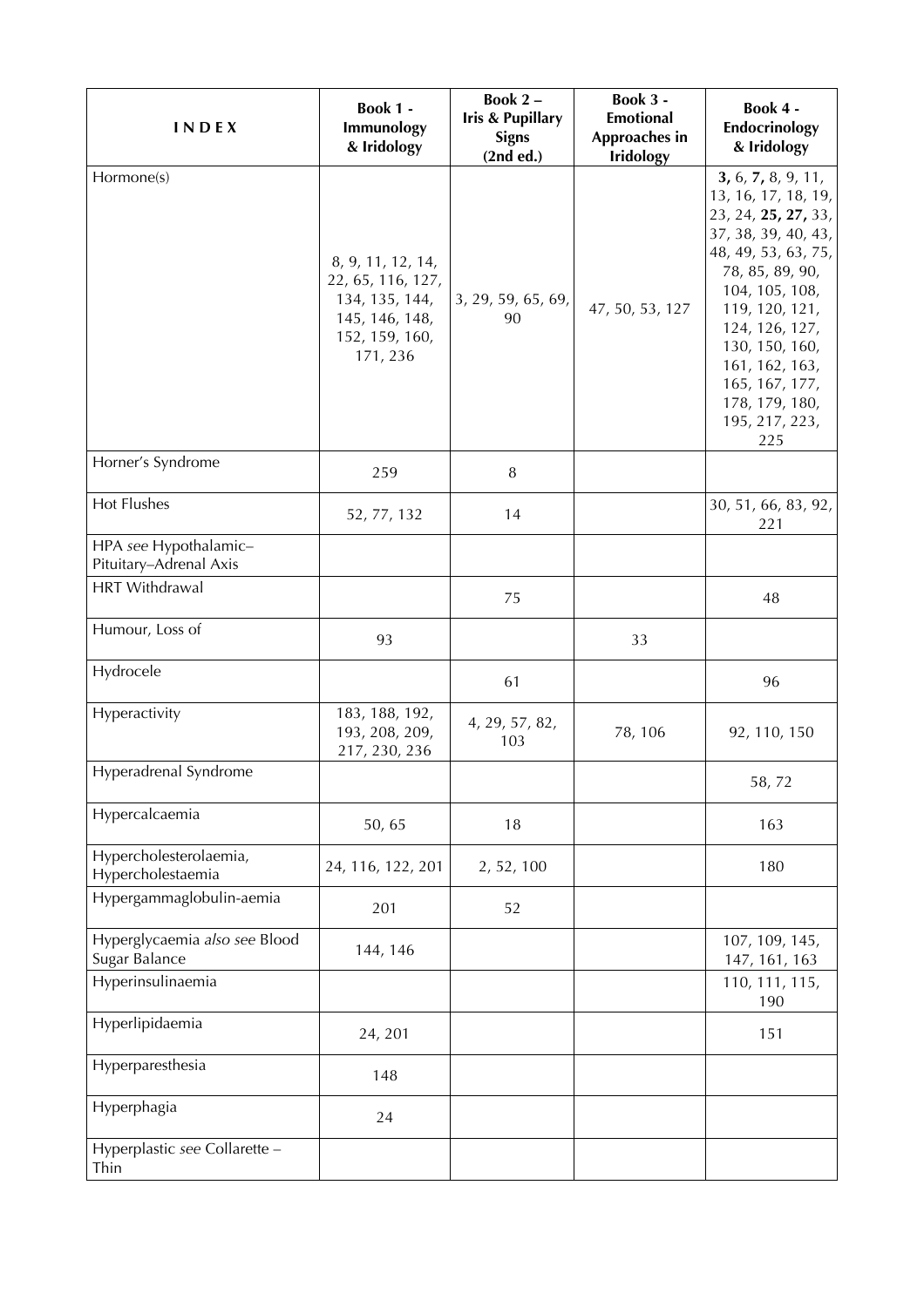| INDEX | Book 1 - Immunology & Iridology | Book 2 – Iris & Pupillary Signs (2nd ed.) | Book 3 - Emotional Approaches in Iridology | Book 4 - Endocrinology & Iridology |
|---|---|---|---|---|
| Hormone(s) | 8, 9, 11, 12, 14, 22, 65, 116, 127, 134, 135, 144, 145, 146, 148, 152, 159, 160, 171, 236 | 3, 29, 59, 65, 69, 90 | 47, 50, 53, 127 | **3,** 6, **7,** 8, 9, 11, 13, 16, 17, 18, 19, 23, 24, **25, 27,** 33, 37, 38, 39, 40, 43, 48, 49, 53, 63, 75, 78, 85, 89, 90, 104, 105, 108, 119, 120, 121, 124, 126, 127, 130, 150, 160, 161, 162, 163, 165, 167, 177, 178, 179, 180, 195, 217, 223, 225 |
| Horner's Syndrome | 259 | 8 | | |
| Hot Flushes | 52, 77, 132 | 14 | | 30, 51, 66, 83, 92, 221 |
| HPA *see* Hypothalamic–Pituitary–Adrenal Axis | | | | |
| HRT Withdrawal | | 75 | | 48 |
| Humour, Loss of | 93 | | 33 | |
| Hydrocele | | 61 | | 96 |
| Hyperactivity | 183, 188, 192, 193, 208, 209, 217, 230, 236 | 4, 29, 57, 82, 103 | 78, 106 | 92, 110, 150 |
| Hyperadrenal Syndrome | | | | 58, 72 |
| Hypercalcaemia | 50, 65 | 18 | | 163 |
| Hypercholesterolaemia, Hypercholestaemia | 24, 116, 122, 201 | 2, 52, 100 | | 180 |
| Hypergammaglobulin-aemia | 201 | 52 | | |
| Hyperglycaemia *also see* Blood Sugar Balance | 144, 146 | | | 107, 109, 145, 147, 161, 163 |
| Hyperinsulinaemia | | | | 110, 111, 115, 190 |
| Hyperlipidaemia | 24, 201 | | | 151 |
| Hyperparesthesia | 148 | | | |
| Hyperphagia | 24 | | | |
| Hyperplastic *see* Collarette – Thin | | | | |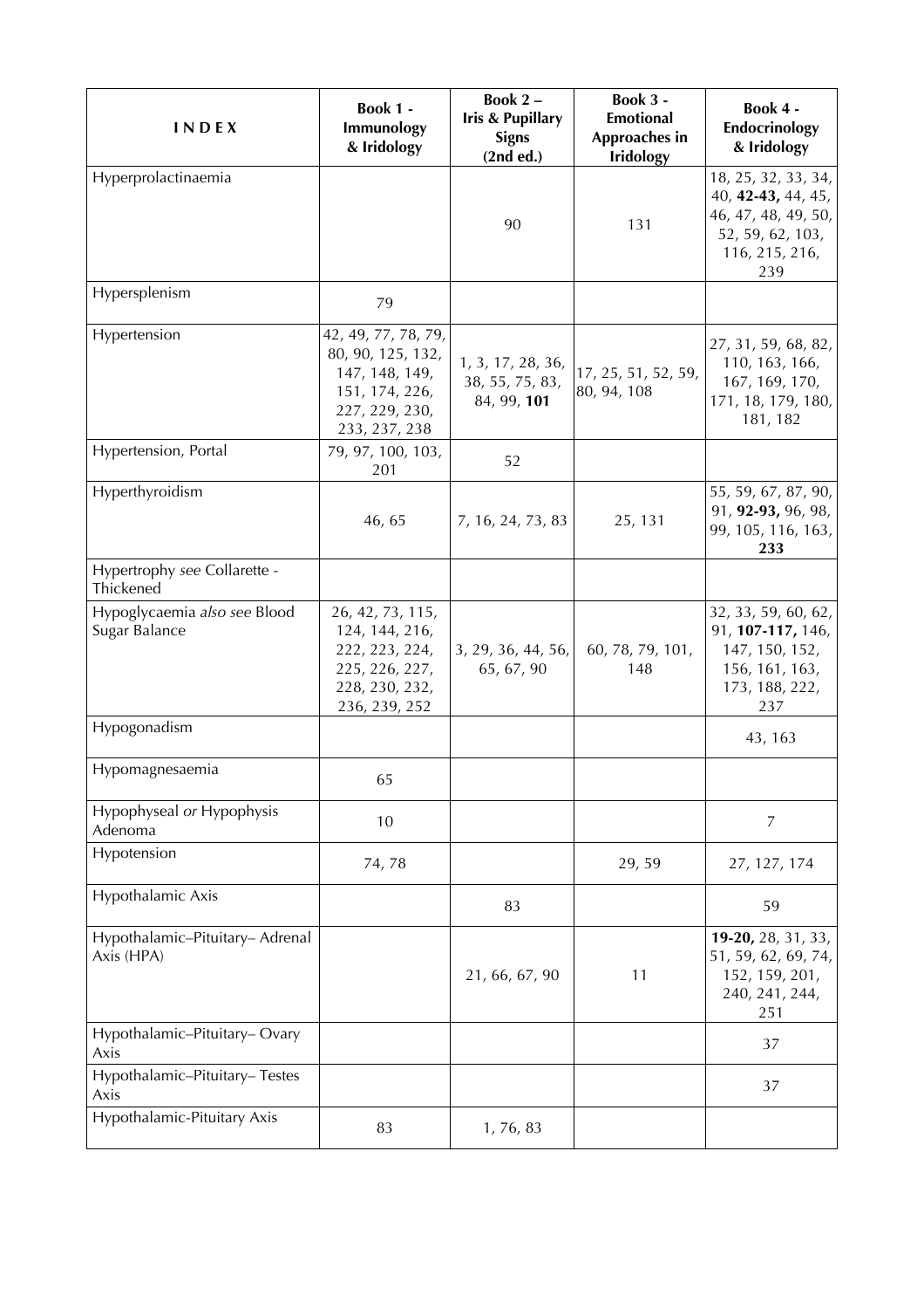| INDEX | Book 1 - Immunology & Iridology | Book 2 – Iris & Pupillary Signs (2nd ed.) | Book 3 - Emotional Approaches in Iridology | Book 4 - Endocrinology & Iridology |
|---|---|---|---|---|
| Hyperprolactinaemia | | 90 | 131 | 18, 25, 32, 33, 34, 40, **42-43,** 44, 45, 46, 47, 48, 49, 50, 52, 59, 62, 103, 116, 215, 216, 239 |
| Hypersplenism | 79 | | | |
| Hypertension | 42, 49, 77, 78, 79, 80, 90, 125, 132, 147, 148, 149, 151, 174, 226, 227, 229, 230, 233, 237, 238 | 1, 3, 17, 28, 36, 38, 55, 75, 83, 84, 99, **101** | 17, 25, 51, 52, 59, 80, 94, 108 | 27, 31, 59, 68, 82, 110, 163, 166, 167, 169, 170, 171, 18, 179, 180, 181, 182 |
| Hypertension, Portal | 79, 97, 100, 103, 201 | 52 | | |
| Hyperthyroidism | 46, 65 | 7, 16, 24, 73, 83 | 25, 131 | 55, 59, 67, 87, 90, 91, **92-93,** 96, 98, 99, 105, 116, 163, **233** |
| Hypertrophy *see* Collarette - Thickened | | | | |
| Hypoglycaemia *also see* Blood Sugar Balance | 26, 42, 73, 115, 124, 144, 216, 222, 223, 224, 225, 226, 227, 228, 230, 232, 236, 239, 252 | 3, 29, 36, 44, 56, 65, 67, 90 | 60, 78, 79, 101, 148 | 32, 33, 59, 60, 62, 91, **107-117,** 146, 147, 150, 152, 156, 161, 163, 173, 188, 222, 237 |
| Hypogonadism | | | | 43, 163 |
| Hypomagnesaemia | 65 | | | |
| Hypophyseal *or* Hypophysis Adenoma | 10 | | | 7 |
| Hypotension | 74, 78 | | 29, 59 | 27, 127, 174 |
| Hypothalamic Axis | | 83 | | 59 |
| Hypothalamic–Pituitary– Adrenal Axis (HPA) | | 21, 66, 67, 90 | 11 | **19-20,** 28, 31, 33, 51, 59, 62, 69, 74, 152, 159, 201, 240, 241, 244, 251 |
| Hypothalamic–Pituitary– Ovary Axis | | | | 37 |
| Hypothalamic–Pituitary– Testes Axis | | | | 37 |
| Hypothalamic-Pituitary Axis | 83 | 1, 76, 83 | | |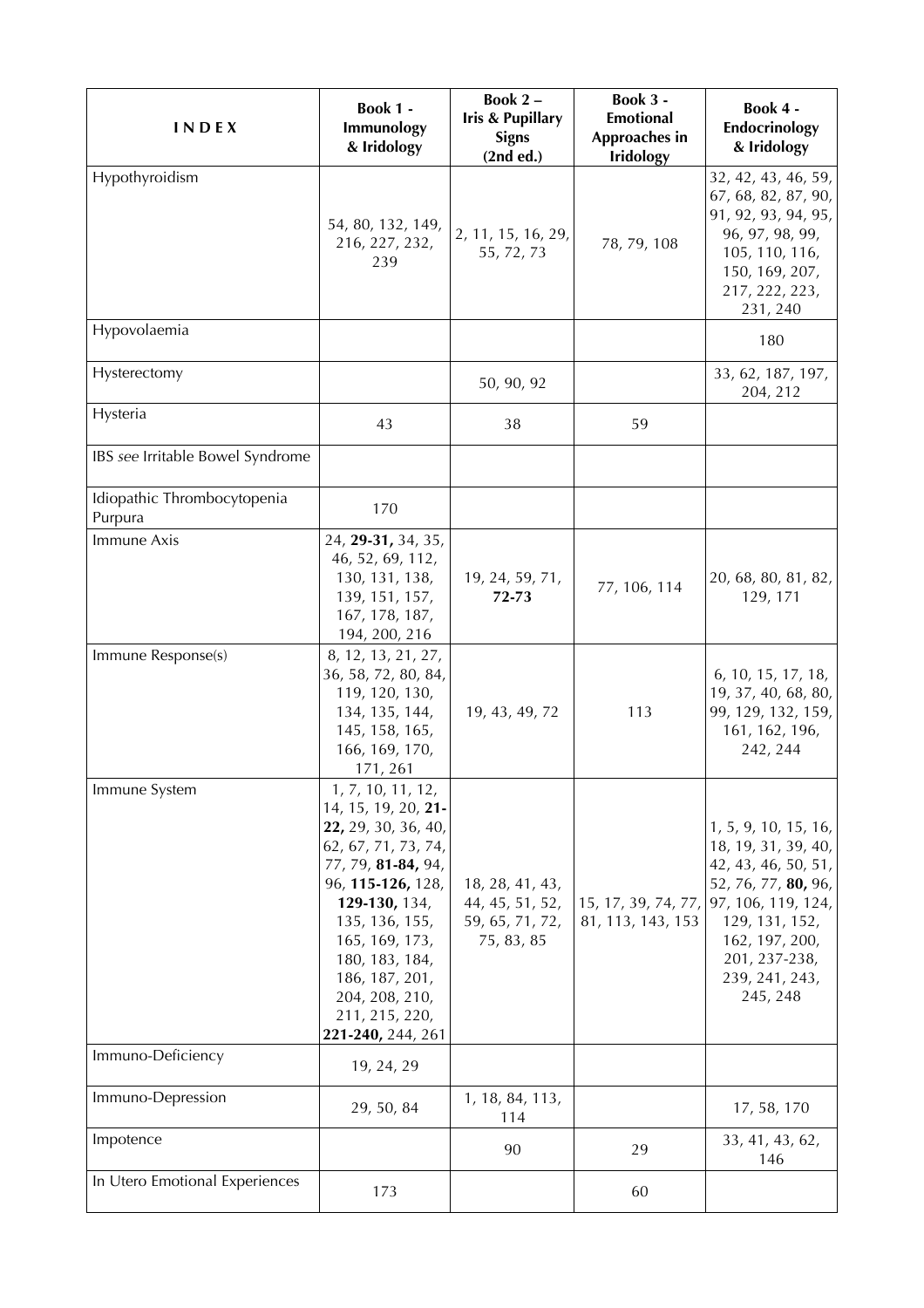| I N D E X | Book 1 - Immunology & Iridology | Book 2 – Iris & Pupillary Signs (2nd ed.) | Book 3 - Emotional Approaches in Iridology | Book 4 - Endocrinology & Iridology |
|---|---|---|---|---|
| Hypothyroidism | 54, 80, 132, 149, 216, 227, 232, 239 | 2, 11, 15, 16, 29, 55, 72, 73 | 78, 79, 108 | 32, 42, 43, 46, 59, 67, 68, 82, 87, 90, 91, 92, 93, 94, 95, 96, 97, 98, 99, 105, 110, 116, 150, 169, 207, 217, 222, 223, 231, 240 |
| Hypovolaemia | | | | 180 |
| Hysterectomy | | 50, 90, 92 | | 33, 62, 187, 197, 204, 212 |
| Hysteria | 43 | 38 | 59 | |
| IBS *see* Irritable Bowel Syndrome | | | | |
| Idiopathic Thrombocytopenia Purpura | 170 | | | |
| Immune Axis | 24, **29-31,** 34, 35, 46, 52, 69, 112, 130, 131, 138, 139, 151, 157, 167, 178, 187, 194, 200, 216 | 19, 24, 59, 71, **72-73** | 77, 106, 114 | 20, 68, 80, 81, 82, 129, 171 |
| Immune Response(s) | 8, 12, 13, 21, 27, 36, 58, 72, 80, 84, 119, 120, 130, 134, 135, 144, 145, 158, 165, 166, 169, 170, 171, 261 | 19, 43, 49, 72 | 113 | 6, 10, 15, 17, 18, 19, 37, 40, 68, 80, 99, 129, 132, 159, 161, 162, 196, 242, 244 |
| Immune System | 1, 7, 10, 11, 12, 14, 15, 19, 20, **21-22,** 29, 30, 36, 40, 62, 67, 71, 73, 74, 77, 79, **81-84,** 94, 96, **115-126,** 128, **129-130,** 134, 135, 136, 155, 165, 169, 173, 180, 183, 184, 186, 187, 201, 204, 208, 210, 211, 215, 220, **221-240,** 244, 261 | 18, 28, 41, 43, 44, 45, 51, 52, 59, 65, 71, 72, 75, 83, 85 | 15, 17, 39, 74, 77, 81, 113, 143, 153 | 1, 5, 9, 10, 15, 16, 18, 19, 31, 39, 40, 42, 43, 46, 50, 51, 52, 76, 77, **80,** 96, 97, 106, 119, 124, 129, 131, 152, 162, 197, 200, 201, 237-238, 239, 241, 243, 245, 248 |
| Immuno-Deficiency | 19, 24, 29 | | | |
| Immuno-Depression | 29, 50, 84 | 1, 18, 84, 113, 114 | | 17, 58, 170 |
| Impotence | | 90 | 29 | 33, 41, 43, 62, 146 |
| In Utero Emotional Experiences | 173 | | 60 | |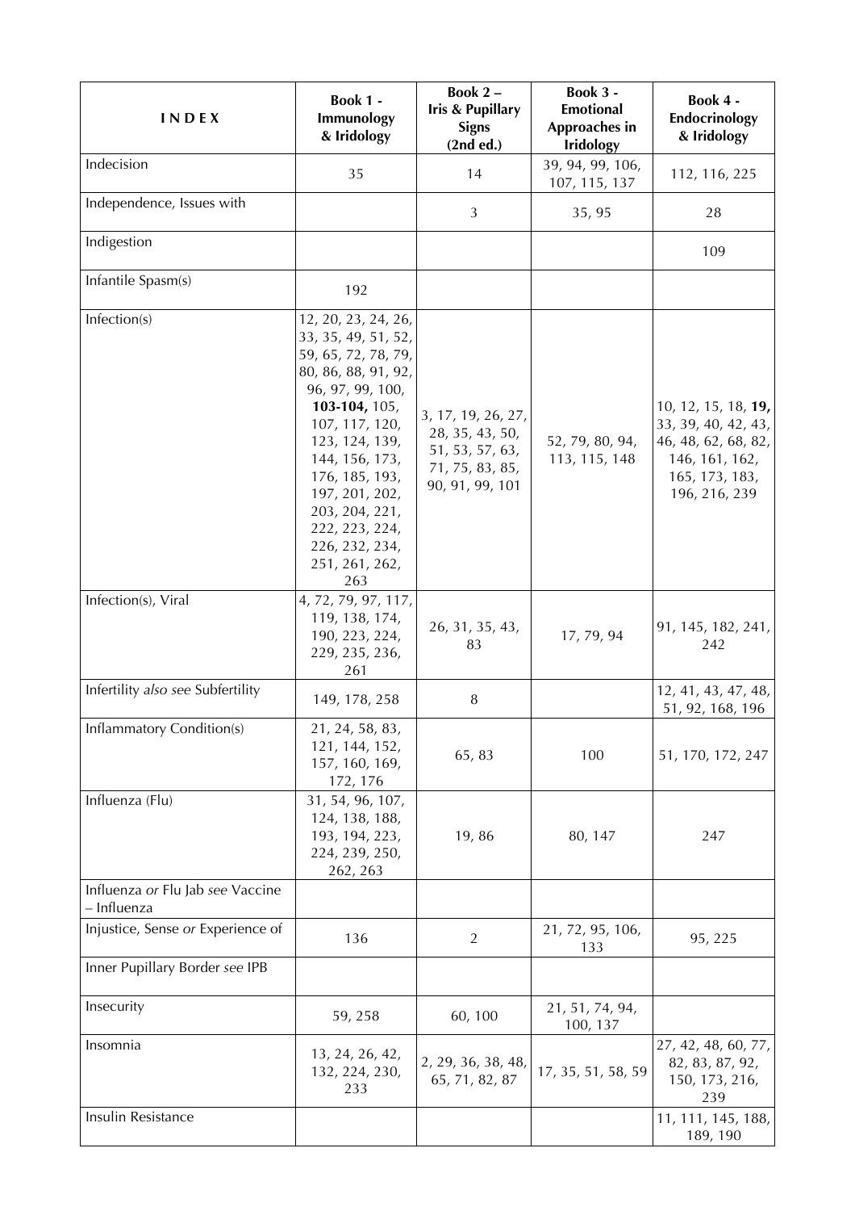| INDEX | Book 1 - Immunology & Iridology | Book 2 – Iris & Pupillary Signs (2nd ed.) | Book 3 - Emotional Approaches in Iridology | Book 4 - Endocrinology & Iridology |
|---|---|---|---|---|
| Indecision | 35 | 14 | 39, 94, 99, 106, 107, 115, 137 | 112, 116, 225 |
| Independence, Issues with | | 3 | 35, 95 | 28 |
| Indigestion | | | | 109 |
| Infantile Spasm(s) | 192 | | | |
| Infection(s) | 12, 20, 23, 24, 26, 33, 35, 49, 51, 52, 59, 65, 72, 78, 79, 80, 86, 88, 91, 92, 96, 97, 99, 100, **103-104,** 105, 107, 117, 120, 123, 124, 139, 144, 156, 173, 176, 185, 193, 197, 201, 202, 203, 204, 221, 222, 223, 224, 226, 232, 234, 251, 261, 262, 263 | 3, 17, 19, 26, 27, 28, 35, 43, 50, 51, 53, 57, 63, 71, 75, 83, 85, 90, 91, 99, 101 | 52, 79, 80, 94, 113, 115, 148 | 10, 12, 15, 18, **19,** 33, 39, 40, 42, 43, 46, 48, 62, 68, 82, 146, 161, 162, 165, 173, 183, 196, 216, 239 |
| Infection(s), Viral | 4, 72, 79, 97, 117, 119, 138, 174, 190, 223, 224, 229, 235, 236, 261 | 26, 31, 35, 43, 83 | 17, 79, 94 | 91, 145, 182, 241, 242 |
| Infertility *also see* Subfertility | 149, 178, 258 | 8 | | 12, 41, 43, 47, 48, 51, 92, 168, 196 |
| Inflammatory Condition(s) | 21, 24, 58, 83, 121, 144, 152, 157, 160, 169, 172, 176 | 65, 83 | 100 | 51, 170, 172, 247 |
| Influenza (Flu) | 31, 54, 96, 107, 124, 138, 188, 193, 194, 223, 224, 239, 250, 262, 263 | 19, 86 | 80, 147 | 247 |
| Influenza *or* Flu Jab *see* Vaccine – Influenza | | | | |
| Injustice, Sense *or* Experience of | 136 | 2 | 21, 72, 95, 106, 133 | 95, 225 |
| Inner Pupillary Border *see* IPB | | | | |
| Insecurity | 59, 258 | 60, 100 | 21, 51, 74, 94, 100, 137 | |
| Insomnia | 13, 24, 26, 42, 132, 224, 230, 233 | 2, 29, 36, 38, 48, 65, 71, 82, 87 | 17, 35, 51, 58, 59 | 27, 42, 48, 60, 77, 82, 83, 87, 92, 150, 173, 216, 239 |
| Insulin Resistance | | | | 11, 111, 145, 188, 189, 190 |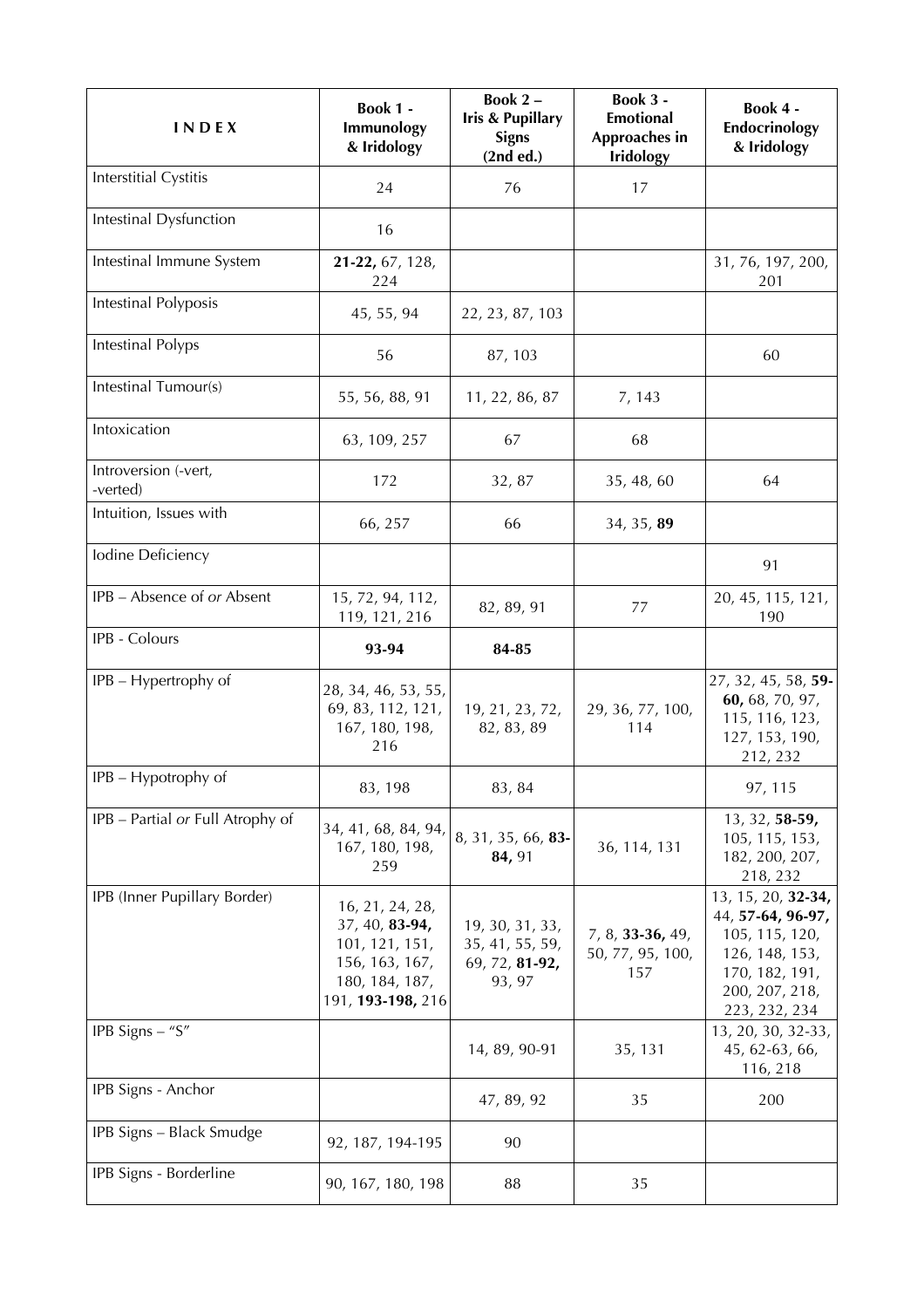| **I N D E X** | **Book 1 - Immunology & Iridology** | **Book 2 – Iris & Pupillary Signs (2nd ed.)** | **Book 3 - Emotional Approaches in Iridology** | **Book 4 - Endocrinology & Iridology** |
|---|---|---|---|---|
| Interstitial Cystitis | 24 | 76 | 17 | |
| Intestinal Dysfunction | 16 | | | |
| Intestinal Immune System | **21-22,** 67, 128, 224 | | | 31, 76, 197, 200, 201 |
| Intestinal Polyposis | 45, 55, 94 | 22, 23, 87, 103 | | |
| Intestinal Polyps | 56 | 87, 103 | | 60 |
| Intestinal Tumour(s) | 55, 56, 88, 91 | 11, 22, 86, 87 | 7, 143 | |
| Intoxication | 63, 109, 257 | 67 | 68 | |
| Introversion (-vert, -verted) | 172 | 32, 87 | 35, 48, 60 | 64 |
| Intuition, Issues with | 66, 257 | 66 | 34, 35, **89** | |
| Iodine Deficiency | | | | 91 |
| IPB – Absence of *or* Absent | 15, 72, 94, 112, 119, 121, 216 | 82, 89, 91 | 77 | 20, 45, 115, 121, 190 |
| IPB - Colours | **93-94** | **84-85** | | |
| IPB – Hypertrophy of | 28, 34, 46, 53, 55, 69, 83, 112, 121, 167, 180, 198, 216 | 19, 21, 23, 72, 82, 83, 89 | 29, 36, 77, 100, 114 | 27, 32, 45, 58, **59-60,** 68, 70, 97, 115, 116, 123, 127, 153, 190, 212, 232 |
| IPB – Hypotrophy of | 83, 198 | 83, 84 | | 97, 115 |
| IPB – Partial *or* Full Atrophy of | 34, 41, 68, 84, 94, 167, 180, 198, 259 | 8, 31, 35, 66, **83-84,** 91 | 36, 114, 131 | 13, 32, **58-59,** 105, 115, 153, 182, 200, 207, 218, 232 |
| IPB (Inner Pupillary Border) | 16, 21, 24, 28, 37, 40, **83-94,** 101, 121, 151, 156, 163, 167, 180, 184, 187, 191, **193-198,** 216 | 19, 30, 31, 33, 35, 41, 55, 59, 69, 72, **81-92,** 93, 97 | 7, 8, **33-36,** 49, 50, 77, 95, 100, 157 | 13, 15, 20, **32-34,** 44, **57-64, 96-97,** 105, 115, 120, 126, 148, 153, 170, 182, 191, 200, 207, 218, 223, 232, 234 |
| IPB Signs – "S" | | 14, 89, 90-91 | 35, 131 | 13, 20, 30, 32-33, 45, 62-63, 66, 116, 218 |
| IPB Signs - Anchor | | 47, 89, 92 | 35 | 200 |
| IPB Signs – Black Smudge | 92, 187, 194-195 | 90 | | |
| IPB Signs - Borderline | 90, 167, 180, 198 | 88 | 35 | |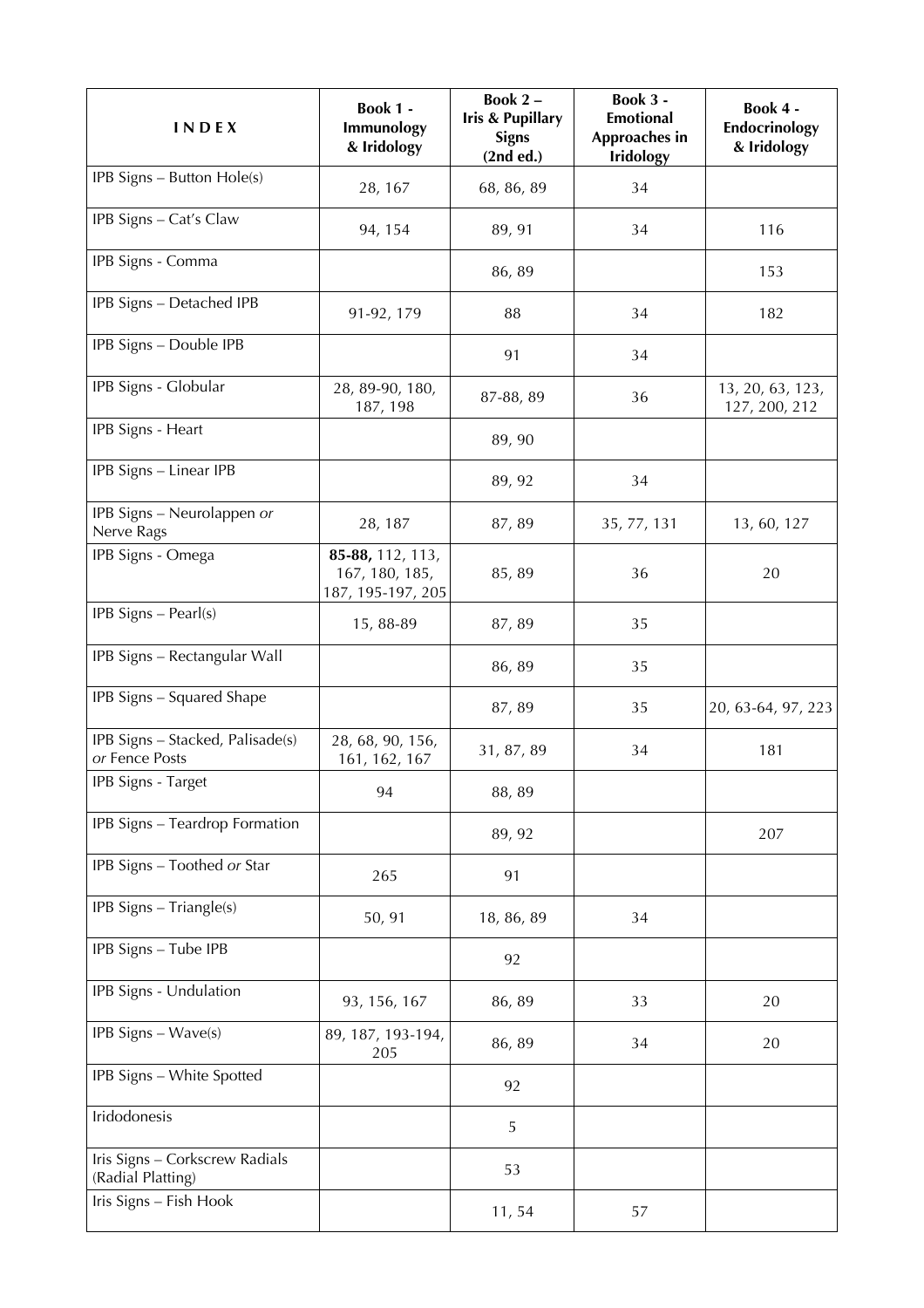| I N D E X | Book 1 - Immunology & Iridology | Book 2 – Iris & Pupillary Signs (2nd ed.) | Book 3 - Emotional Approaches in Iridology | Book 4 - Endocrinology & Iridology |
|---|---|---|---|---|
| IPB Signs – Button Hole(s) | 28, 167 | 68, 86, 89 | 34 | |
| IPB Signs – Cat's Claw | 94, 154 | 89, 91 | 34 | 116 |
| IPB Signs - Comma | | 86, 89 | | 153 |
| IPB Signs – Detached IPB | 91-92, 179 | 88 | 34 | 182 |
| IPB Signs – Double IPB | | 91 | 34 | |
| IPB Signs - Globular | 28, 89-90, 180, 187, 198 | 87-88, 89 | 36 | 13, 20, 63, 123, 127, 200, 212 |
| IPB Signs - Heart | | 89, 90 | | |
| IPB Signs – Linear IPB | | 89, 92 | 34 | |
| IPB Signs – Neurolappen *or* Nerve Rags | 28, 187 | 87, 89 | 35, 77, 131 | 13, 60, 127 |
| IPB Signs - Omega | **85-88,** 112, 113, 167, 180, 185, 187, 195-197, 205 | 85, 89 | 36 | 20 |
| IPB Signs – Pearl(s) | 15, 88-89 | 87, 89 | 35 | |
| IPB Signs – Rectangular Wall | | 86, 89 | 35 | |
| IPB Signs – Squared Shape | | 87, 89 | 35 | 20, 63-64, 97, 223 |
| IPB Signs – Stacked, Palisade(s) *or* Fence Posts | 28, 68, 90, 156, 161, 162, 167 | 31, 87, 89 | 34 | 181 |
| IPB Signs - Target | 94 | 88, 89 | | |
| IPB Signs – Teardrop Formation | | 89, 92 | | 207 |
| IPB Signs – Toothed *or* Star | 265 | 91 | | |
| IPB Signs – Triangle(s) | 50, 91 | 18, 86, 89 | 34 | |
| IPB Signs – Tube IPB | | 92 | | |
| IPB Signs - Undulation | 93, 156, 167 | 86, 89 | 33 | 20 |
| IPB Signs – Wave(s) | 89, 187, 193-194, 205 | 86, 89 | 34 | 20 |
| IPB Signs – White Spotted | | 92 | | |
| Iridodonesis | | 5 | | |
| Iris Signs – Corkscrew Radials (Radial Platting) | | 53 | | |
| Iris Signs – Fish Hook | | 11, 54 | 57 | |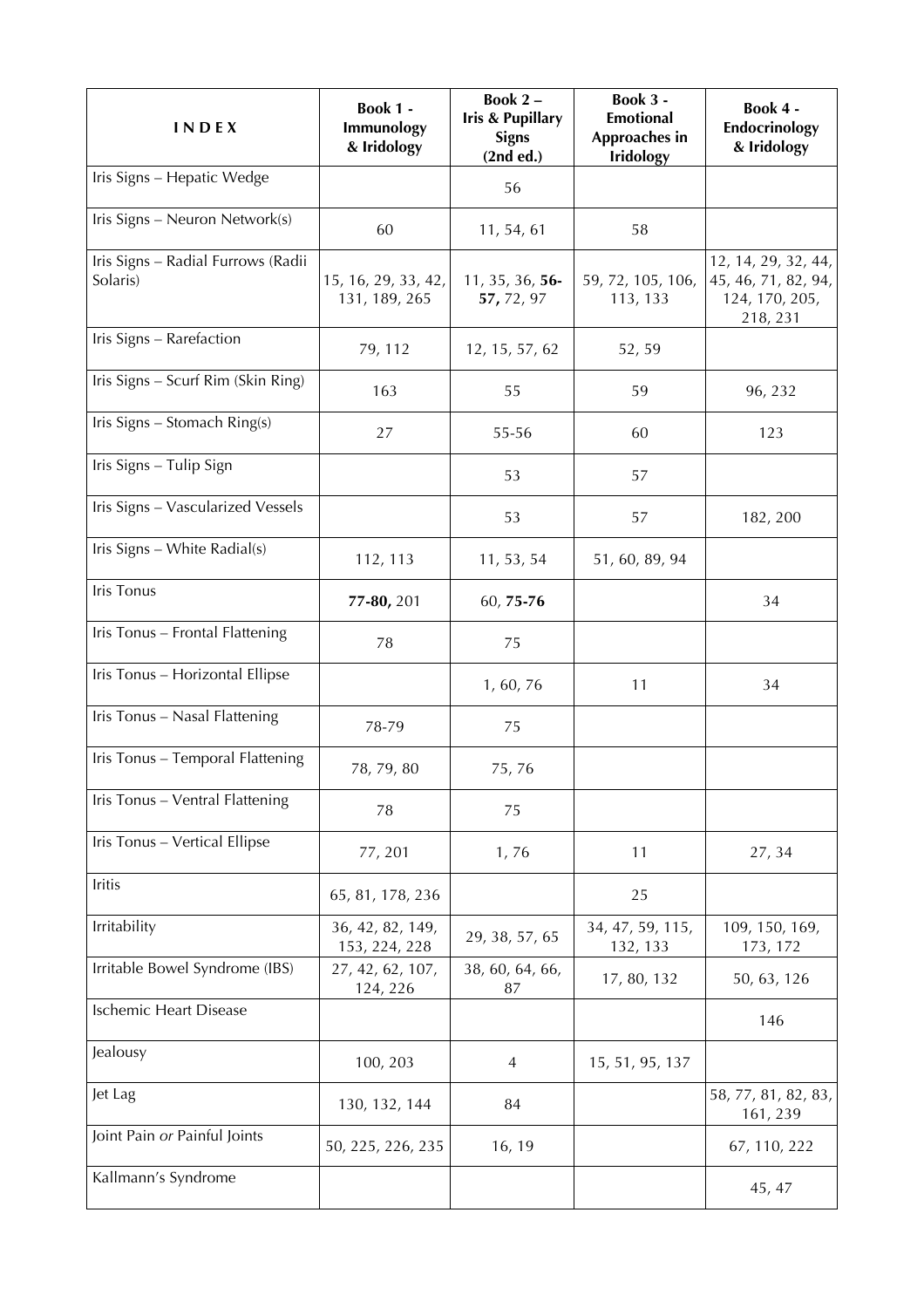| INDEX | Book 1 - Immunology & Iridology | Book 2 – Iris & Pupillary Signs (2nd ed.) | Book 3 - Emotional Approaches in Iridology | Book 4 - Endocrinology & Iridology |
|---|---|---|---|---|
| Iris Signs – Hepatic Wedge | | 56 | | |
| Iris Signs – Neuron Network(s) | 60 | 11, 54, 61 | 58 | |
| Iris Signs – Radial Furrows (Radii Solaris) | 15, 16, 29, 33, 42, 131, 189, 265 | 11, 35, 36, **56-57,** 72, 97 | 59, 72, 105, 106, 113, 133 | 12, 14, 29, 32, 44, 45, 46, 71, 82, 94, 124, 170, 205, 218, 231 |
| Iris Signs – Rarefaction | 79, 112 | 12, 15, 57, 62 | 52, 59 | |
| Iris Signs – Scurf Rim (Skin Ring) | 163 | 55 | 59 | 96, 232 |
| Iris Signs – Stomach Ring(s) | 27 | 55-56 | 60 | 123 |
| Iris Signs – Tulip Sign | | 53 | 57 | |
| Iris Signs – Vascularized Vessels | | 53 | 57 | 182, 200 |
| Iris Signs – White Radial(s) | 112, 113 | 11, 53, 54 | 51, 60, 89, 94 | |
| Iris Tonus | **77-80,** 201 | 60, **75-76** | | 34 |
| Iris Tonus – Frontal Flattening | 78 | 75 | | |
| Iris Tonus – Horizontal Ellipse | | 1, 60, 76 | 11 | 34 |
| Iris Tonus – Nasal Flattening | 78-79 | 75 | | |
| Iris Tonus – Temporal Flattening | 78, 79, 80 | 75, 76 | | |
| Iris Tonus – Ventral Flattening | 78 | 75 | | |
| Iris Tonus – Vertical Ellipse | 77, 201 | 1, 76 | 11 | 27, 34 |
| Iritis | 65, 81, 178, 236 | | 25 | |
| Irritability | 36, 42, 82, 149, 153, 224, 228 | 29, 38, 57, 65 | 34, 47, 59, 115, 132, 133 | 109, 150, 169, 173, 172 |
| Irritable Bowel Syndrome (IBS) | 27, 42, 62, 107, 124, 226 | 38, 60, 64, 66, 87 | 17, 80, 132 | 50, 63, 126 |
| Ischemic Heart Disease | | | | 146 |
| Jealousy | 100, 203 | 4 | 15, 51, 95, 137 | |
| Jet Lag | 130, 132, 144 | 84 | | 58, 77, 81, 82, 83, 161, 239 |
| Joint Pain *or* Painful Joints | 50, 225, 226, 235 | 16, 19 | | 67, 110, 222 |
| Kallmann's Syndrome | | | | 45, 47 |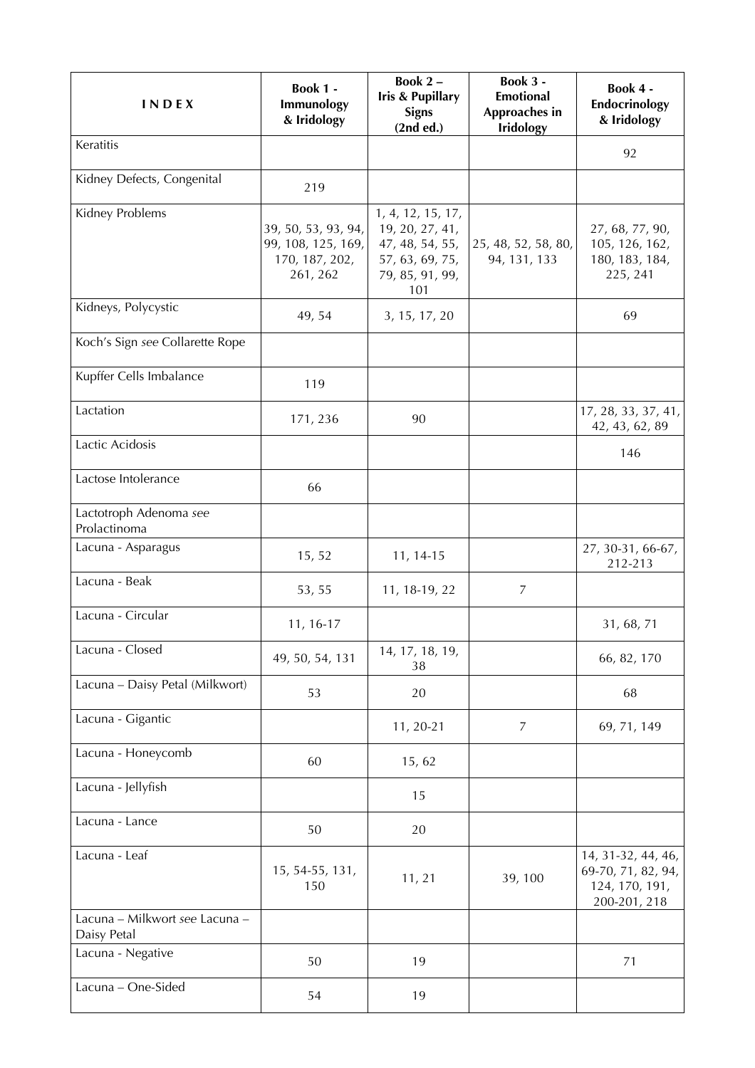| INDEX | Book 1 - Immunology & Iridology | Book 2 – Iris & Pupillary Signs (2nd ed.) | Book 3 - Emotional Approaches in Iridology | Book 4 - Endocrinology & Iridology |
|---|---|---|---|---|
| Keratitis | | | | 92 |
| Kidney Defects, Congenital | 219 | | | |
| Kidney Problems | 39, 50, 53, 93, 94, 99, 108, 125, 169, 170, 187, 202, 261, 262 | 1, 4, 12, 15, 17, 19, 20, 27, 41, 47, 48, 54, 55, 57, 63, 69, 75, 79, 85, 91, 99, 101 | 25, 48, 52, 58, 80, 94, 131, 133 | 27, 68, 77, 90, 105, 126, 162, 180, 183, 184, 225, 241 |
| Kidneys, Polycystic | 49, 54 | 3, 15, 17, 20 | | 69 |
| Koch's Sign *see* Collarette Rope | | | | |
| Kupffer Cells Imbalance | 119 | | | |
| Lactation | 171, 236 | 90 | | 17, 28, 33, 37, 41, 42, 43, 62, 89 |
| Lactic Acidosis | | | | 146 |
| Lactose Intolerance | 66 | | | |
| Lactotroph Adenoma *see* Prolactinoma | | | | |
| Lacuna - Asparagus | 15, 52 | 11, 14-15 | | 27, 30-31, 66-67, 212-213 |
| Lacuna - Beak | 53, 55 | 11, 18-19, 22 | 7 | |
| Lacuna - Circular | 11, 16-17 | | | 31, 68, 71 |
| Lacuna - Closed | 49, 50, 54, 131 | 14, 17, 18, 19, 38 | | 66, 82, 170 |
| Lacuna – Daisy Petal (Milkwort) | 53 | 20 | | 68 |
| Lacuna - Gigantic | | 11, 20-21 | 7 | 69, 71, 149 |
| Lacuna - Honeycomb | 60 | 15, 62 | | |
| Lacuna - Jellyfish | | 15 | | |
| Lacuna - Lance | 50 | 20 | | |
| Lacuna - Leaf | 15, 54-55, 131, 150 | 11, 21 | 39, 100 | 14, 31-32, 44, 46, 69-70, 71, 82, 94, 124, 170, 191, 200-201, 218 |
| Lacuna – Milkwort *see* Lacuna – Daisy Petal | | | | |
| Lacuna - Negative | 50 | 19 | | 71 |
| Lacuna – One-Sided | 54 | 19 | | |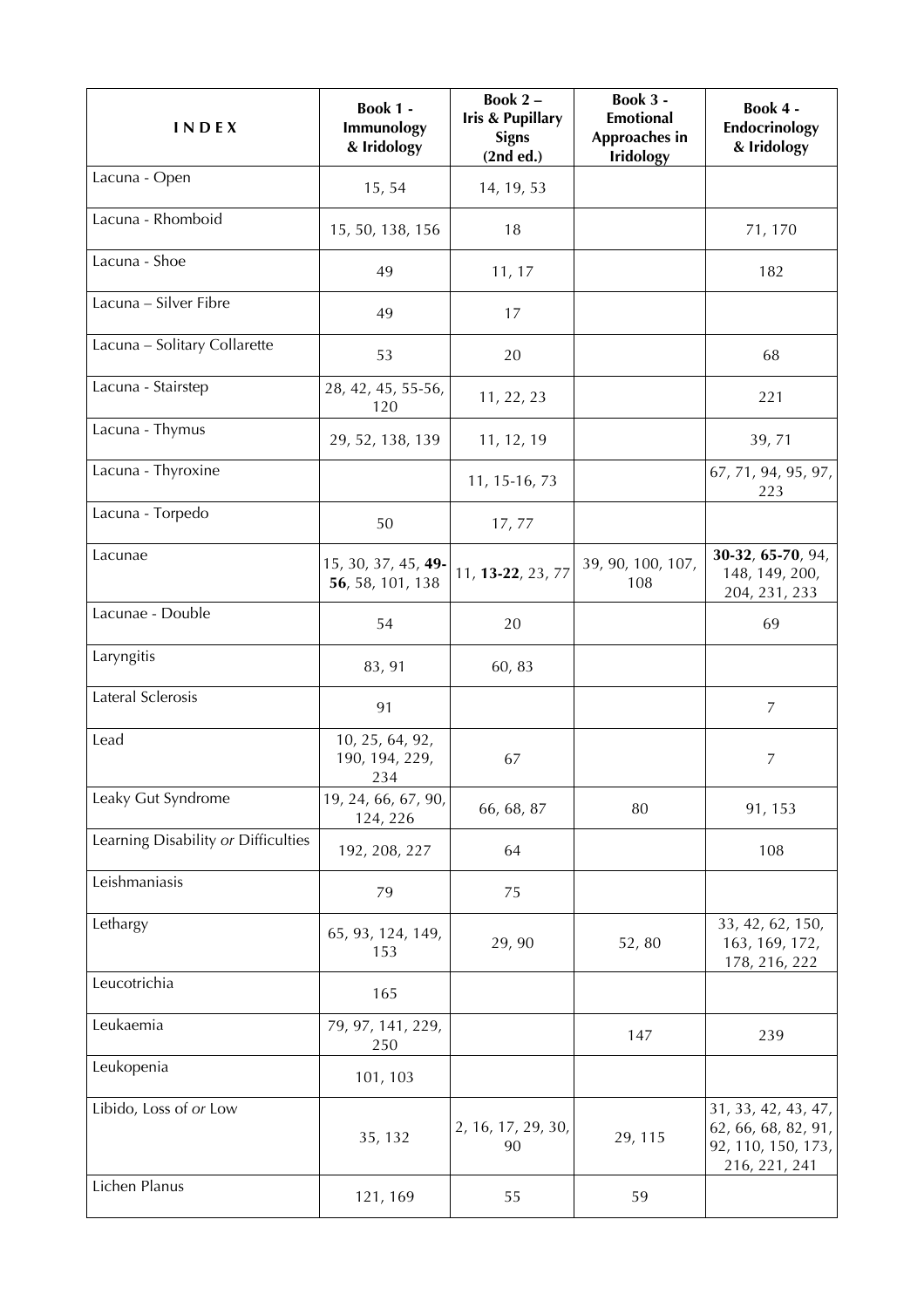| I N D E X | Book 1 - Immunology & Iridology | Book 2 – Iris & Pupillary Signs (2nd ed.) | Book 3 - Emotional Approaches in Iridology | Book 4 - Endocrinology & Iridology |
|---|---|---|---|---|
| Lacuna - Open | 15, 54 | 14, 19, 53 | | |
| Lacuna - Rhomboid | 15, 50, 138, 156 | 18 | | 71, 170 |
| Lacuna - Shoe | 49 | 11, 17 | | 182 |
| Lacuna – Silver Fibre | 49 | 17 | | |
| Lacuna – Solitary Collarette | 53 | 20 | | 68 |
| Lacuna - Stairstep | 28, 42, 45, 55-56, 120 | 11, 22, 23 | | 221 |
| Lacuna - Thymus | 29, 52, 138, 139 | 11, 12, 19 | | 39, 71 |
| Lacuna - Thyroxine | | 11, 15-16, 73 | | 67, 71, 94, 95, 97, 223 |
| Lacuna - Torpedo | 50 | 17, 77 | | |
| Lacunae | 15, 30, 37, 45, **49-56**, 58, 101, 138 | 11, **13-22**, 23, 77 | 39, 90, 100, 107, 108 | **30-32**, **65-70**, 94, 148, 149, 200, 204, 231, 233 |
| Lacunae - Double | 54 | 20 | | 69 |
| Laryngitis | 83, 91 | 60, 83 | | |
| Lateral Sclerosis | 91 | | | 7 |
| Lead | 10, 25, 64, 92, 190, 194, 229, 234 | 67 | | 7 |
| Leaky Gut Syndrome | 19, 24, 66, 67, 90, 124, 226 | 66, 68, 87 | 80 | 91, 153 |
| Learning Disability *or* Difficulties | 192, 208, 227 | 64 | | 108 |
| Leishmaniasis | 79 | 75 | | |
| Lethargy | 65, 93, 124, 149, 153 | 29, 90 | 52, 80 | 33, 42, 62, 150, 163, 169, 172, 178, 216, 222 |
| Leucotrichia | 165 | | | |
| Leukaemia | 79, 97, 141, 229, 250 | | 147 | 239 |
| Leukopenia | 101, 103 | | | |
| Libido, Loss of *or* Low | 35, 132 | 2, 16, 17, 29, 30, 90 | 29, 115 | 31, 33, 42, 43, 47, 62, 66, 68, 82, 91, 92, 110, 150, 173, 216, 221, 241 |
| Lichen Planus | 121, 169 | 55 | 59 | |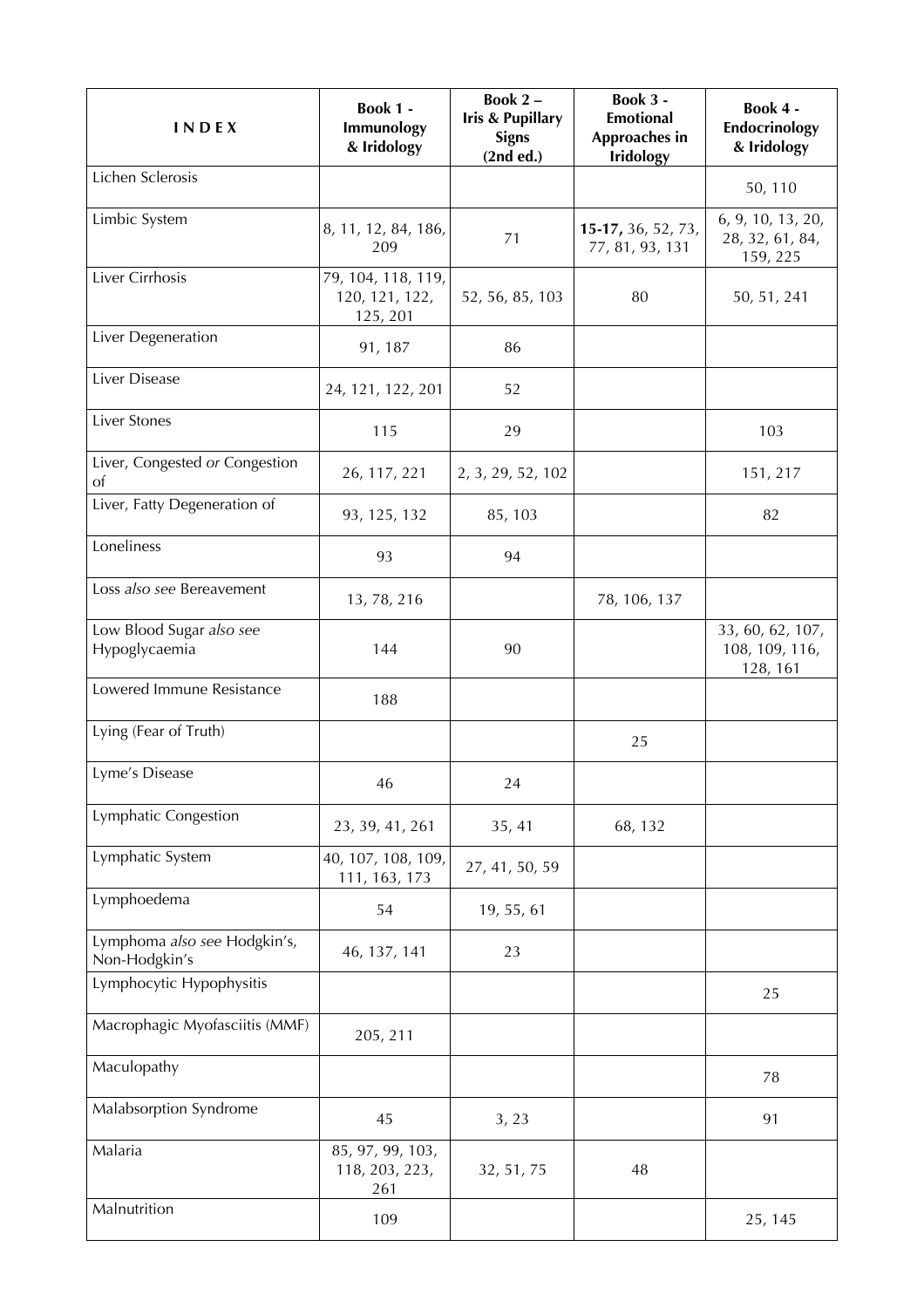| I N D E X | Book 1 - Immunology & Iridology | Book 2 – Iris & Pupillary Signs (2nd ed.) | Book 3 - Emotional Approaches in Iridology | Book 4 - Endocrinology & Iridology |
|---|---|---|---|---|
| Lichen Sclerosis | | | | 50, 110 |
| Limbic System | 8, 11, 12, 84, 186, 209 | 71 | **15-17,** 36, 52, 73, 77, 81, 93, 131 | 6, 9, 10, 13, 20, 28, 32, 61, 84, 159, 225 |
| Liver Cirrhosis | 79, 104, 118, 119, 120, 121, 122, 125, 201 | 52, 56, 85, 103 | 80 | 50, 51, 241 |
| Liver Degeneration | 91, 187 | 86 | | |
| Liver Disease | 24, 121, 122, 201 | 52 | | |
| Liver Stones | 115 | 29 | | 103 |
| Liver, Congested *or* Congestion of | 26, 117, 221 | 2, 3, 29, 52, 102 | | 151, 217 |
| Liver, Fatty Degeneration of | 93, 125, 132 | 85, 103 | | 82 |
| Loneliness | 93 | 94 | | |
| Loss *also see* Bereavement | 13, 78, 216 | | 78, 106, 137 | |
| Low Blood Sugar *also see* Hypoglycaemia | 144 | 90 | | 33, 60, 62, 107, 108, 109, 116, 128, 161 |
| Lowered Immune Resistance | 188 | | | |
| Lying (Fear of Truth) | | | 25 | |
| Lyme's Disease | 46 | 24 | | |
| Lymphatic Congestion | 23, 39, 41, 261 | 35, 41 | 68, 132 | |
| Lymphatic System | 40, 107, 108, 109, 111, 163, 173 | 27, 41, 50, 59 | | |
| Lymphoedema | 54 | 19, 55, 61 | | |
| Lymphoma *also see* Hodgkin's, Non-Hodgkin's | 46, 137, 141 | 23 | | |
| Lymphocytic Hypophysitis | | | | 25 |
| Macrophagic Myofasciitis (MMF) | 205, 211 | | | |
| Maculopathy | | | | 78 |
| Malabsorption Syndrome | 45 | 3, 23 | | 91 |
| Malaria | 85, 97, 99, 103, 118, 203, 223, 261 | 32, 51, 75 | 48 | |
| Malnutrition | 109 | | | 25, 145 |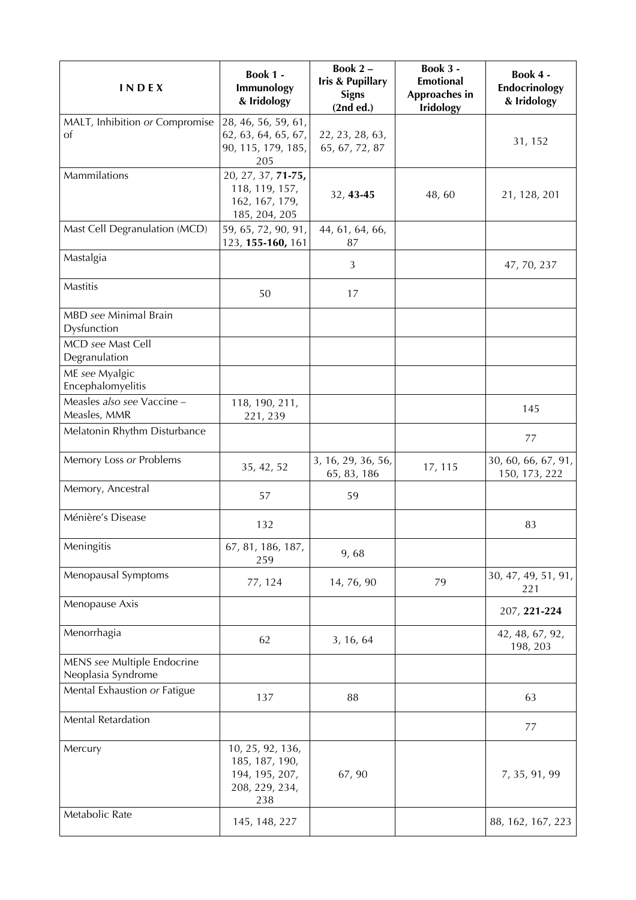| **I N D E X** | **Book 1 - Immunology & Iridology** | **Book 2 – Iris & Pupillary Signs (2nd ed.)** | **Book 3 - Emotional Approaches in Iridology** | **Book 4 - Endocrinology & Iridology** |
|---|---|---|---|---|
| MALT, Inhibition *or* Compromise of | 28, 46, 56, 59, 61, 62, 63, 64, 65, 67, 90, 115, 179, 185, 205 | 22, 23, 28, 63, 65, 67, 72, 87 | | 31, 152 |
| Mammilations | 20, 27, 37, **71-75,** 118, 119, 157, 162, 167, 179, 185, 204, 205 | 32, **43-45** | 48, 60 | 21, 128, 201 |
| Mast Cell Degranulation (MCD) | 59, 65, 72, 90, 91, 123, **155-160,** 161 | 44, 61, 64, 66, 87 | | |
| Mastalgia | | 3 | | 47, 70, 237 |
| Mastitis | 50 | 17 | | |
| MBD *see* Minimal Brain Dysfunction | | | | |
| MCD *see* Mast Cell Degranulation | | | | |
| ME *see* Myalgic Encephalomyelitis | | | | |
| Measles *also see* Vaccine – Measles, MMR | 118, 190, 211, 221, 239 | | | 145 |
| Melatonin Rhythm Disturbance | | | | 77 |
| Memory Loss *or* Problems | 35, 42, 52 | 3, 16, 29, 36, 56, 65, 83, 186 | 17, 115 | 30, 60, 66, 67, 91, 150, 173, 222 |
| Memory, Ancestral | 57 | 59 | | |
| Ménière's Disease | 132 | | | 83 |
| Meningitis | 67, 81, 186, 187, 259 | 9, 68 | | |
| Menopausal Symptoms | 77, 124 | 14, 76, 90 | 79 | 30, 47, 49, 51, 91, 221 |
| Menopause Axis | | | | 207, **221-224** |
| Menorrhagia | 62 | 3, 16, 64 | | 42, 48, 67, 92, 198, 203 |
| MENS *see* Multiple Endocrine Neoplasia Syndrome | | | | |
| Mental Exhaustion *or* Fatigue | 137 | 88 | | 63 |
| Mental Retardation | | | | 77 |
| Mercury | 10, 25, 92, 136, 185, 187, 190, 194, 195, 207, 208, 229, 234, 238 | 67, 90 | | 7, 35, 91, 99 |
| Metabolic Rate | 145, 148, 227 | | | 88, 162, 167, 223 |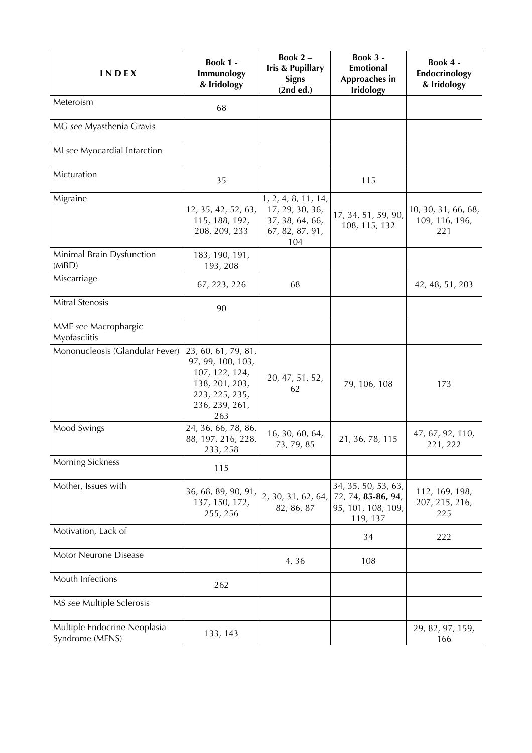| I N D E X | Book 1 - Immunology & Iridology | Book 2 – Iris & Pupillary Signs (2nd ed.) | Book 3 - Emotional Approaches in Iridology | Book 4 - Endocrinology & Iridology |
|---|---|---|---|---|
| Meteroism | 68 | | | |
| MG *see* Myasthenia Gravis | | | | |
| MI *see* Myocardial Infarction | | | | |
| Micturation | 35 | | 115 | |
| Migraine | 12, 35, 42, 52, 63, 115, 188, 192, 208, 209, 233 | 1, 2, 4, 8, 11, 14, 17, 29, 30, 36, 37, 38, 64, 66, 67, 82, 87, 91, 104 | 17, 34, 51, 59, 90, 108, 115, 132 | 10, 30, 31, 66, 68, 109, 116, 196, 221 |
| Minimal Brain Dysfunction (MBD) | 183, 190, 191, 193, 208 | | | |
| Miscarriage | 67, 223, 226 | 68 | | 42, 48, 51, 203 |
| Mitral Stenosis | 90 | | | |
| MMF *see* Macrophargic Myofasciitis | | | | |
| Mononucleosis (Glandular Fever) | 23, 60, 61, 79, 81, 97, 99, 100, 103, 107, 122, 124, 138, 201, 203, 223, 225, 235, 236, 239, 261, 263 | 20, 47, 51, 52, 62 | 79, 106, 108 | 173 |
| Mood Swings | 24, 36, 66, 78, 86, 88, 197, 216, 228, 233, 258 | 16, 30, 60, 64, 73, 79, 85 | 21, 36, 78, 115 | 47, 67, 92, 110, 221, 222 |
| Morning Sickness | 115 | | | |
| Mother, Issues with | 36, 68, 89, 90, 91, 137, 150, 172, 255, 256 | 2, 30, 31, 62, 64, 82, 86, 87 | 34, 35, 50, 53, 63, 72, 74, **85-86,** 94, 95, 101, 108, 109, 119, 137 | 112, 169, 198, 207, 215, 216, 225 |
| Motivation, Lack of | | | 34 | 222 |
| Motor Neurone Disease | | 4, 36 | 108 | |
| Mouth Infections | 262 | | | |
| MS *see* Multiple Sclerosis | | | | |
| Multiple Endocrine Neoplasia Syndrome (MENS) | 133, 143 | | | 29, 82, 97, 159, 166 |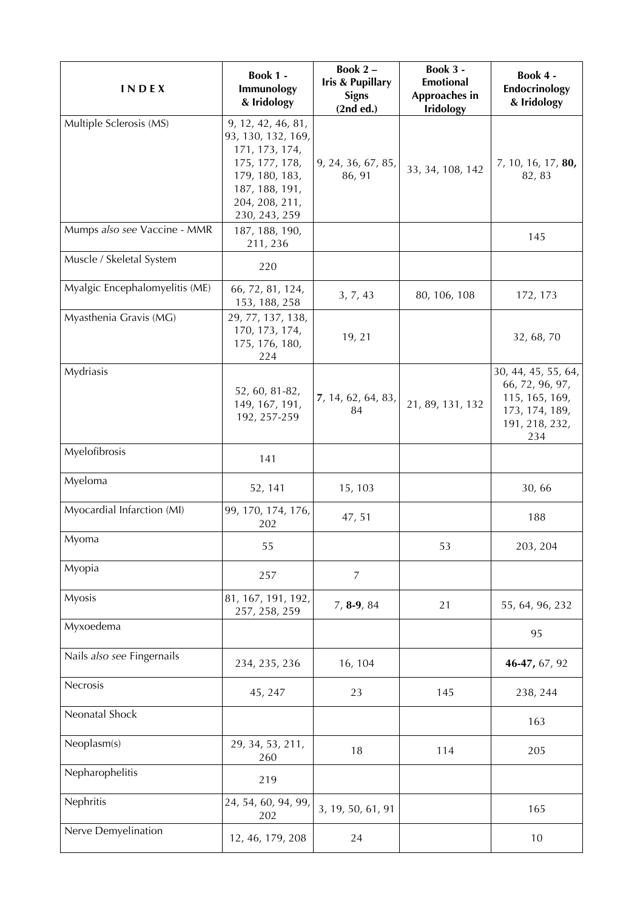| INDEX | Book 1 - Immunology & Iridology | Book 2 – Iris & Pupillary Signs (2nd ed.) | Book 3 - Emotional Approaches in Iridology | Book 4 - Endocrinology & Iridology |
|---|---|---|---|---|
| Multiple Sclerosis (MS) | 9, 12, 42, 46, 81, 93, 130, 132, 169, 171, 173, 174, 175, 177, 178, 179, 180, 183, 187, 188, 191, 204, 208, 211, 230, 243, 259 | 9, 24, 36, 67, 85, 86, 91 | 33, 34, 108, 142 | 7, 10, 16, 17, **80,** 82, 83 |
| Mumps *also see* Vaccine - MMR | 187, 188, 190, 211, 236 | | | 145 |
| Muscle / Skeletal System | 220 | | | |
| Myalgic Encephalomyelitis (ME) | 66, 72, 81, 124, 153, 188, 258 | 3, 7, 43 | 80, 106, 108 | 172, 173 |
| Myasthenia Gravis (MG) | 29, 77, 137, 138, 170, 173, 174, 175, 176, 180, 224 | 19, 21 | | 32, 68, 70 |
| Mydriasis | 52, 60, 81-82, 149, 167, 191, 192, 257-259 | **7**, 14, 62, 64, 83, 84 | 21, 89, 131, 132 | 30, 44, 45, 55, 64, 66, 72, 96, 97, 115, 165, 169, 173, 174, 189, 191, 218, 232, 234 |
| Myelofibrosis | 141 | | | |
| Myeloma | 52, 141 | 15, 103 | | 30, 66 |
| Myocardial Infarction (MI) | 99, 170, 174, 176, 202 | 47, 51 | | 188 |
| Myoma | 55 | | 53 | 203, 204 |
| Myopia | 257 | 7 | | |
| Myosis | 81, 167, 191, 192, 257, 258, 259 | 7, **8-9**, 84 | 21 | 55, 64, 96, 232 |
| Myxoedema | | | | 95 |
| Nails *also see* Fingernails | 234, 235, 236 | 16, 104 | | **46-47,** 67, 92 |
| Necrosis | 45, 247 | 23 | 145 | 238, 244 |
| Neonatal Shock | | | | 163 |
| Neoplasm(s) | 29, 34, 53, 211, 260 | 18 | 114 | 205 |
| Nepharophelitis | 219 | | | |
| Nephritis | 24, 54, 60, 94, 99, 202 | 3, 19, 50, 61, 91 | | 165 |
| Nerve Demyelination | 12, 46, 179, 208 | 24 | | 10 |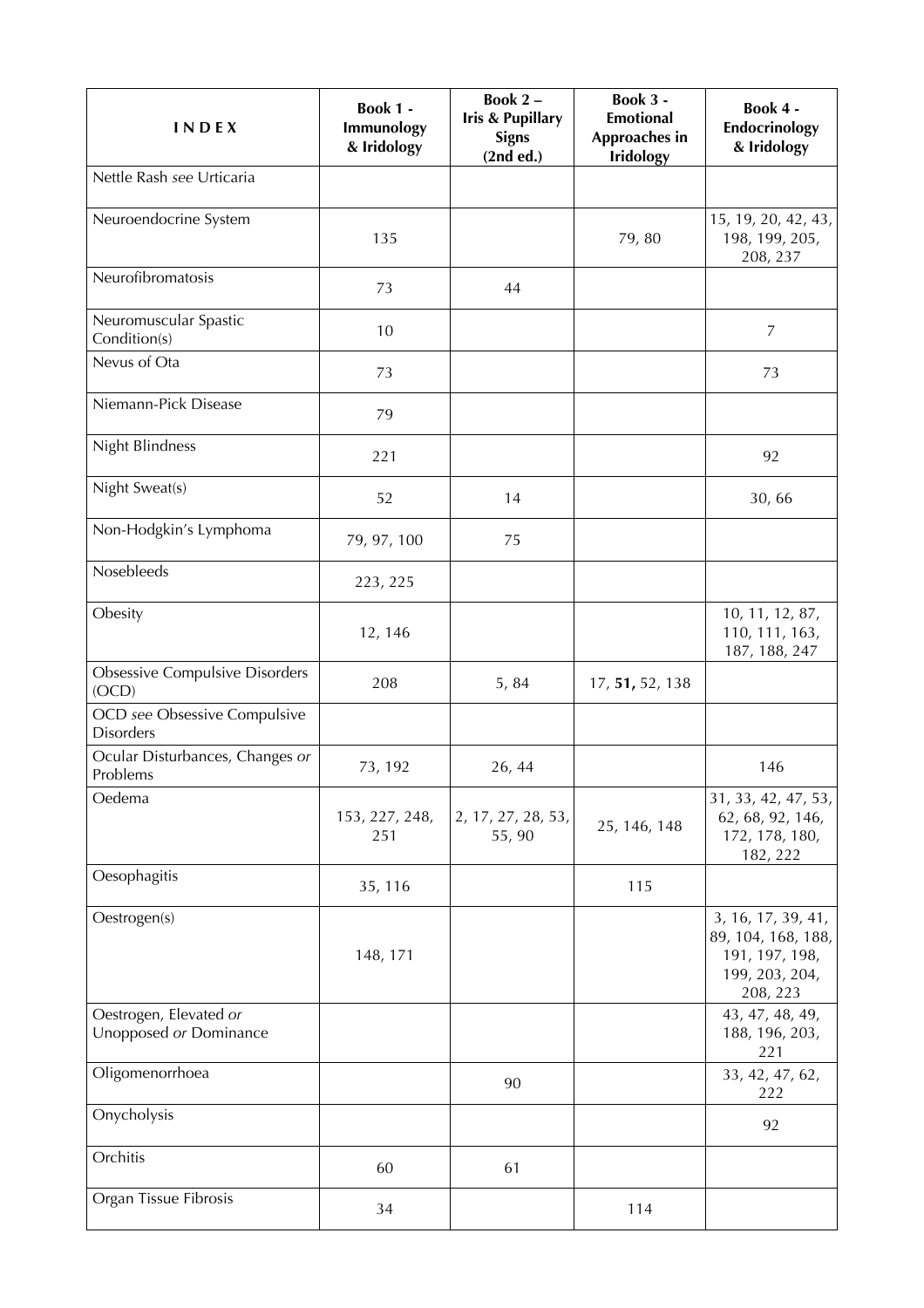| I N D E X | Book 1 - Immunology & Iridology | Book 2 – Iris & Pupillary Signs (2nd ed.) | Book 3 - Emotional Approaches in Iridology | Book 4 - Endocrinology & Iridology |
|---|---|---|---|---|
| Nettle Rash *see* Urticaria | | | | |
| Neuroendocrine System | 135 | | 79, 80 | 15, 19, 20, 42, 43, 198, 199, 205, 208, 237 |
| Neurofibromatosis | 73 | 44 | | |
| Neuromuscular Spastic Condition(s) | 10 | | | 7 |
| Nevus of Ota | 73 | | | 73 |
| Niemann-Pick Disease | 79 | | | |
| Night Blindness | 221 | | | 92 |
| Night Sweat(s) | 52 | 14 | | 30, 66 |
| Non-Hodgkin's Lymphoma | 79, 97, 100 | 75 | | |
| Nosebleeds | 223, 225 | | | |
| Obesity | 12, 146 | | | 10, 11, 12, 87, 110, 111, 163, 187, 188, 247 |
| Obsessive Compulsive Disorders (OCD) | 208 | 5, 84 | 17, **51,** 52, 138 | |
| OCD *see* Obsessive Compulsive Disorders | | | | |
| Ocular Disturbances, Changes *or* Problems | 73, 192 | 26, 44 | | 146 |
| Oedema | 153, 227, 248, 251 | 2, 17, 27, 28, 53, 55, 90 | 25, 146, 148 | 31, 33, 42, 47, 53, 62, 68, 92, 146, 172, 178, 180, 182, 222 |
| Oesophagitis | 35, 116 | | 115 | |
| Oestrogen(s) | 148, 171 | | | 3, 16, 17, 39, 41, 89, 104, 168, 188, 191, 197, 198, 199, 203, 204, 208, 223 |
| Oestrogen, Elevated *or* Unopposed *or* Dominance | | | | 43, 47, 48, 49, 188, 196, 203, 221 |
| Oligomenorrhoea | | 90 | | 33, 42, 47, 62, 222 |
| Onycholysis | | | | 92 |
| Orchitis | 60 | 61 | | |
| Organ Tissue Fibrosis | 34 | | 114 | |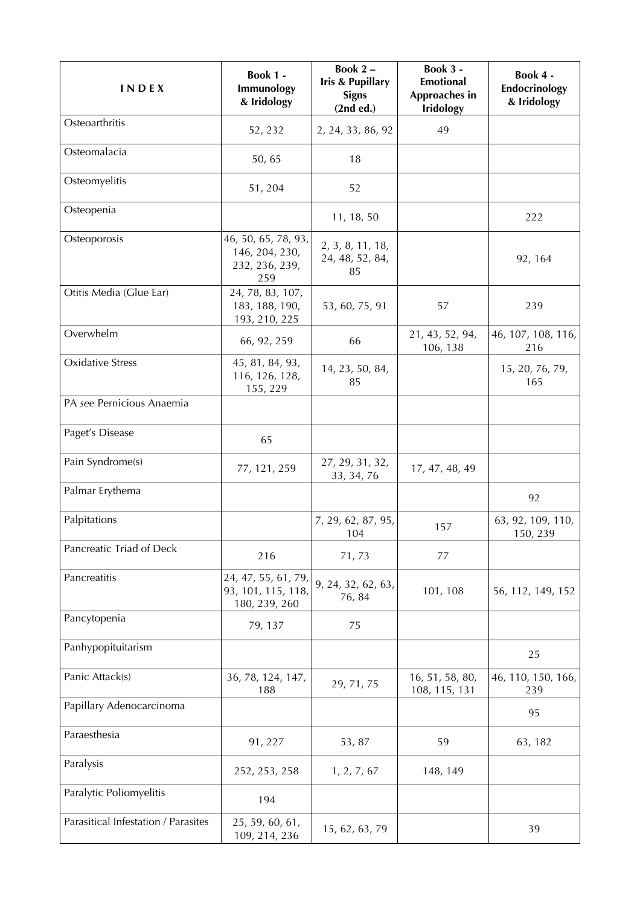| INDEX | Book 1 - Immunology & Iridology | Book 2 – Iris & Pupillary Signs (2nd ed.) | Book 3 - Emotional Approaches in Iridology | Book 4 - Endocrinology & Iridology |
|---|---|---|---|---|
| Osteoarthritis | 52, 232 | 2, 24, 33, 86, 92 | 49 | |
| Osteomalacia | 50, 65 | 18 | | |
| Osteomyelitis | 51, 204 | 52 | | |
| Osteopenia | | 11, 18, 50 | | 222 |
| Osteoporosis | 46, 50, 65, 78, 93, 146, 204, 230, 232, 236, 239, 259 | 2, 3, 8, 11, 18, 24, 48, 52, 84, 85 | | 92, 164 |
| Otitis Media (Glue Ear) | 24, 78, 83, 107, 183, 188, 190, 193, 210, 225 | 53, 60, 75, 91 | 57 | 239 |
| Overwhelm | 66, 92, 259 | 66 | 21, 43, 52, 94, 106, 138 | 46, 107, 108, 116, 216 |
| Oxidative Stress | 45, 81, 84, 93, 116, 126, 128, 155, 229 | 14, 23, 50, 84, 85 | | 15, 20, 76, 79, 165 |
| PA *see* Pernicious Anaemia | | | | |
| Paget's Disease | 65 | | | |
| Pain Syndrome(s) | 77, 121, 259 | 27, 29, 31, 32, 33, 34, 76 | 17, 47, 48, 49 | |
| Palmar Erythema | | | | 92 |
| Palpitations | | 7, 29, 62, 87, 95, 104 | 157 | 63, 92, 109, 110, 150, 239 |
| Pancreatic Triad of Deck | 216 | 71, 73 | 77 | |
| Pancreatitis | 24, 47, 55, 61, 79, 93, 101, 115, 118, 180, 239, 260 | 9, 24, 32, 62, 63, 76, 84 | 101, 108 | 56, 112, 149, 152 |
| Pancytopenia | 79, 137 | 75 | | |
| Panhypopituitarism | | | | 25 |
| Panic Attack(s) | 36, 78, 124, 147, 188 | 29, 71, 75 | 16, 51, 58, 80, 108, 115, 131 | 46, 110, 150, 166, 239 |
| Papillary Adenocarcinoma | | | | 95 |
| Paraesthesia | 91, 227 | 53, 87 | 59 | 63, 182 |
| Paralysis | 252, 253, 258 | 1, 2, 7, 67 | 148, 149 | |
| Paralytic Poliomyelitis | 194 | | | |
| Parasitical Infestation / Parasites | 25, 59, 60, 61, 109, 214, 236 | 15, 62, 63, 79 | | 39 |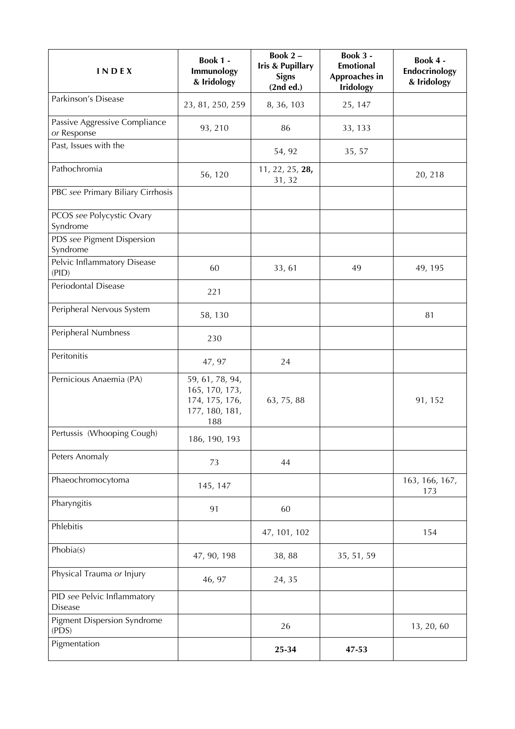| INDEX | Book 1 - Immunology & Iridology | Book 2 – Iris & Pupillary Signs (2nd ed.) | Book 3 - Emotional Approaches in Iridology | Book 4 - Endocrinology & Iridology |
|---|---|---|---|---|
| Parkinson's Disease | 23, 81, 250, 259 | 8, 36, 103 | 25, 147 | |
| Passive Aggressive Compliance *or* Response | 93, 210 | 86 | 33, 133 | |
| Past, Issues with the | | 54, 92 | 35, 57 | |
| Pathochromia | 56, 120 | 11, 22, 25, **28**, 31, 32 | | 20, 218 |
| PBC *see* Primary Biliary Cirrhosis | | | | |
| PCOS *see* Polycystic Ovary Syndrome | | | | |
| PDS *see* Pigment Dispersion Syndrome | | | | |
| Pelvic Inflammatory Disease (PID) | 60 | 33, 61 | 49 | 49, 195 |
| Periodontal Disease | 221 | | | |
| Peripheral Nervous System | 58, 130 | | | 81 |
| Peripheral Numbness | 230 | | | |
| Peritonitis | 47, 97 | 24 | | |
| Pernicious Anaemia (PA) | 59, 61, 78, 94, 165, 170, 173, 174, 175, 176, 177, 180, 181, 188 | 63, 75, 88 | | 91, 152 |
| Pertussis (Whooping Cough) | 186, 190, 193 | | | |
| Peters Anomaly | 73 | 44 | | |
| Phaeochromocytoma | 145, 147 | | | 163, 166, 167, 173 |
| Pharyngitis | 91 | 60 | | |
| Phlebitis | | 47, 101, 102 | | 154 |
| Phobia(s) | 47, 90, 198 | 38, 88 | 35, 51, 59 | |
| Physical Trauma *or* Injury | 46, 97 | 24, 35 | | |
| PID *see* Pelvic Inflammatory Disease | | | | |
| Pigment Dispersion Syndrome (PDS) | | 26 | | 13, 20, 60 |
| Pigmentation | | **25-34** | **47-53** | |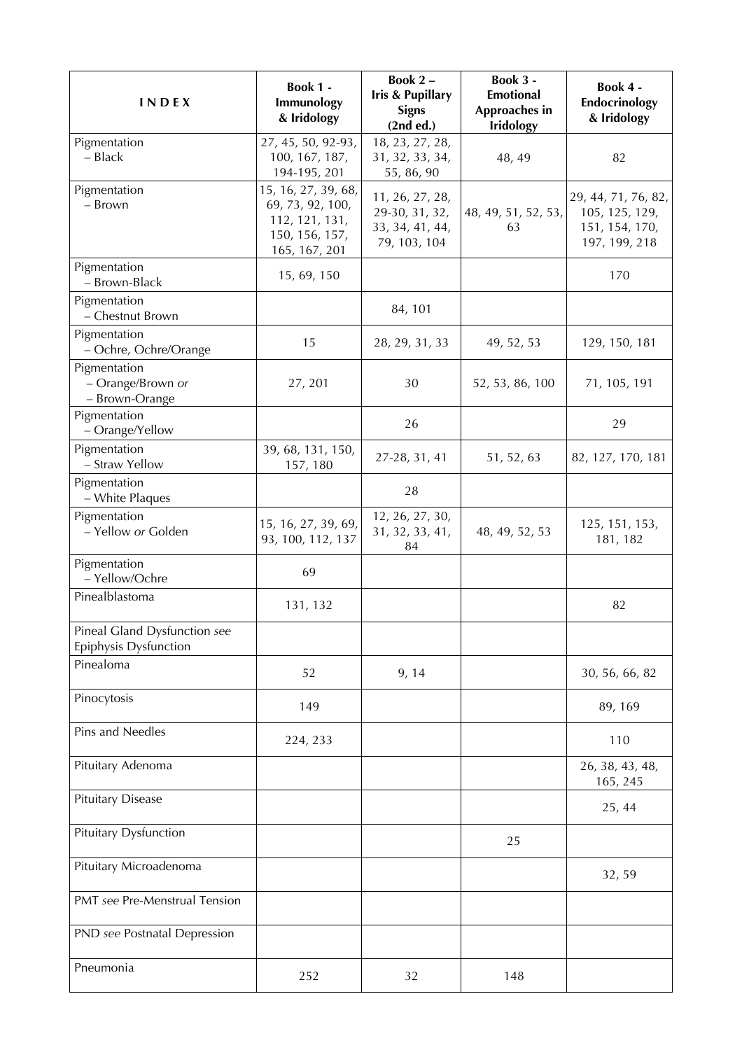| INDEX | Book 1 - Immunology & Iridology | Book 2 – Iris & Pupillary Signs (2nd ed.) | Book 3 - Emotional Approaches in Iridology | Book 4 - Endocrinology & Iridology |
|---|---|---|---|---|
| Pigmentation – Black | 27, 45, 50, 92-93, 100, 167, 187, 194-195, 201 | 18, 23, 27, 28, 31, 32, 33, 34, 55, 86, 90 | 48, 49 | 82 |
| Pigmentation – Brown | 15, 16, 27, 39, 68, 69, 73, 92, 100, 112, 121, 131, 150, 156, 157, 165, 167, 201 | 11, 26, 27, 28, 29-30, 31, 32, 33, 34, 41, 44, 79, 103, 104 | 48, 49, 51, 52, 53, 63 | 29, 44, 71, 76, 82, 105, 125, 129, 151, 154, 170, 197, 199, 218 |
| Pigmentation – Brown-Black | 15, 69, 150 | | | 170 |
| Pigmentation – Chestnut Brown | | 84, 101 | | |
| Pigmentation – Ochre, Ochre/Orange | 15 | 28, 29, 31, 33 | 49, 52, 53 | 129, 150, 181 |
| Pigmentation – Orange/Brown *or* – Brown-Orange | 27, 201 | 30 | 52, 53, 86, 100 | 71, 105, 191 |
| Pigmentation – Orange/Yellow | | 26 | | 29 |
| Pigmentation – Straw Yellow | 39, 68, 131, 150, 157, 180 | 27-28, 31, 41 | 51, 52, 63 | 82, 127, 170, 181 |
| Pigmentation – White Plaques | | 28 | | |
| Pigmentation – Yellow *or* Golden | 15, 16, 27, 39, 69, 93, 100, 112, 137 | 12, 26, 27, 30, 31, 32, 33, 41, 84 | 48, 49, 52, 53 | 125, 151, 153, 181, 182 |
| Pigmentation – Yellow/Ochre | 69 | | | |
| Pinealblastoma | 131, 132 | | | 82 |
| Pineal Gland Dysfunction *see* Epiphysis Dysfunction | | | | |
| Pinealoma | 52 | 9, 14 | | 30, 56, 66, 82 |
| Pinocytosis | 149 | | | 89, 169 |
| Pins and Needles | 224, 233 | | | 110 |
| Pituitary Adenoma | | | | 26, 38, 43, 48, 165, 245 |
| Pituitary Disease | | | | 25, 44 |
| Pituitary Dysfunction | | | 25 | |
| Pituitary Microadenoma | | | | 32, 59 |
| PMT *see* Pre-Menstrual Tension | | | | |
| PND *see* Postnatal Depression | | | | |
| Pneumonia | 252 | 32 | 148 | |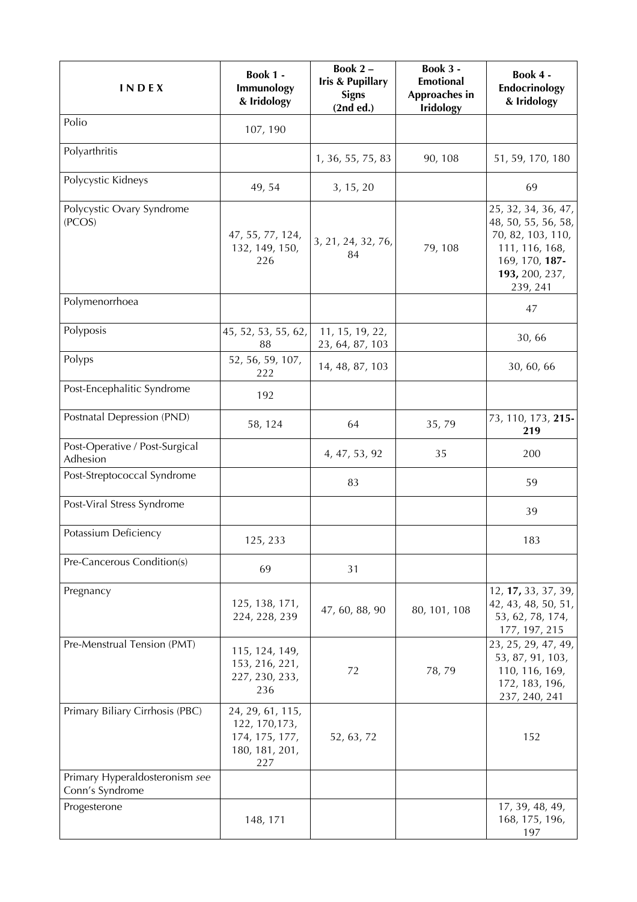| INDEX | Book 1 - Immunology & Iridology | Book 2 – Iris & Pupillary Signs (2nd ed.) | Book 3 - Emotional Approaches in Iridology | Book 4 - Endocrinology & Iridology |
|---|---|---|---|---|
| Polio | 107, 190 | | | |
| Polyarthritis | | 1, 36, 55, 75, 83 | 90, 108 | 51, 59, 170, 180 |
| Polycystic Kidneys | 49, 54 | 3, 15, 20 | | 69 |
| Polycystic Ovary Syndrome (PCOS) | 47, 55, 77, 124, 132, 149, 150, 226 | 3, 21, 24, 32, 76, 84 | 79, 108 | 25, 32, 34, 36, 47, 48, 50, 55, 56, 58, 70, 82, 103, 110, 111, 116, 168, 169, 170, **187-193,** 200, 237, 239, 241 |
| Polymenorrhoea | | | | 47 |
| Polyposis | 45, 52, 53, 55, 62, 88 | 11, 15, 19, 22, 23, 64, 87, 103 | | 30, 66 |
| Polyps | 52, 56, 59, 107, 222 | 14, 48, 87, 103 | | 30, 60, 66 |
| Post-Encephalitic Syndrome | 192 | | | |
| Postnatal Depression (PND) | 58, 124 | 64 | 35, 79 | 73, 110, 173, **215-219** |
| Post-Operative / Post-Surgical Adhesion | | 4, 47, 53, 92 | 35 | 200 |
| Post-Streptococcal Syndrome | | 83 | | 59 |
| Post-Viral Stress Syndrome | | | | 39 |
| Potassium Deficiency | 125, 233 | | | 183 |
| Pre-Cancerous Condition(s) | 69 | 31 | | |
| Pregnancy | 125, 138, 171, 224, 228, 239 | 47, 60, 88, 90 | 80, 101, 108 | 12, **17,** 33, 37, 39, 42, 43, 48, 50, 51, 53, 62, 78, 174, 177, 197, 215 |
| Pre-Menstrual Tension (PMT) | 115, 124, 149, 153, 216, 221, 227, 230, 233, 236 | 72 | 78, 79 | 23, 25, 29, 47, 49, 53, 87, 91, 103, 110, 116, 169, 172, 183, 196, 237, 240, 241 |
| Primary Biliary Cirrhosis (PBC) | 24, 29, 61, 115, 122, 170,173, 174, 175, 177, 180, 181, 201, 227 | 52, 63, 72 | | 152 |
| Primary Hyperaldosteronism *see* Conn's Syndrome | | | | |
| Progesterone | 148, 171 | | | 17, 39, 48, 49, 168, 175, 196, 197 |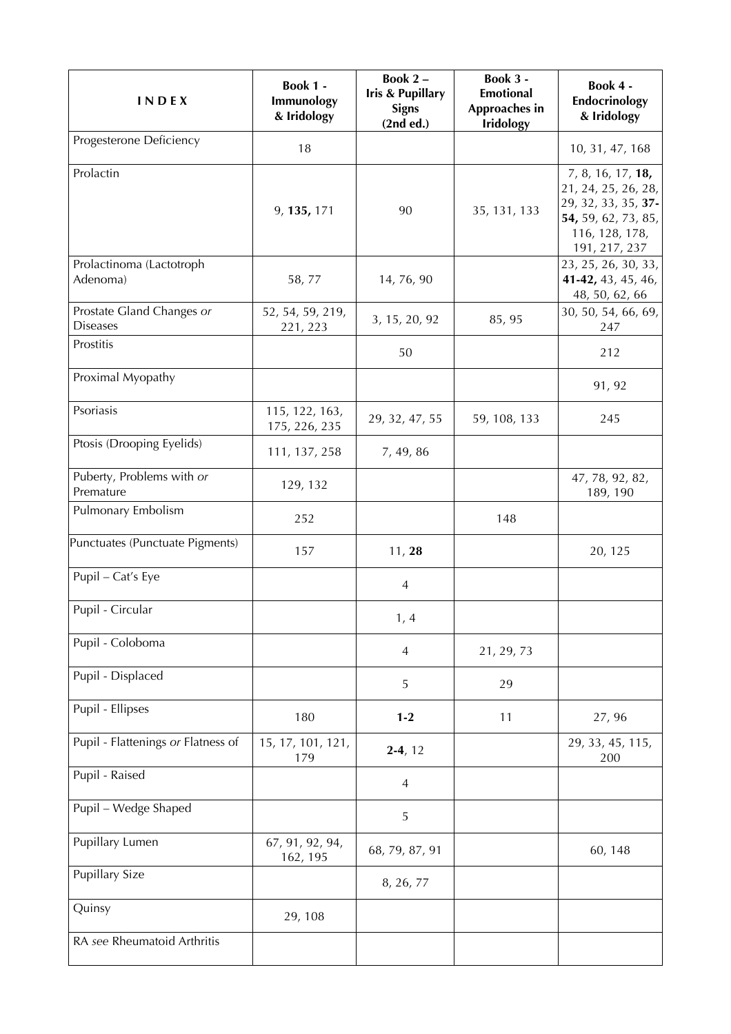| I N D E X | Book 1 - Immunology & Iridology | Book 2 – Iris & Pupillary Signs (2nd ed.) | Book 3 - Emotional Approaches in Iridology | Book 4 - Endocrinology & Iridology |
|---|---|---|---|---|
| Progesterone Deficiency | 18 | | | 10, 31, 47, 168 |
| Prolactin | 9, **135,** 171 | 90 | 35, 131, 133 | 7, 8, 16, 17, **18,** 21, 24, 25, 26, 28, 29, 32, 33, 35, **37-54,** 59, 62, 73, 85, 116, 128, 178, 191, 217, 237 |
| Prolactinoma (Lactotroph Adenoma) | 58, 77 | 14, 76, 90 | | 23, 25, 26, 30, 33, **41-42,** 43, 45, 46, 48, 50, 62, 66 |
| Prostate Gland Changes *or* Diseases | 52, 54, 59, 219, 221, 223 | 3, 15, 20, 92 | 85, 95 | 30, 50, 54, 66, 69, 247 |
| Prostitis | | 50 | | 212 |
| Proximal Myopathy | | | | 91, 92 |
| Psoriasis | 115, 122, 163, 175, 226, 235 | 29, 32, 47, 55 | 59, 108, 133 | 245 |
| Ptosis (Drooping Eyelids) | 111, 137, 258 | 7, 49, 86 | | |
| Puberty, Problems with *or* Premature | 129, 132 | | | 47, 78, 92, 82, 189, 190 |
| Pulmonary Embolism | 252 | | 148 | |
| Punctuates (Punctuate Pigments) | 157 | 11, **28** | | 20, 125 |
| Pupil – Cat's Eye | | 4 | | |
| Pupil - Circular | | 1, 4 | | |
| Pupil - Coloboma | | 4 | 21, 29, 73 | |
| Pupil - Displaced | | 5 | 29 | |
| Pupil - Ellipses | 180 | **1-2** | 11 | 27, 96 |
| Pupil - Flattenings *or* Flatness of | 15, 17, 101, 121, 179 | **2-4**, 12 | | 29, 33, 45, 115, 200 |
| Pupil - Raised | | 4 | | |
| Pupil – Wedge Shaped | | 5 | | |
| Pupillary Lumen | 67, 91, 92, 94, 162, 195 | 68, 79, 87, 91 | | 60, 148 |
| Pupillary Size | | 8, 26, 77 | | |
| Quinsy | 29, 108 | | | |
| RA *see* Rheumatoid Arthritis | | | | |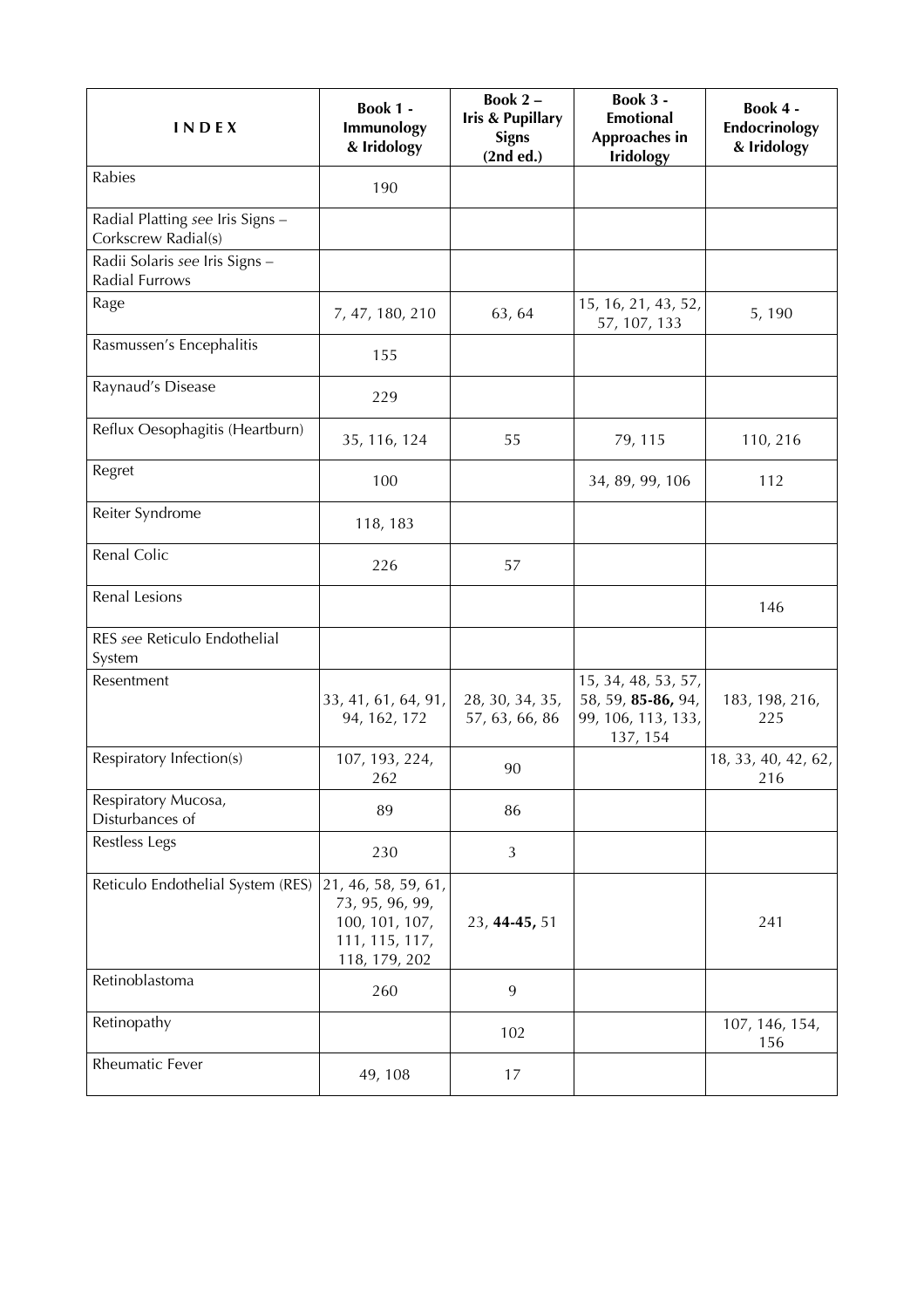| INDEX | Book 1 - Immunology & Iridology | Book 2 – Iris & Pupillary Signs (2nd ed.) | Book 3 - Emotional Approaches in Iridology | Book 4 - Endocrinology & Iridology |
|---|---|---|---|---|
| Rabies | 190 | | | |
| Radial Platting *see* Iris Signs – Corkscrew Radial(s) | | | | |
| Radii Solaris *see* Iris Signs – Radial Furrows | | | | |
| Rage | 7, 47, 180, 210 | 63, 64 | 15, 16, 21, 43, 52, 57, 107, 133 | 5, 190 |
| Rasmussen's Encephalitis | 155 | | | |
| Raynaud's Disease | 229 | | | |
| Reflux Oesophagitis (Heartburn) | 35, 116, 124 | 55 | 79, 115 | 110, 216 |
| Regret | 100 | | 34, 89, 99, 106 | 112 |
| Reiter Syndrome | 118, 183 | | | |
| Renal Colic | 226 | 57 | | |
| Renal Lesions | | | | 146 |
| RES *see* Reticulo Endothelial System | | | | |
| Resentment | 33, 41, 61, 64, 91, 94, 162, 172 | 28, 30, 34, 35, 57, 63, 66, 86 | 15, 34, 48, 53, 57, 58, 59, **85-86,** 94, 99, 106, 113, 133, 137, 154 | 183, 198, 216, 225 |
| Respiratory Infection(s) | 107, 193, 224, 262 | 90 | | 18, 33, 40, 42, 62, 216 |
| Respiratory Mucosa, Disturbances of | 89 | 86 | | |
| Restless Legs | 230 | 3 | | |
| Reticulo Endothelial System (RES) | 21, 46, 58, 59, 61, 73, 95, 96, 99, 100, 101, 107, 111, 115, 117, 118, 179, 202 | 23, **44-45,** 51 | | 241 |
| Retinoblastoma | 260 | 9 | | |
| Retinopathy | | 102 | | 107, 146, 154, 156 |
| Rheumatic Fever | 49, 108 | 17 | | |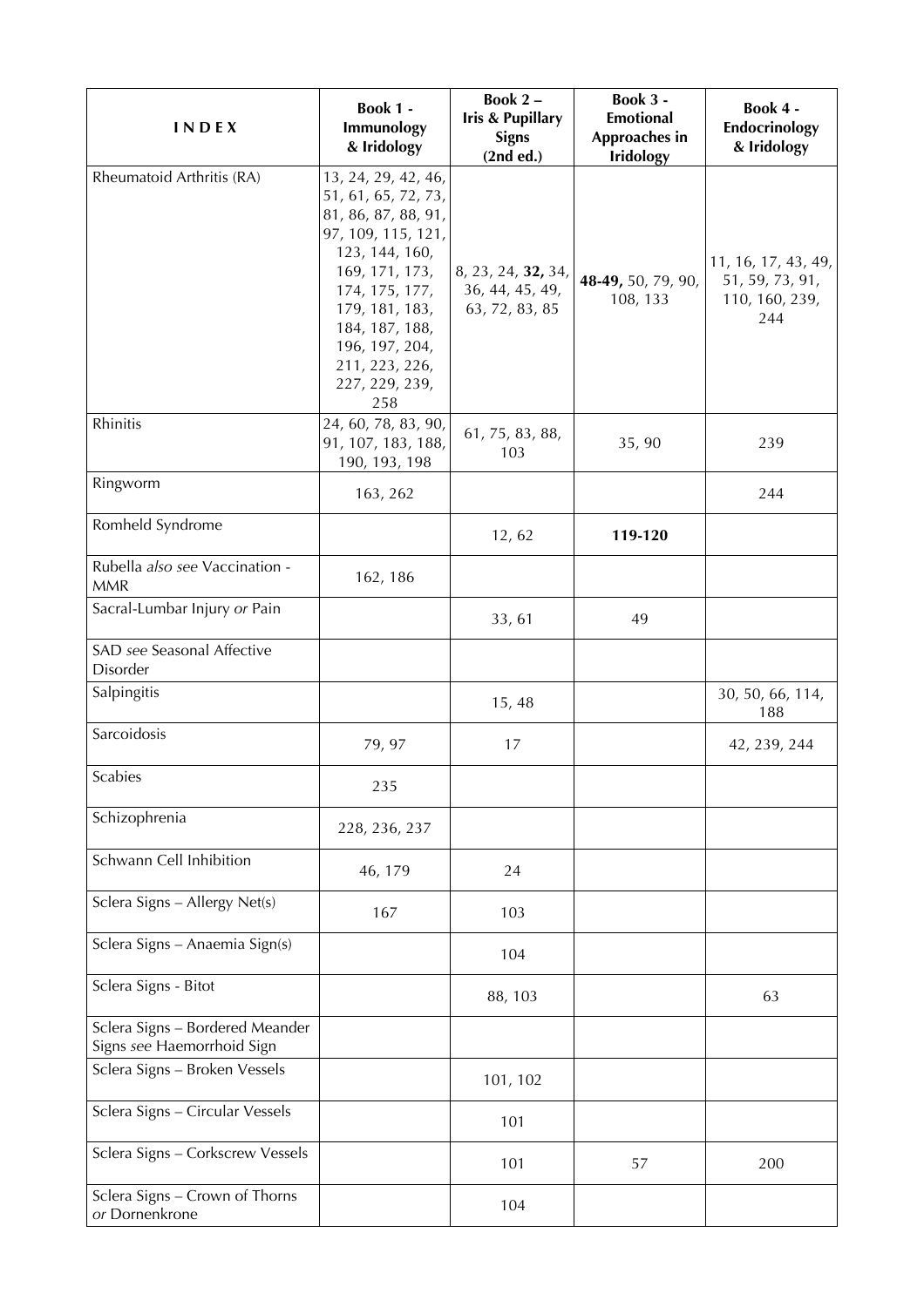| I N D E X | Book 1 - Immunology & Iridology | Book 2 – Iris & Pupillary Signs (2nd ed.) | Book 3 - Emotional Approaches in Iridology | Book 4 - Endocrinology & Iridology |
|---|---|---|---|---|
| Rheumatoid Arthritis (RA) | 13, 24, 29, 42, 46, 51, 61, 65, 72, 73, 81, 86, 87, 88, 91, 97, 109, 115, 121, 123, 144, 160, 169, 171, 173, 174, 175, 177, 179, 181, 183, 184, 187, 188, 196, 197, 204, 211, 223, 226, 227, 229, 239, 258 | 8, 23, 24, **32,** 34, 36, 44, 45, 49, 63, 72, 83, 85 | **48-49,** 50, 79, 90, 108, 133 | 11, 16, 17, 43, 49, 51, 59, 73, 91, 110, 160, 239, 244 |
| Rhinitis | 24, 60, 78, 83, 90, 91, 107, 183, 188, 190, 193, 198 | 61, 75, 83, 88, 103 | 35, 90 | 239 |
| Ringworm | 163, 262 | | | 244 |
| Romheld Syndrome | | 12, 62 | **119-120** | |
| Rubella *also see* Vaccination - MMR | 162, 186 | | | |
| Sacral-Lumbar Injury *or* Pain | | 33, 61 | 49 | |
| SAD *see* Seasonal Affective Disorder | | | | |
| Salpingitis | | 15, 48 | | 30, 50, 66, 114, 188 |
| Sarcoidosis | 79, 97 | 17 | | 42, 239, 244 |
| Scabies | 235 | | | |
| Schizophrenia | 228, 236, 237 | | | |
| Schwann Cell Inhibition | 46, 179 | 24 | | |
| Sclera Signs – Allergy Net(s) | 167 | 103 | | |
| Sclera Signs – Anaemia Sign(s) | | 104 | | |
| Sclera Signs - Bitot | | 88, 103 | | 63 |
| Sclera Signs – Bordered Meander Signs *see* Haemorrhoid Sign | | | | |
| Sclera Signs – Broken Vessels | | 101, 102 | | |
| Sclera Signs – Circular Vessels | | 101 | | |
| Sclera Signs – Corkscrew Vessels | | 101 | 57 | 200 |
| Sclera Signs – Crown of Thorns *or* Dornenkrone | | 104 | | |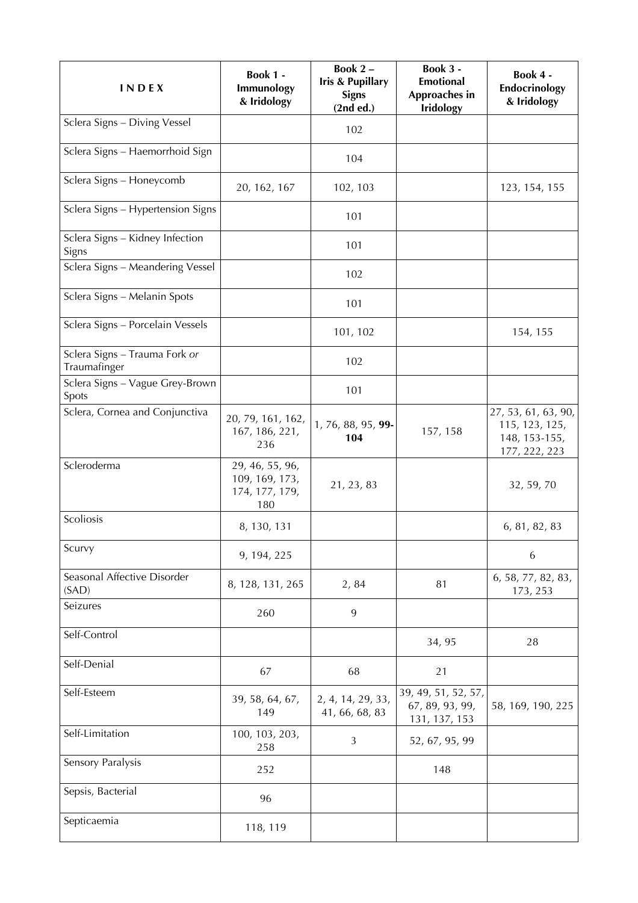| INDEX | Book 1 - Immunology & Iridology | Book 2 – Iris & Pupillary Signs (2nd ed.) | Book 3 - Emotional Approaches in Iridology | Book 4 - Endocrinology & Iridology |
|---|---|---|---|---|
| Sclera Signs – Diving Vessel | | 102 | | |
| Sclera Signs – Haemorrhoid Sign | | 104 | | |
| Sclera Signs – Honeycomb | 20, 162, 167 | 102, 103 | | 123, 154, 155 |
| Sclera Signs – Hypertension Signs | | 101 | | |
| Sclera Signs – Kidney Infection Signs | | 101 | | |
| Sclera Signs – Meandering Vessel | | 102 | | |
| Sclera Signs – Melanin Spots | | 101 | | |
| Sclera Signs – Porcelain Vessels | | 101, 102 | | 154, 155 |
| Sclera Signs – Trauma Fork *or* Traumafinger | | 102 | | |
| Sclera Signs – Vague Grey-Brown Spots | | 101 | | |
| Sclera, Cornea and Conjunctiva | 20, 79, 161, 162, 167, 186, 221, 236 | 1, 76, 88, 95, **99-104** | 157, 158 | 27, 53, 61, 63, 90, 115, 123, 125, 148, 153-155, 177, 222, 223 |
| Scleroderma | 29, 46, 55, 96, 109, 169, 173, 174, 177, 179, 180 | 21, 23, 83 | | 32, 59, 70 |
| Scoliosis | 8, 130, 131 | | | 6, 81, 82, 83 |
| Scurvy | 9, 194, 225 | | | 6 |
| Seasonal Affective Disorder (SAD) | 8, 128, 131, 265 | 2, 84 | 81 | 6, 58, 77, 82, 83, 173, 253 |
| Seizures | 260 | 9 | | |
| Self-Control | | | 34, 95 | 28 |
| Self-Denial | 67 | 68 | 21 | |
| Self-Esteem | 39, 58, 64, 67, 149 | 2, 4, 14, 29, 33, 41, 66, 68, 83 | 39, 49, 51, 52, 57, 67, 89, 93, 99, 131, 137, 153 | 58, 169, 190, 225 |
| Self-Limitation | 100, 103, 203, 258 | 3 | 52, 67, 95, 99 | |
| Sensory Paralysis | 252 | | 148 | |
| Sepsis, Bacterial | 96 | | | |
| Septicaemia | 118, 119 | | | |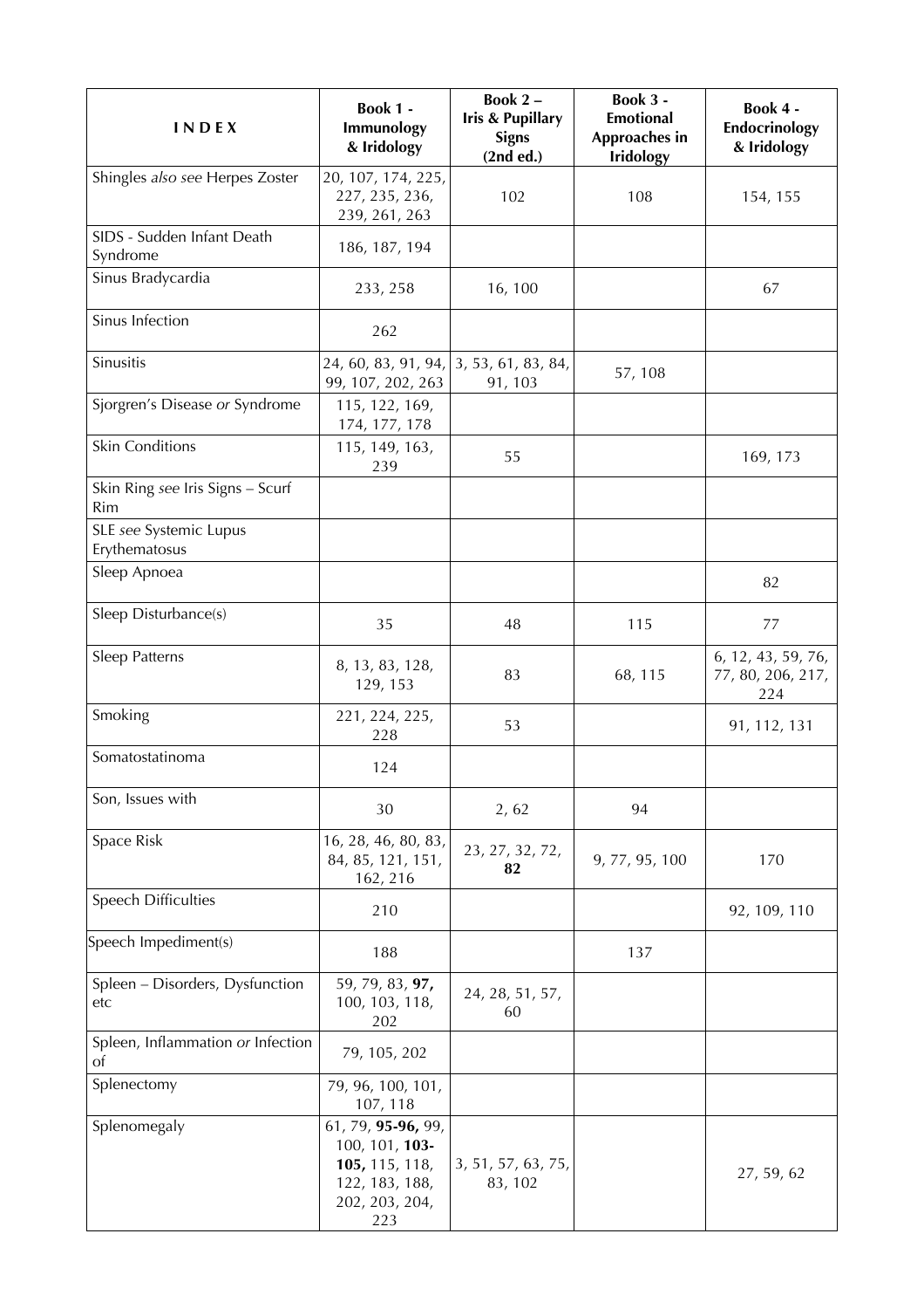| INDEX | Book 1 - Immunology & Iridology | Book 2 – Iris & Pupillary Signs (2nd ed.) | Book 3 - Emotional Approaches in Iridology | Book 4 - Endocrinology & Iridology |
|---|---|---|---|---|
| Shingles *also see* Herpes Zoster | 20, 107, 174, 225, 227, 235, 236, 239, 261, 263 | 102 | 108 | 154, 155 |
| SIDS - Sudden Infant Death Syndrome | 186, 187, 194 | | | |
| Sinus Bradycardia | 233, 258 | 16, 100 | | 67 |
| Sinus Infection | 262 | | | |
| Sinusitis | 24, 60, 83, 91, 94, 99, 107, 202, 263 | 3, 53, 61, 83, 84, 91, 103 | 57, 108 | |
| Sjorgren's Disease *or* Syndrome | 115, 122, 169, 174, 177, 178 | | | |
| Skin Conditions | 115, 149, 163, 239 | 55 | | 169, 173 |
| Skin Ring *see* Iris Signs – Scurf Rim | | | | |
| SLE *see* Systemic Lupus Erythematosus | | | | |
| Sleep Apnoea | | | | 82 |
| Sleep Disturbance(s) | 35 | 48 | 115 | 77 |
| Sleep Patterns | 8, 13, 83, 128, 129, 153 | 83 | 68, 115 | 6, 12, 43, 59, 76, 77, 80, 206, 217, 224 |
| Smoking | 221, 224, 225, 228 | 53 | | 91, 112, 131 |
| Somatostatinoma | 124 | | | |
| Son, Issues with | 30 | 2, 62 | 94 | |
| Space Risk | 16, 28, 46, 80, 83, 84, 85, 121, 151, 162, 216 | 23, 27, 32, 72, **82** | 9, 77, 95, 100 | 170 |
| Speech Difficulties | 210 | | | 92, 109, 110 |
| Speech Impediment(s) | 188 | | 137 | |
| Spleen – Disorders, Dysfunction etc | 59, 79, 83, **97,** 100, 103, 118, 202 | 24, 28, 51, 57, 60 | | |
| Spleen, Inflammation *or* Infection of | 79, 105, 202 | | | |
| Splenectomy | 79, 96, 100, 101, 107, 118 | | | |
| Splenomegaly | 61, 79, **95-96,** 99, 100, 101, **103-105,** 115, 118, 122, 183, 188, 202, 203, 204, 223 | 3, 51, 57, 63, 75, 83, 102 | | 27, 59, 62 |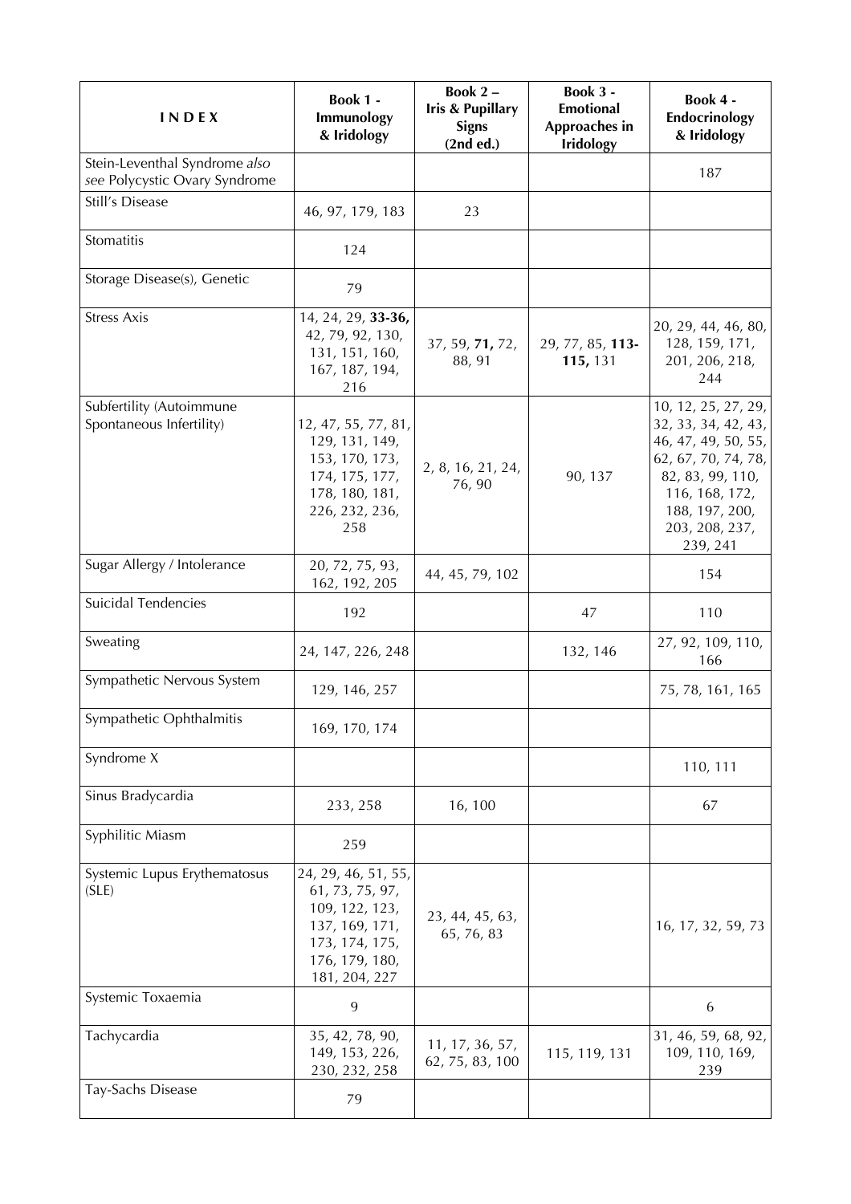| INDEX | Book 1 - Immunology & Iridology | Book 2 – Iris & Pupillary Signs (2nd ed.) | Book 3 - Emotional Approaches in Iridology | Book 4 - Endocrinology & Iridology |
|---|---|---|---|---|
| Stein-Leventhal Syndrome *also see* Polycystic Ovary Syndrome | | | | 187 |
| Still's Disease | 46, 97, 179, 183 | 23 | | |
| Stomatitis | 124 | | | |
| Storage Disease(s), Genetic | 79 | | | |
| Stress Axis | 14, 24, 29, **33-36,** 42, 79, 92, 130, 131, 151, 160, 167, 187, 194, 216 | 37, 59, **71,** 72, 88, 91 | 29, 77, 85, **113-115,** 131 | 20, 29, 44, 46, 80, 128, 159, 171, 201, 206, 218, 244 |
| Subfertility (Autoimmune Spontaneous Infertility) | 12, 47, 55, 77, 81, 129, 131, 149, 153, 170, 173, 174, 175, 177, 178, 180, 181, 226, 232, 236, 258 | 2, 8, 16, 21, 24, 76, 90 | 90, 137 | 10, 12, 25, 27, 29, 32, 33, 34, 42, 43, 46, 47, 49, 50, 55, 62, 67, 70, 74, 78, 82, 83, 99, 110, 116, 168, 172, 188, 197, 200, 203, 208, 237, 239, 241 |
| Sugar Allergy / Intolerance | 20, 72, 75, 93, 162, 192, 205 | 44, 45, 79, 102 | | 154 |
| Suicidal Tendencies | 192 | | 47 | 110 |
| Sweating | 24, 147, 226, 248 | | 132, 146 | 27, 92, 109, 110, 166 |
| Sympathetic Nervous System | 129, 146, 257 | | | 75, 78, 161, 165 |
| Sympathetic Ophthalmitis | 169, 170, 174 | | | |
| Syndrome X | | | | 110, 111 |
| Sinus Bradycardia | 233, 258 | 16, 100 | | 67 |
| Syphilitic Miasm | 259 | | | |
| Systemic Lupus Erythematosus (SLE) | 24, 29, 46, 51, 55, 61, 73, 75, 97, 109, 122, 123, 137, 169, 171, 173, 174, 175, 176, 179, 180, 181, 204, 227 | 23, 44, 45, 63, 65, 76, 83 | | 16, 17, 32, 59, 73 |
| Systemic Toxaemia | 9 | | | 6 |
| Tachycardia | 35, 42, 78, 90, 149, 153, 226, 230, 232, 258 | 11, 17, 36, 57, 62, 75, 83, 100 | 115, 119, 131 | 31, 46, 59, 68, 92, 109, 110, 169, 239 |
| Tay-Sachs Disease | 79 | | | |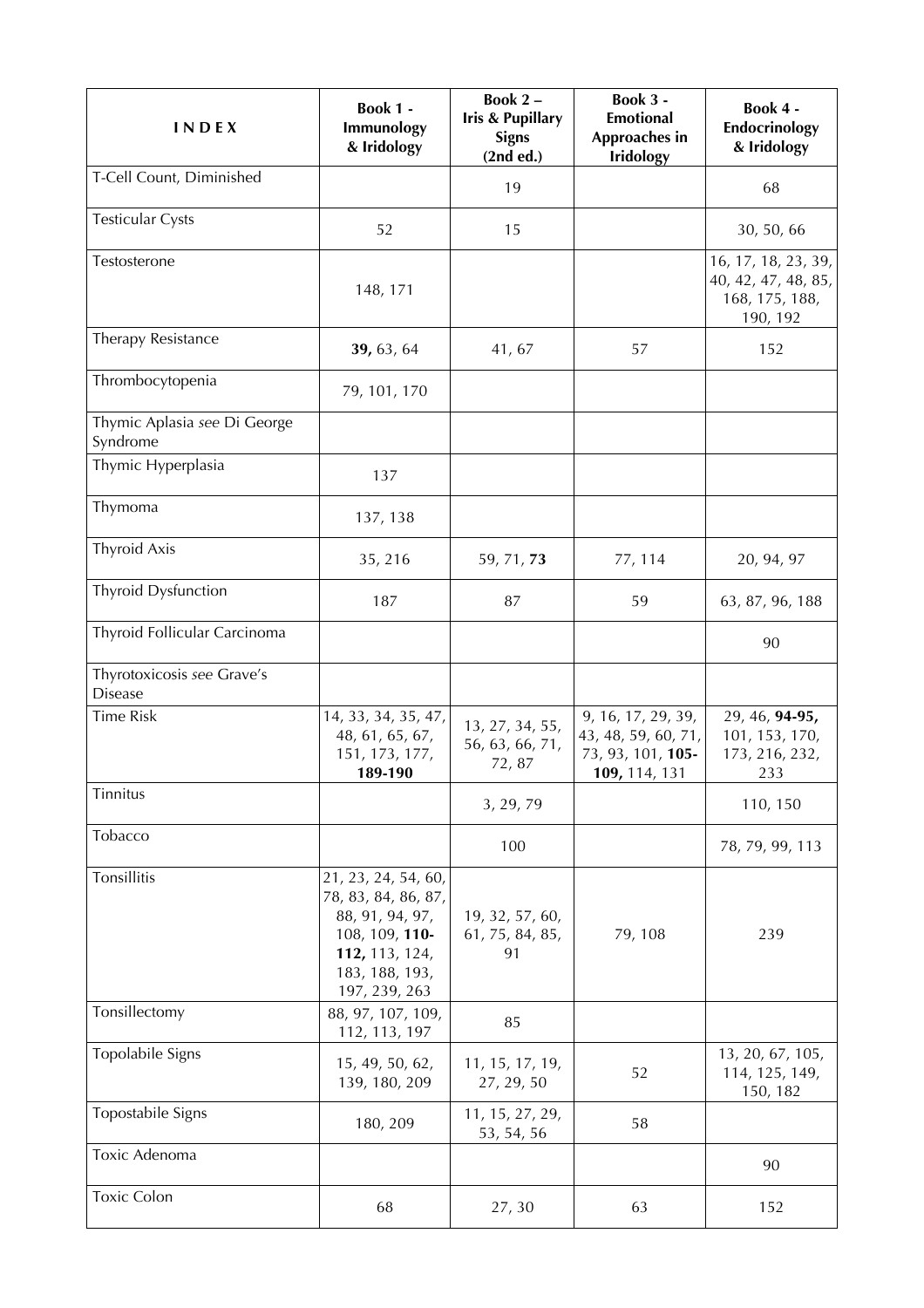| I N D E X | Book 1 - Immunology & Iridology | Book 2 – Iris & Pupillary Signs (2nd ed.) | Book 3 - Emotional Approaches in Iridology | Book 4 - Endocrinology & Iridology |
|---|---|---|---|---|
| T-Cell Count, Diminished | | 19 | | 68 |
| Testicular Cysts | 52 | 15 | | 30, 50, 66 |
| Testosterone | 148, 171 | | | 16, 17, 18, 23, 39, 40, 42, 47, 48, 85, 168, 175, 188, 190, 192 |
| Therapy Resistance | **39,** 63, 64 | 41, 67 | 57 | 152 |
| Thrombocytopenia | 79, 101, 170 | | | |
| Thymic Aplasia *see* Di George Syndrome | | | | |
| Thymic Hyperplasia | 137 | | | |
| Thymoma | 137, 138 | | | |
| Thyroid Axis | 35, 216 | 59, 71, **73** | 77, 114 | 20, 94, 97 |
| Thyroid Dysfunction | 187 | 87 | 59 | 63, 87, 96, 188 |
| Thyroid Follicular Carcinoma | | | | 90 |
| Thyrotoxicosis *see* Grave's Disease | | | | |
| Time Risk | 14, 33, 34, 35, 47, 48, 61, 65, 67, 151, 173, 177, **189-190** | 13, 27, 34, 55, 56, 63, 66, 71, 72, 87 | 9, 16, 17, 29, 39, 43, 48, 59, 60, 71, 73, 93, 101, **105-109,** 114, 131 | 29, 46, **94-95,** 101, 153, 170, 173, 216, 232, 233 |
| Tinnitus | | 3, 29, 79 | | 110, 150 |
| Tobacco | | 100 | | 78, 79, 99, 113 |
| Tonsillitis | 21, 23, 24, 54, 60, 78, 83, 84, 86, 87, 88, 91, 94, 97, 108, 109, **110-112,** 113, 124, 183, 188, 193, 197, 239, 263 | 19, 32, 57, 60, 61, 75, 84, 85, 91 | 79, 108 | 239 |
| Tonsillectomy | 88, 97, 107, 109, 112, 113, 197 | 85 | | |
| Topolabile Signs | 15, 49, 50, 62, 139, 180, 209 | 11, 15, 17, 19, 27, 29, 50 | 52 | 13, 20, 67, 105, 114, 125, 149, 150, 182 |
| Topostabile Signs | 180, 209 | 11, 15, 27, 29, 53, 54, 56 | 58 | |
| Toxic Adenoma | | | | 90 |
| Toxic Colon | 68 | 27, 30 | 63 | 152 |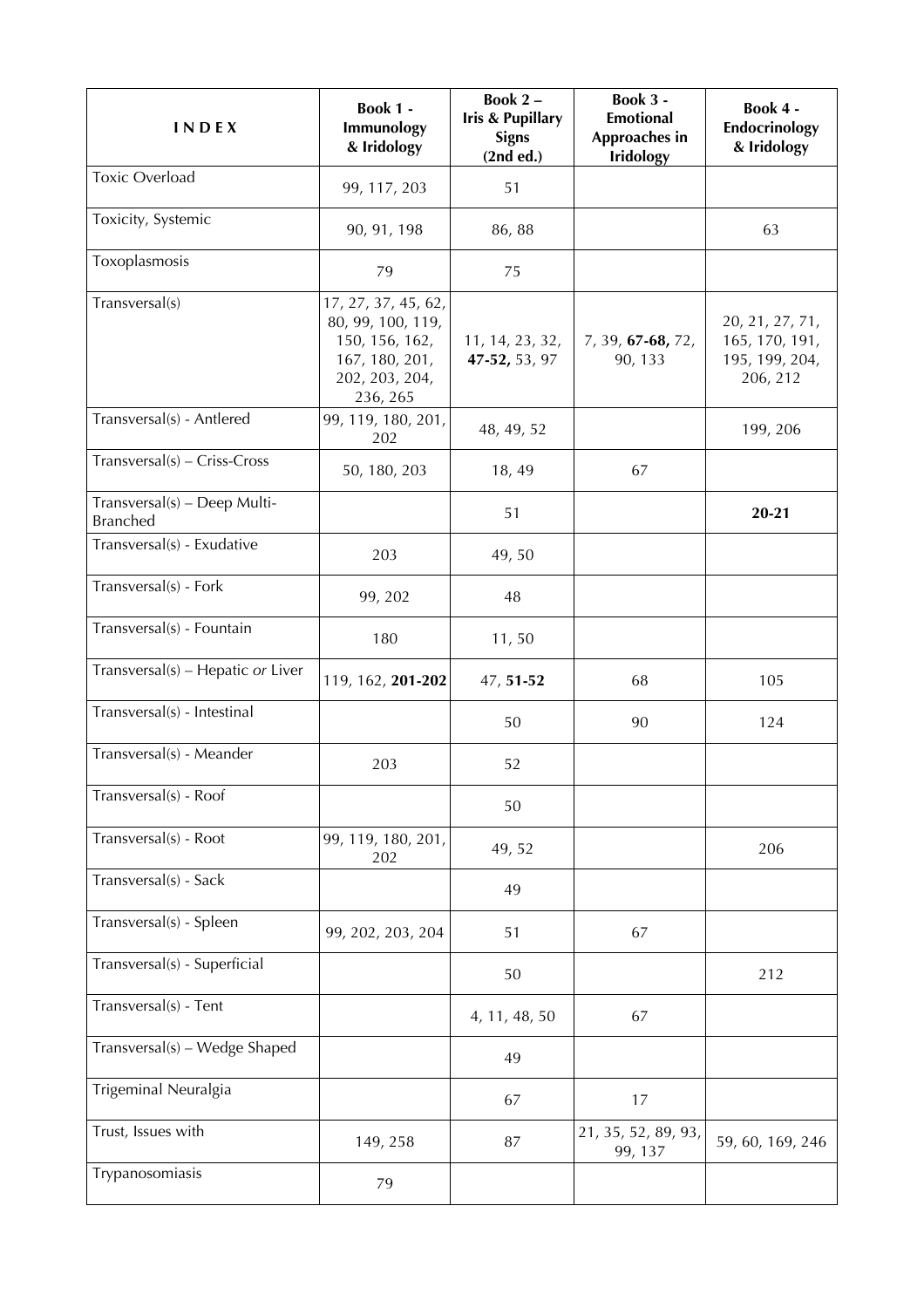| INDEX | Book 1 - Immunology & Iridology | Book 2 – Iris & Pupillary Signs (2nd ed.) | Book 3 - Emotional Approaches in Iridology | Book 4 - Endocrinology & Iridology |
|---|---|---|---|---|
| Toxic Overload | 99, 117, 203 | 51 | | |
| Toxicity, Systemic | 90, 91, 198 | 86, 88 | | 63 |
| Toxoplasmosis | 79 | 75 | | |
| Transversal(s) | 17, 27, 37, 45, 62, 80, 99, 100, 119, 150, 156, 162, 167, 180, 201, 202, 203, 204, 236, 265 | 11, 14, 23, 32, **47-52,** 53, 97 | 7, 39, **67-68,** 72, 90, 133 | 20, 21, 27, 71, 165, 170, 191, 195, 199, 204, 206, 212 |
| Transversal(s) - Antlered | 99, 119, 180, 201, 202 | 48, 49, 52 | | 199, 206 |
| Transversal(s) – Criss-Cross | 50, 180, 203 | 18, 49 | 67 | |
| Transversal(s) – Deep Multi-Branched | | 51 | | **20-21** |
| Transversal(s) - Exudative | 203 | 49, 50 | | |
| Transversal(s) - Fork | 99, 202 | 48 | | |
| Transversal(s) - Fountain | 180 | 11, 50 | | |
| Transversal(s) – Hepatic *or* Liver | 119, 162, **201-202** | 47, **51-52** | 68 | 105 |
| Transversal(s) - Intestinal | | 50 | 90 | 124 |
| Transversal(s) - Meander | 203 | 52 | | |
| Transversal(s) - Roof | | 50 | | |
| Transversal(s) - Root | 99, 119, 180, 201, 202 | 49, 52 | | 206 |
| Transversal(s) - Sack | | 49 | | |
| Transversal(s) - Spleen | 99, 202, 203, 204 | 51 | 67 | |
| Transversal(s) - Superficial | | 50 | | 212 |
| Transversal(s) - Tent | | 4, 11, 48, 50 | 67 | |
| Transversal(s) – Wedge Shaped | | 49 | | |
| Trigeminal Neuralgia | | 67 | 17 | |
| Trust, Issues with | 149, 258 | 87 | 21, 35, 52, 89, 93, 99, 137 | 59, 60, 169, 246 |
| Trypanosomiasis | 79 | | | |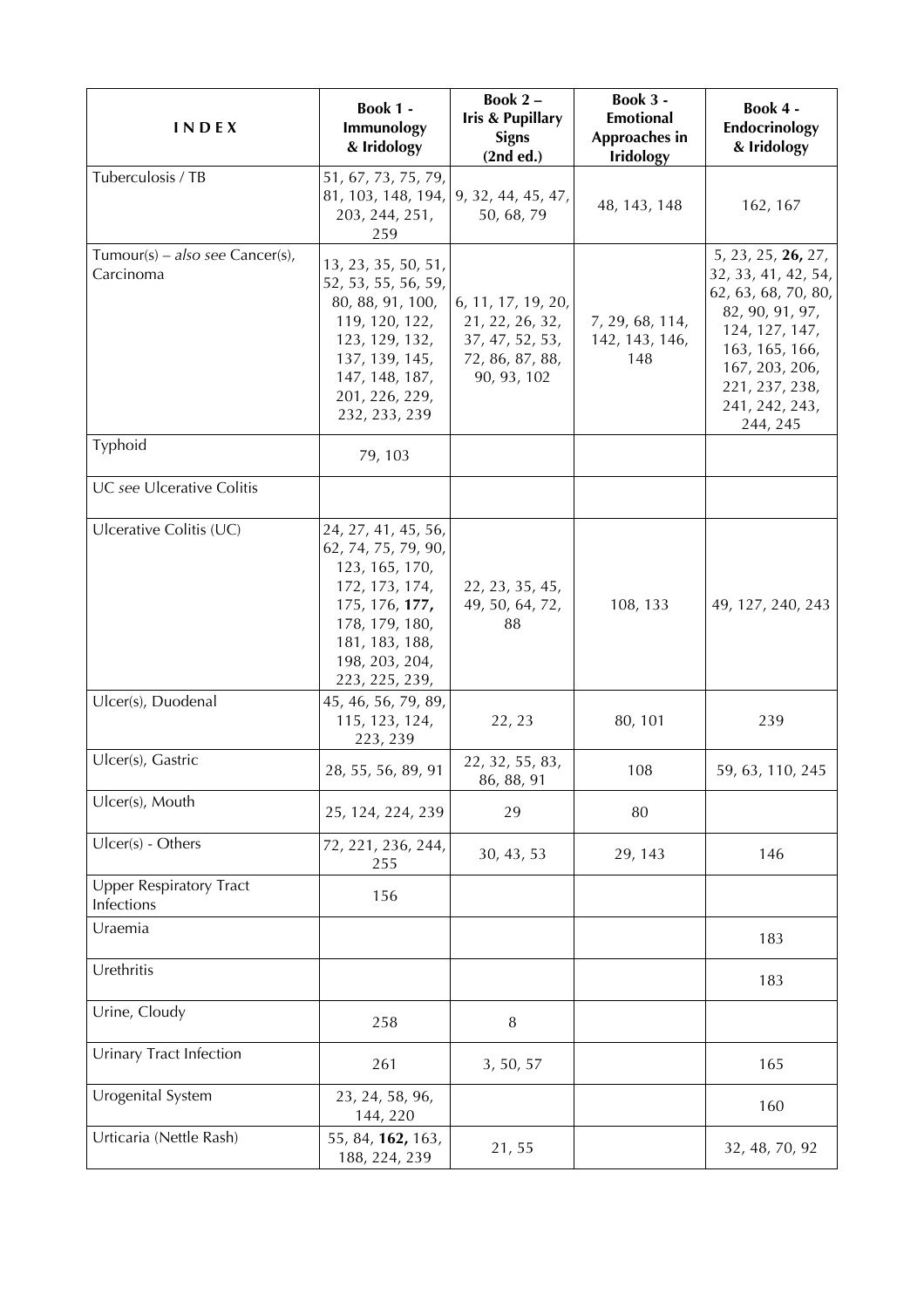| I N D E X | **Book 1 - Immunology & Iridology** | **Book 2 – Iris & Pupillary Signs (2nd ed.)** | **Book 3 - Emotional Approaches in Iridology** | **Book 4 - Endocrinology & Iridology** |
|---|---|---|---|---|
| Tuberculosis / TB | 51, 67, 73, 75, 79, 81, 103, 148, 194, 203, 244, 251, 259 | 9, 32, 44, 45, 47, 50, 68, 79 | 48, 143, 148 | 162, 167 |
| Tumour(s) – *also see* Cancer(s), Carcinoma | 13, 23, 35, 50, 51, 52, 53, 55, 56, 59, 80, 88, 91, 100, 119, 120, 122, 123, 129, 132, 137, 139, 145, 147, 148, 187, 201, 226, 229, 232, 233, 239 | 6, 11, 17, 19, 20, 21, 22, 26, 32, 37, 47, 52, 53, 72, 86, 87, 88, 90, 93, 102 | 7, 29, 68, 114, 142, 143, 146, 148 | 5, 23, 25, **26,** 27, 32, 33, 41, 42, 54, 62, 63, 68, 70, 80, 82, 90, 91, 97, 124, 127, 147, 163, 165, 166, 167, 203, 206, 221, 237, 238, 241, 242, 243, 244, 245 |
| Typhoid | 79, 103 | | | |
| UC *see* Ulcerative Colitis | | | | |
| Ulcerative Colitis (UC) | 24, 27, 41, 45, 56, 62, 74, 75, 79, 90, 123, 165, 170, 172, 173, 174, 175, 176, **177,** 178, 179, 180, 181, 183, 188, 198, 203, 204, 223, 225, 239, | 22, 23, 35, 45, 49, 50, 64, 72, 88 | 108, 133 | 49, 127, 240, 243 |
| Ulcer(s), Duodenal | 45, 46, 56, 79, 89, 115, 123, 124, 223, 239 | 22, 23 | 80, 101 | 239 |
| Ulcer(s), Gastric | 28, 55, 56, 89, 91 | 22, 32, 55, 83, 86, 88, 91 | 108 | 59, 63, 110, 245 |
| Ulcer(s), Mouth | 25, 124, 224, 239 | 29 | 80 | |
| Ulcer(s) - Others | 72, 221, 236, 244, 255 | 30, 43, 53 | 29, 143 | 146 |
| Upper Respiratory Tract Infections | 156 | | | |
| Uraemia | | | | 183 |
| Urethritis | | | | 183 |
| Urine, Cloudy | 258 | 8 | | |
| Urinary Tract Infection | 261 | 3, 50, 57 | | 165 |
| Urogenital System | 23, 24, 58, 96, 144, 220 | | | 160 |
| Urticaria (Nettle Rash) | 55, 84, **162,** 163, 188, 224, 239 | 21, 55 | | 32, 48, 70, 92 |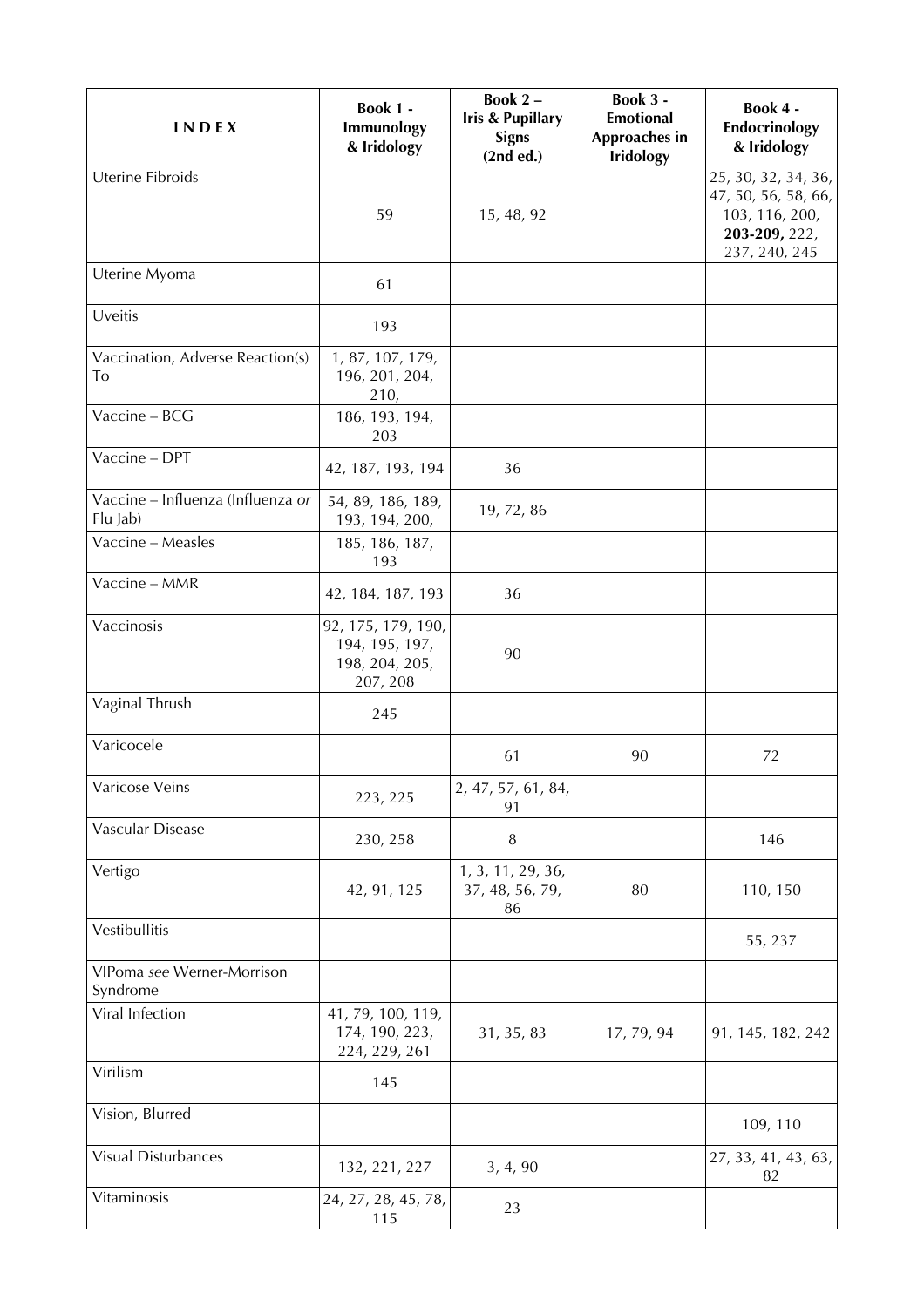| INDEX | Book 1 - Immunology & Iridology | Book 2 – Iris & Pupillary Signs (2nd ed.) | Book 3 - Emotional Approaches in Iridology | Book 4 - Endocrinology & Iridology |
|---|---|---|---|---|
| Uterine Fibroids | 59 | 15, 48, 92 | | 25, 30, 32, 34, 36, 47, 50, 56, 58, 66, 103, 116, 200, **203-209,** 222, 237, 240, 245 |
| Uterine Myoma | 61 | | | |
| Uveitis | 193 | | | |
| Vaccination, Adverse Reaction(s) To | 1, 87, 107, 179, 196, 201, 204, 210, | | | |
| Vaccine – BCG | 186, 193, 194, 203 | | | |
| Vaccine – DPT | 42, 187, 193, 194 | 36 | | |
| Vaccine – Influenza (Influenza *or* Flu Jab) | 54, 89, 186, 189, 193, 194, 200, | 19, 72, 86 | | |
| Vaccine – Measles | 185, 186, 187, 193 | | | |
| Vaccine – MMR | 42, 184, 187, 193 | 36 | | |
| Vaccinosis | 92, 175, 179, 190, 194, 195, 197, 198, 204, 205, 207, 208 | 90 | | |
| Vaginal Thrush | 245 | | | |
| Varicocele | | 61 | 90 | 72 |
| Varicose Veins | 223, 225 | 2, 47, 57, 61, 84, 91 | | |
| Vascular Disease | 230, 258 | 8 | | 146 |
| Vertigo | 42, 91, 125 | 1, 3, 11, 29, 36, 37, 48, 56, 79, 86 | 80 | 110, 150 |
| Vestibullitis | | | | 55, 237 |
| VIPoma *see* Werner-Morrison Syndrome | | | | |
| Viral Infection | 41, 79, 100, 119, 174, 190, 223, 224, 229, 261 | 31, 35, 83 | 17, 79, 94 | 91, 145, 182, 242 |
| Virilism | 145 | | | |
| Vision, Blurred | | | | 109, 110 |
| Visual Disturbances | 132, 221, 227 | 3, 4, 90 | | 27, 33, 41, 43, 63, 82 |
| Vitaminosis | 24, 27, 28, 45, 78, 115 | 23 | | |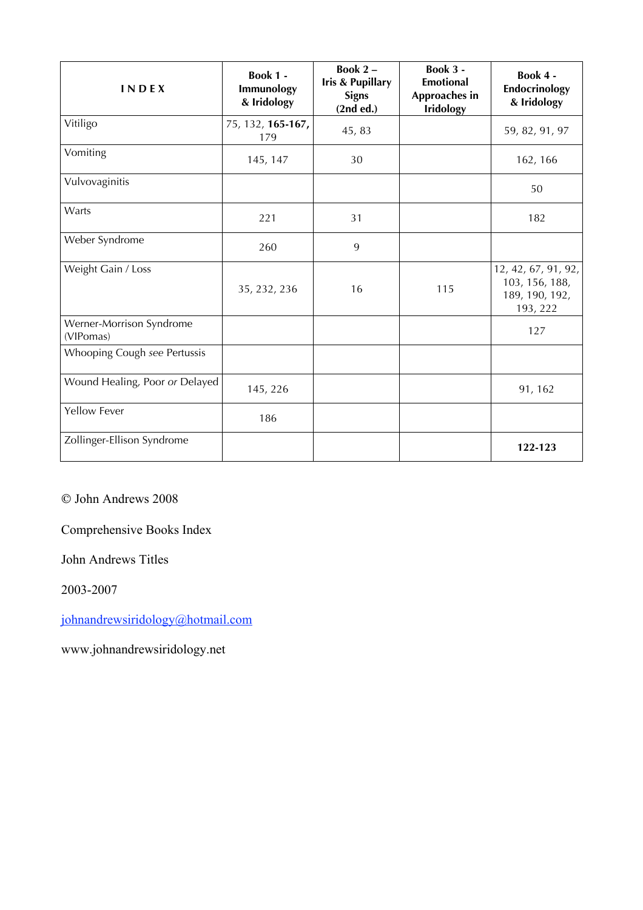| I N D E X | Book 1 - Immunology & Iridology | Book 2 – Iris & Pupillary Signs (2nd ed.) | Book 3 - Emotional Approaches in Iridology | Book 4 - Endocrinology & Iridology |
|---|---|---|---|---|
| Vitiligo | 75, 132, **165-167,** 179 | 45, 83 | | 59, 82, 91, 97 |
| Vomiting | 145, 147 | 30 | | 162, 166 |
| Vulvovaginitis | | | | 50 |
| Warts | 221 | 31 | | 182 |
| Weber Syndrome | 260 | 9 | | |
| Weight Gain / Loss | 35, 232, 236 | 16 | 115 | 12, 42, 67, 91, 92, 103, 156, 188, 189, 190, 192, 193, 222 |
| Werner-Morrison Syndrome (VIPomas) | | | | 127 |
| Whooping Cough *see* Pertussis | | | | |
| Wound Healing, Poor *or* Delayed | 145, 226 | | | 91, 162 |
| Yellow Fever | 186 | | | |
| Zollinger-Ellison Syndrome | | | | **122-123** |

© John Andrews 2008

Comprehensive Books Index

John Andrews Titles

2003-2007

johnandrewsiridology@hotmail.com

www.johnandrewsiridology.net